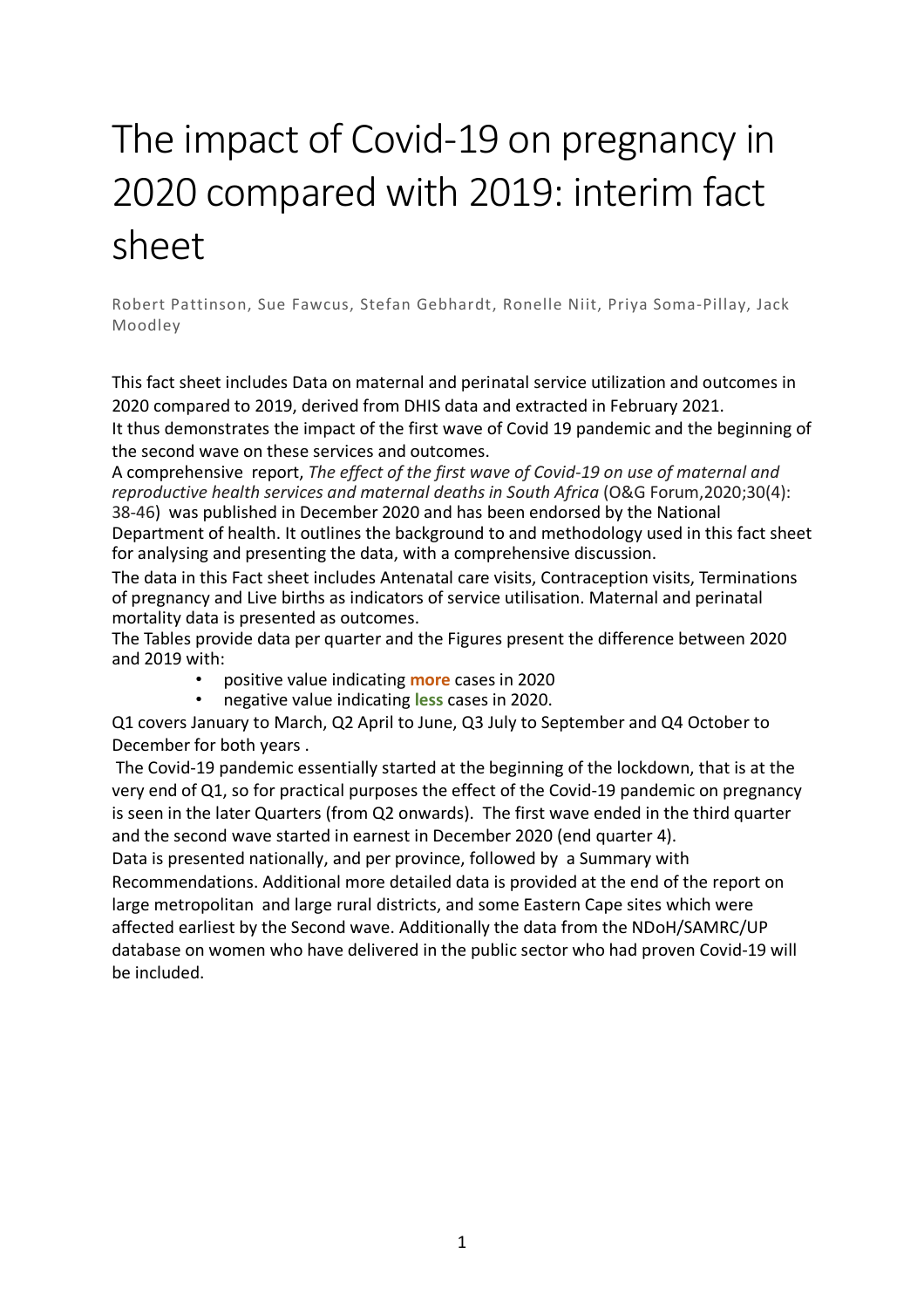# The impact of Covid-19 on pregnancy in 2020 compared with 2019: interim fact sheet

Robert Pattinson, Sue Fawcus, Stefan Gebhardt, Ronelle Niit, Priya Soma-Pillay, Jack Moodley

This fact sheet includes Data on maternal and perinatal service utilization and outcomes in 2020 compared to 2019, derived from DHIS data and extracted in February 2021.

It thus demonstrates the impact of the first wave of Covid 19 pandemic and the beginning of the second wave on these services and outcomes.

A comprehensive report, *The effect of the first wave of Covid-19 on use of maternal and reproductive health services and maternal deaths in South Africa* (O&G Forum,2020;30(4): 38-46) was published in December 2020 and has been endorsed by the National Department of health. It outlines the background to and methodology used in this fact sheet for analysing and presenting the data, with a comprehensive discussion.

The data in this Fact sheet includes Antenatal care visits, Contraception visits, Terminations of pregnancy and Live births as indicators of service utilisation. Maternal and perinatal mortality data is presented as outcomes.

The Tables provide data per quarter and the Figures present the difference between 2020 and 2019 with:

- positive value indicating **more** cases in 2020
- negative value indicating **less** cases in 2020.

Q1 covers January to March, Q2 April to June, Q3 July to September and Q4 October to December for both years .

The Covid-19 pandemic essentially started at the beginning of the lockdown, that is at the very end of Q1, so for practical purposes the effect of the Covid-19 pandemic on pregnancy is seen in the later Quarters (from Q2 onwards). The first wave ended in the third quarter and the second wave started in earnest in December 2020 (end quarter 4).

Data is presented nationally, and per province, followed by a Summary with Recommendations. Additional more detailed data is provided at the end of the report on large metropolitan and large rural districts, and some Eastern Cape sites which were affected earliest by the Second wave. Additionally the data from the NDoH/SAMRC/UP database on women who have delivered in the public sector who had proven Covid-19 will be included.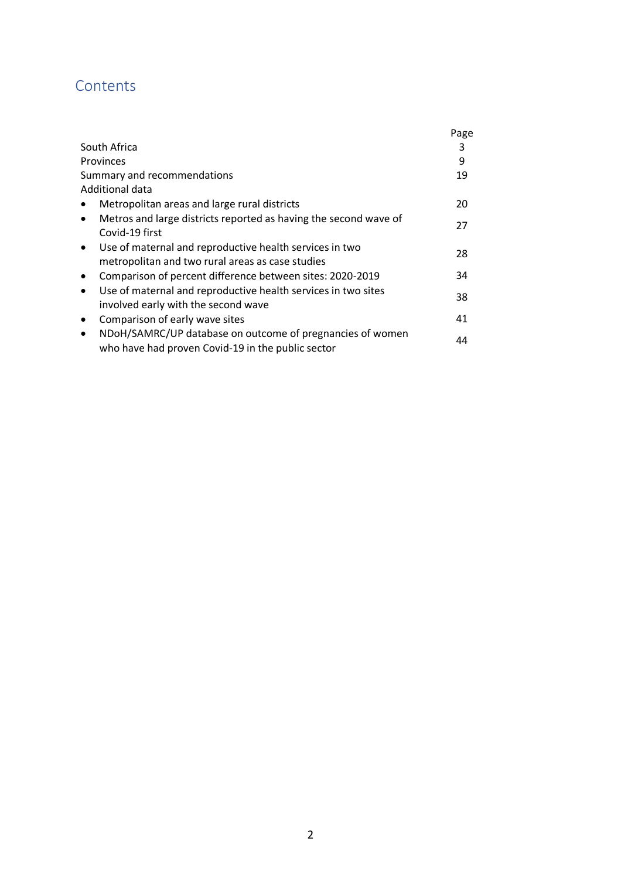# Contents

| | Page |
|---|---|
| South Africa | 3 |
| Provinces | 9 |
| Summary and recommendations | 19 |
| Additional data | |
| • Metropolitan areas and large rural districts | 20 |
| • Metros and large districts reported as having the second wave of Covid-19 first | 27 |
| • Use of maternal and reproductive health services in two metropolitan and two rural areas as case studies | 28 |
| • Comparison of percent difference between sites: 2020-2019 | 34 |
| • Use of maternal and reproductive health services in two sites involved early with the second wave | 38 |
| • Comparison of early wave sites | 41 |
| • NDoH/SAMRC/UP database on outcome of pregnancies of women who have had proven Covid-19 in the public sector | 44 |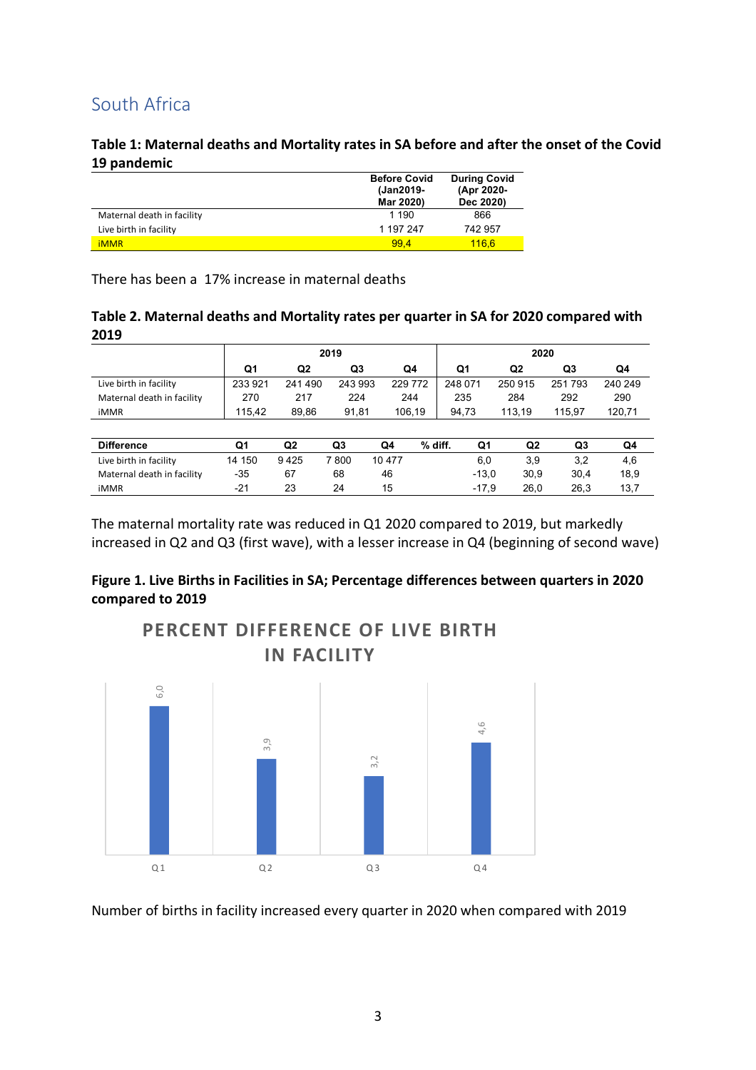## South Africa

**Table 1: Maternal deaths and Mortality rates in SA before and after the onset of the Covid 19 pandemic**

| | Before Covid (Jan2019-Mar 2020) | During Covid (Apr 2020-Dec 2020) |
|---|---|---|
| Maternal death in facility | 1 190 | 866 |
| Live birth in facility | 1 197 247 | 742 957 |
| iMMR | 99,4 | 116,6 |

There has been a 17% increase in maternal deaths

**Table 2. Maternal deaths and Mortality rates per quarter in SA for 2020 compared with 2019**

| | 2019 | | | | 2020 | | | |
|---|---|---|---|---|---|---|---|---|
| | Q1 | Q2 | Q3 | Q4 | Q1 | Q2 | Q3 | Q4 |
| Live birth in facility | 233 921 | 241 490 | 243 993 | 229 772 | 248 071 | 250 915 | 251 793 | 240 249 |
| Maternal death in facility | 270 | 217 | 224 | 244 | 235 | 284 | 292 | 290 |
| iMMR | 115,42 | 89,86 | 91,81 | 106,19 | 94,73 | 113,19 | 115,97 | 120,71 |

| Difference | Q1 | Q2 | Q3 | Q4 | % diff. | Q1 | Q2 | Q3 | Q4 |
|---|---|---|---|---|---|---|---|---|---|
| Live birth in facility | 14 150 | 9 425 | 7 800 | 10 477 | | 6,0 | 3,9 | 3,2 | 4,6 |
| Maternal death in facility | -35 | 67 | 68 | 46 | | -13,0 | 30,9 | 30,4 | 18,9 |
| iMMR | -21 | 23 | 24 | 15 | | -17,9 | 26,0 | 26,3 | 13,7 |

The maternal mortality rate was reduced in Q1 2020 compared to 2019, but markedly increased in Q2 and Q3 (first wave), with a lesser increase in Q4 (beginning of second wave)

**Figure 1. Live Births in Facilities in SA; Percentage differences between quarters in 2020 compared to 2019**

Number of births in facility increased every quarter in 2020 when compared with 2019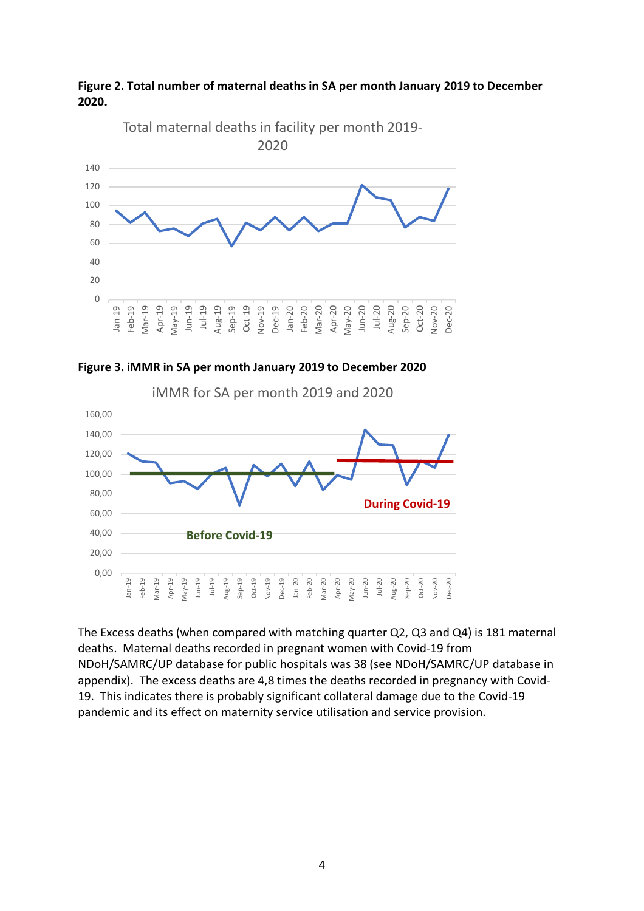**Figure 2. Total number of maternal deaths in SA per month January 2019 to December 2020.**

**Figure 3. iMMR in SA per month January 2019 to December 2020**

The Excess deaths (when compared with matching quarter Q2, Q3 and Q4) is 181 maternal deaths. Maternal deaths recorded in pregnant women with Covid-19 from NDoH/SAMRC/UP database for public hospitals was 38 (see NDoH/SAMRC/UP database in appendix). The excess deaths are 4,8 times the deaths recorded in pregnancy with Covid-19. This indicates there is probably significant collateral damage due to the Covid-19 pandemic and its effect on maternity service utilisation and service provision.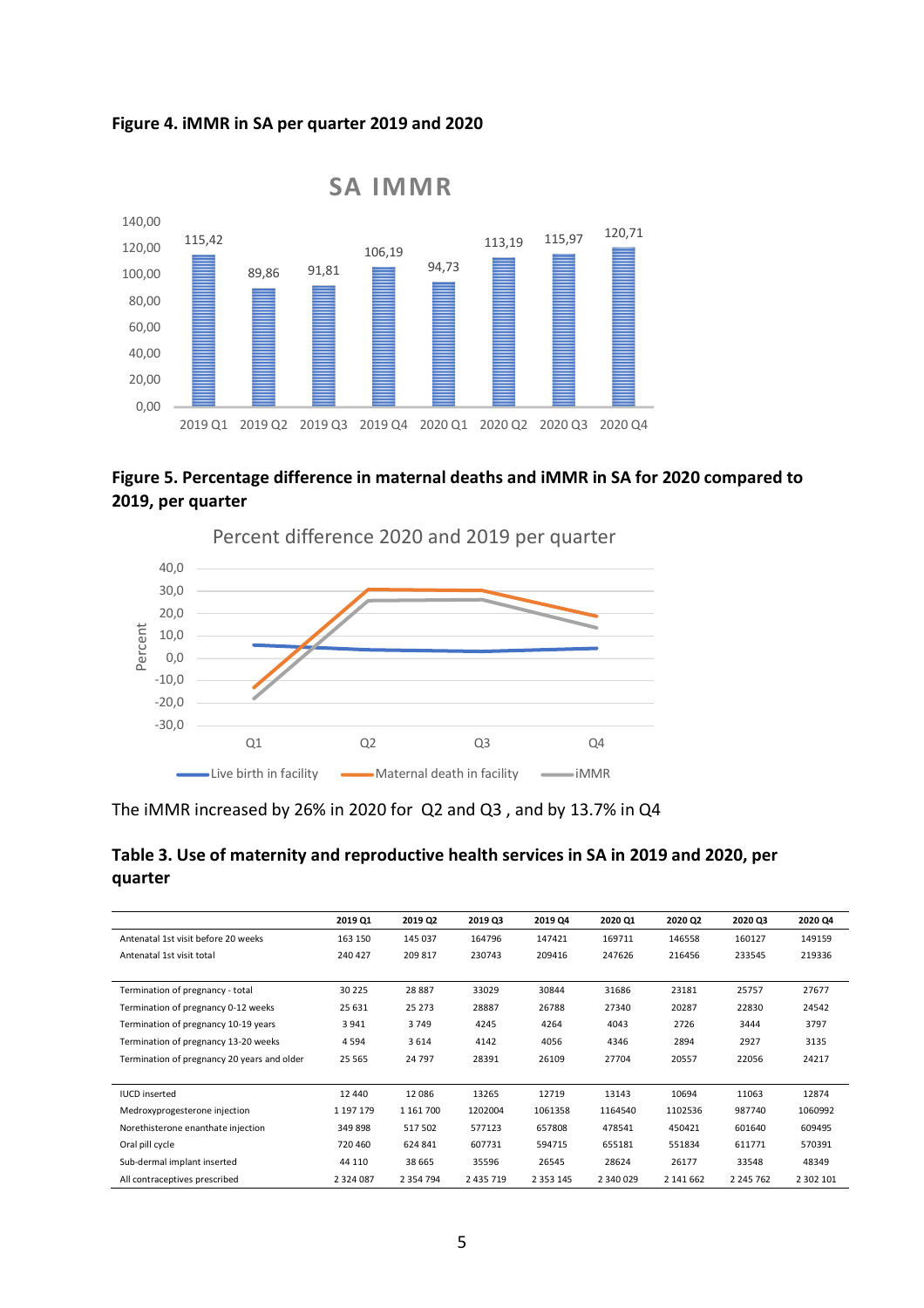**Figure 4. iMMR in SA per quarter 2019 and 2020**

**Figure 5. Percentage difference in maternal deaths and iMMR in SA for 2020 compared to 2019, per quarter**

The iMMR increased by 26% in 2020 for Q2 and Q3 , and by 13.7% in Q4

**Table 3. Use of maternity and reproductive health services in SA in 2019 and 2020, per quarter**

| | 2019 Q1 | 2019 Q2 | 2019 Q3 | 2019 Q4 | 2020 Q1 | 2020 Q2 | 2020 Q3 | 2020 Q4 |
|---|---|---|---|---|---|---|---|---|
| Antenatal 1st visit before 20 weeks | 163 150 | 145 037 | 164796 | 147421 | 169711 | 146558 | 160127 | 149159 |
| Antenatal 1st visit total | 240 427 | 209 817 | 230743 | 209416 | 247626 | 216456 | 233545 | 219336 |
| | | | | | | | | |
| Termination of pregnancy - total | 30 225 | 28 887 | 33029 | 30844 | 31686 | 23181 | 25757 | 27677 |
| Termination of pregnancy 0-12 weeks | 25 631 | 25 273 | 28887 | 26788 | 27340 | 20287 | 22830 | 24542 |
| Termination of pregnancy 10-19 years | 3 941 | 3 749 | 4245 | 4264 | 4043 | 2726 | 3444 | 3797 |
| Termination of pregnancy 13-20 weeks | 4 594 | 3 614 | 4142 | 4056 | 4346 | 2894 | 2927 | 3135 |
| Termination of pregnancy 20 years and older | 25 565 | 24 797 | 28391 | 26109 | 27704 | 20557 | 22056 | 24217 |
| | | | | | | | | |
| IUCD inserted | 12 440 | 12 086 | 13265 | 12719 | 13143 | 10694 | 11063 | 12874 |
| Medroxyprogesterone injection | 1 197 179 | 1 161 700 | 1202004 | 1061358 | 1164540 | 1102536 | 987740 | 1060992 |
| Norethisterone enanthate injection | 349 898 | 517 502 | 577123 | 657808 | 478541 | 450421 | 601640 | 609495 |
| Oral pill cycle | 720 460 | 624 841 | 607731 | 594715 | 655181 | 551834 | 611771 | 570391 |
| Sub-dermal implant inserted | 44 110 | 38 665 | 35596 | 26545 | 28624 | 26177 | 33548 | 48349 |
| All contraceptives prescribed | 2 324 087 | 2 354 794 | 2 435 719 | 2 353 145 | 2 340 029 | 2 141 662 | 2 245 762 | 2 302 101 |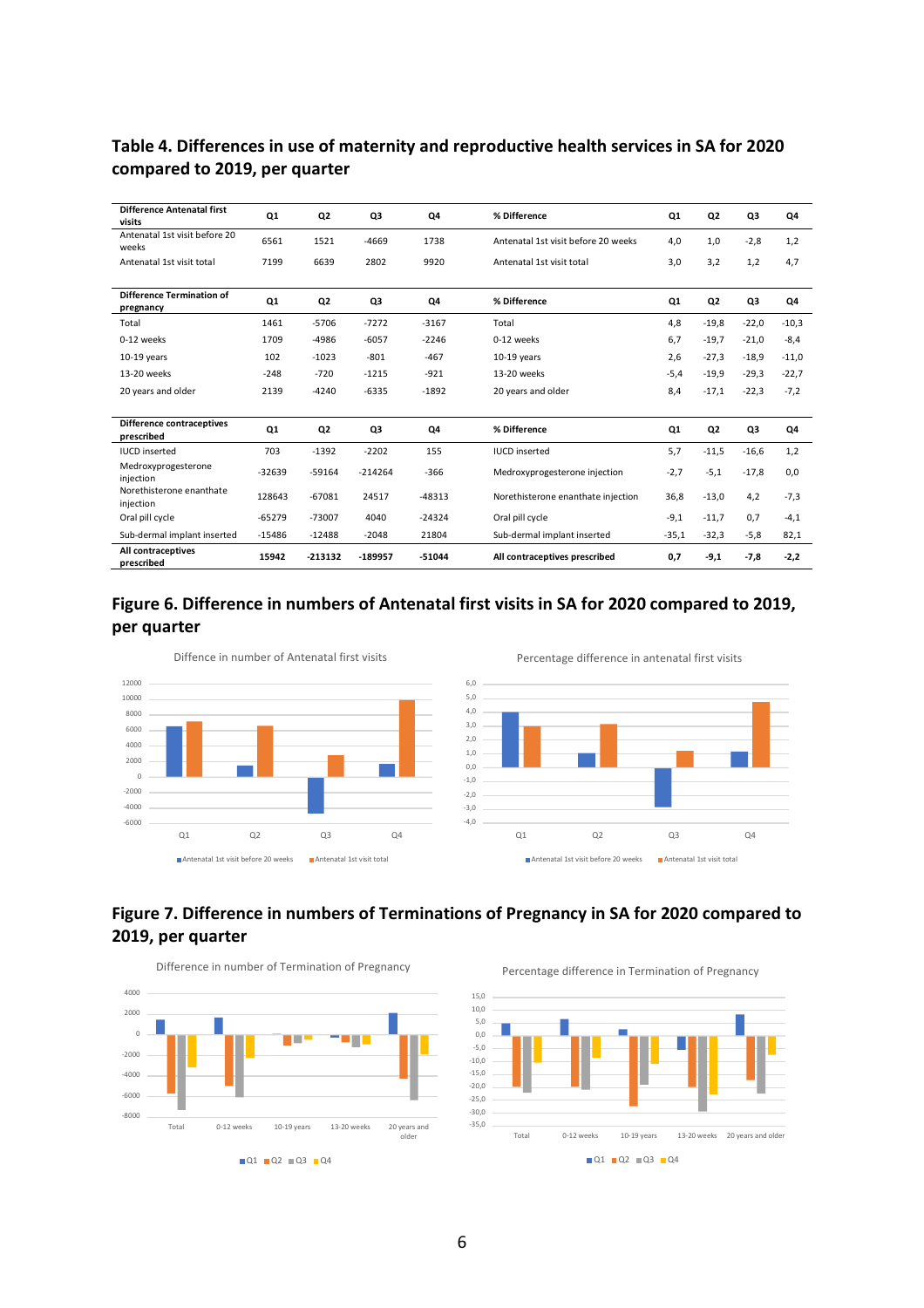## Table 4. Differences in use of maternity and reproductive health services in SA for 2020 compared to 2019, per quarter

| Difference Antenatal first visits | Q1 | Q2 | Q3 | Q4 | % Difference | Q1 | Q2 | Q3 | Q4 |
|---|---|---|---|---|---|---|---|---|---|
| Antenatal 1st visit before 20 weeks | 6561 | 1521 | -4669 | 1738 | Antenatal 1st visit before 20 weeks | 4,0 | 1,0 | -2,8 | 1,2 |
| Antenatal 1st visit total | 7199 | 6639 | 2802 | 9920 | Antenatal 1st visit total | 3,0 | 3,2 | 1,2 | 4,7 |

| Difference Termination of pregnancy | Q1 | Q2 | Q3 | Q4 | % Difference | Q1 | Q2 | Q3 | Q4 |
|---|---|---|---|---|---|---|---|---|---|
| Total | 1461 | -5706 | -7272 | -3167 | Total | 4,8 | -19,8 | -22,0 | -10,3 |
| 0-12 weeks | 1709 | -4986 | -6057 | -2246 | 0-12 weeks | 6,7 | -19,7 | -21,0 | -8,4 |
| 10-19 years | 102 | -1023 | -801 | -467 | 10-19 years | 2,6 | -27,3 | -18,9 | -11,0 |
| 13-20 weeks | -248 | -720 | -1215 | -921 | 13-20 weeks | -5,4 | -19,9 | -29,3 | -22,7 |
| 20 years and older | 2139 | -4240 | -6335 | -1892 | 20 years and older | 8,4 | -17,1 | -22,3 | -7,2 |

| Difference contraceptives prescribed | Q1 | Q2 | Q3 | Q4 | % Difference | Q1 | Q2 | Q3 | Q4 |
|---|---|---|---|---|---|---|---|---|---|
| IUCD inserted | 703 | -1392 | -2202 | 155 | IUCD inserted | 5,7 | -11,5 | -16,6 | 1,2 |
| Medroxyprogesterone injection | -32639 | -59164 | -214264 | -366 | Medroxyprogesterone injection | -2,7 | -5,1 | -17,8 | 0,0 |
| Norethisterone enanthate injection | 128643 | -67081 | 24517 | -48313 | Norethisterone enanthate injection | 36,8 | -13,0 | 4,2 | -7,3 |
| Oral pill cycle | -65279 | -73007 | 4040 | -24324 | Oral pill cycle | -9,1 | -11,7 | 0,7 | -4,1 |
| Sub-dermal implant inserted | -15486 | -12488 | -2048 | 21804 | Sub-dermal implant inserted | -35,1 | -32,3 | -5,8 | 82,1 |
| **All contraceptives prescribed** | **15942** | **-213132** | **-189957** | **-51044** | **All contraceptives prescribed** | **0,7** | **-9,1** | **-7,8** | **-2,2** |

## Figure 6. Difference in numbers of Antenatal first visits in SA for 2020 compared to 2019, per quarter

## Figure 7. Difference in numbers of Terminations of Pregnancy in SA for 2020 compared to 2019, per quarter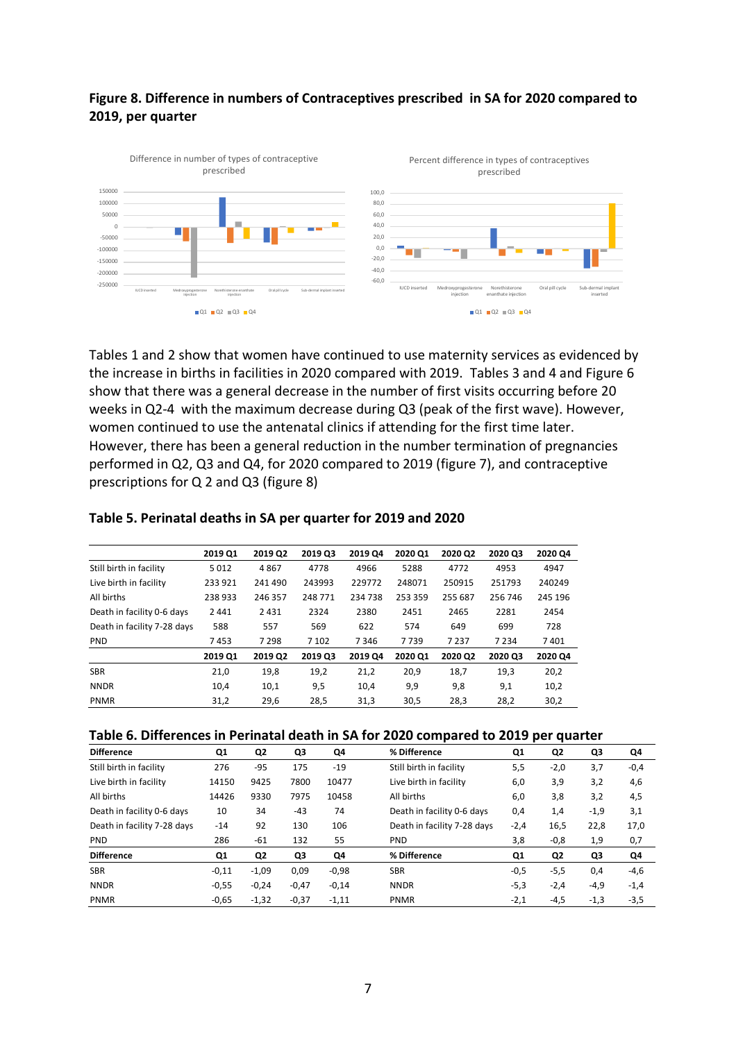**Figure 8. Difference in numbers of Contraceptives prescribed in SA for 2020 compared to 2019, per quarter**

Tables 1 and 2 show that women have continued to use maternity services as evidenced by the increase in births in facilities in 2020 compared with 2019. Tables 3 and 4 and Figure 6 show that there was a general decrease in the number of first visits occurring before 20 weeks in Q2-4 with the maximum decrease during Q3 (peak of the first wave). However, women continued to use the antenatal clinics if attending for the first time later. However, there has been a general reduction in the number termination of pregnancies performed in Q2, Q3 and Q4, for 2020 compared to 2019 (figure 7), and contraceptive prescriptions for Q 2 and Q3 (figure 8)

**Table 5. Perinatal deaths in SA per quarter for 2019 and 2020**

| | 2019 Q1 | 2019 Q2 | 2019 Q3 | 2019 Q4 | 2020 Q1 | 2020 Q2 | 2020 Q3 | 2020 Q4 |
|---|---|---|---|---|---|---|---|---|
| Still birth in facility | 5 012 | 4 867 | 4778 | 4966 | 5288 | 4772 | 4953 | 4947 |
| Live birth in facility | 233 921 | 241 490 | 243993 | 229772 | 248071 | 250915 | 251793 | 240249 |
| All births | 238 933 | 246 357 | 248 771 | 234 738 | 253 359 | 255 687 | 256 746 | 245 196 |
| Death in facility 0-6 days | 2 441 | 2 431 | 2324 | 2380 | 2451 | 2465 | 2281 | 2454 |
| Death in facility 7-28 days | 588 | 557 | 569 | 622 | 574 | 649 | 699 | 728 |
| PND | 7 453 | 7 298 | 7 102 | 7 346 | 7 739 | 7 237 | 7 234 | 7 401 |
| | **2019 Q1** | **2019 Q2** | **2019 Q3** | **2019 Q4** | **2020 Q1** | **2020 Q2** | **2020 Q3** | **2020 Q4** |
| SBR | 21,0 | 19,8 | 19,2 | 21,2 | 20,9 | 18,7 | 19,3 | 20,2 |
| NNDR | 10,4 | 10,1 | 9,5 | 10,4 | 9,9 | 9,8 | 9,1 | 10,2 |
| PNMR | 31,2 | 29,6 | 28,5 | 31,3 | 30,5 | 28,3 | 28,2 | 30,2 |

**Table 6. Differences in Perinatal death in SA for 2020 compared to 2019 per quarter**

| Difference | Q1 | Q2 | Q3 | Q4 | % Difference | Q1 | Q2 | Q3 | Q4 |
|---|---|---|---|---|---|---|---|---|---|
| Still birth in facility | 276 | -95 | 175 | -19 | Still birth in facility | 5,5 | -2,0 | 3,7 | -0,4 |
| Live birth in facility | 14150 | 9425 | 7800 | 10477 | Live birth in facility | 6,0 | 3,9 | 3,2 | 4,6 |
| All births | 14426 | 9330 | 7975 | 10458 | All births | 6,0 | 3,8 | 3,2 | 4,5 |
| Death in facility 0-6 days | 10 | 34 | -43 | 74 | Death in facility 0-6 days | 0,4 | 1,4 | -1,9 | 3,1 |
| Death in facility 7-28 days | -14 | 92 | 130 | 106 | Death in facility 7-28 days | -2,4 | 16,5 | 22,8 | 17,0 |
| PND | 286 | -61 | 132 | 55 | PND | 3,8 | -0,8 | 1,9 | 0,7 |
| **Difference** | **Q1** | **Q2** | **Q3** | **Q4** | **% Difference** | **Q1** | **Q2** | **Q3** | **Q4** |
| SBR | -0,11 | -1,09 | 0,09 | -0,98 | SBR | -0,5 | -5,5 | 0,4 | -4,6 |
| NNDR | -0,55 | -0,24 | -0,47 | -0,14 | NNDR | -5,3 | -2,4 | -4,9 | -1,4 |
| PNMR | -0,65 | -1,32 | -0,37 | -1,11 | PNMR | -2,1 | -4,5 | -1,3 | -3,5 |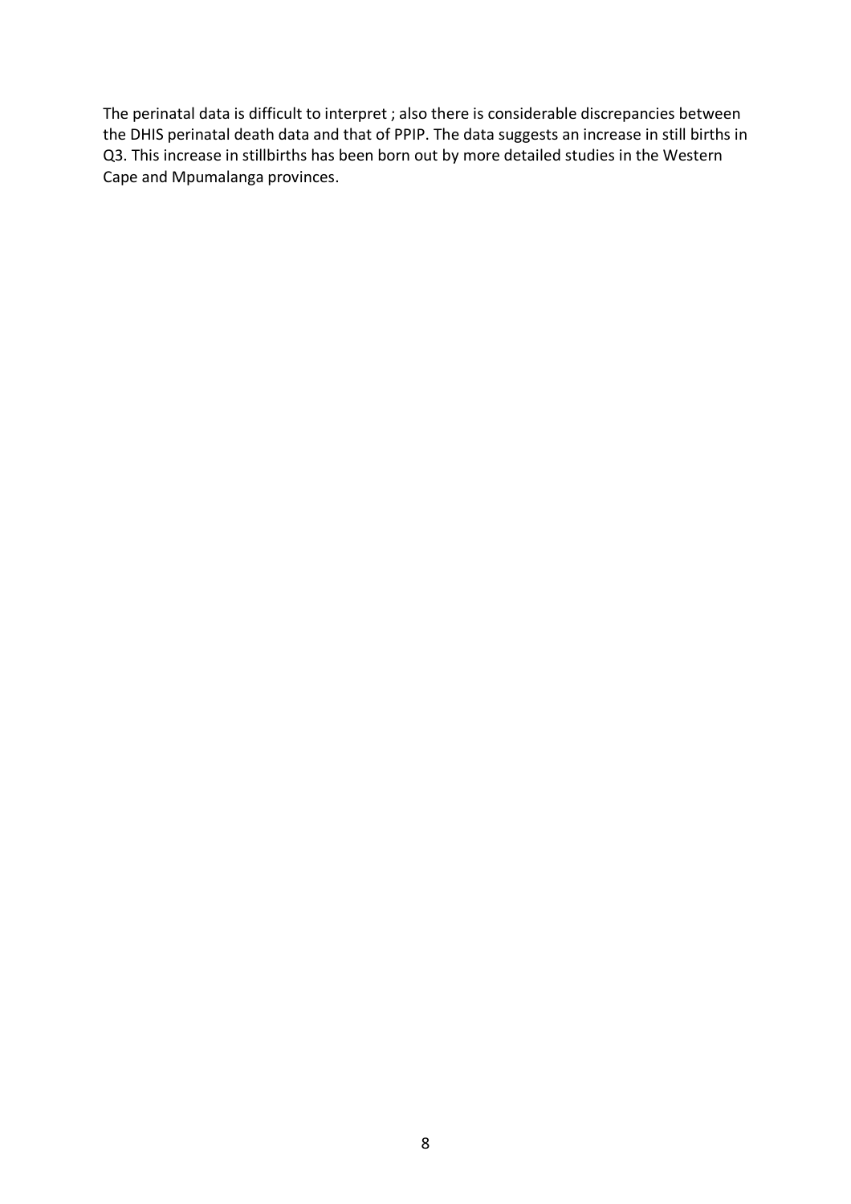The perinatal data is difficult to interpret ; also there is considerable discrepancies between the DHIS perinatal death data and that of PPIP. The data suggests an increase in still births in Q3. This increase in stillbirths has been born out by more detailed studies in the Western Cape and Mpumalanga provinces.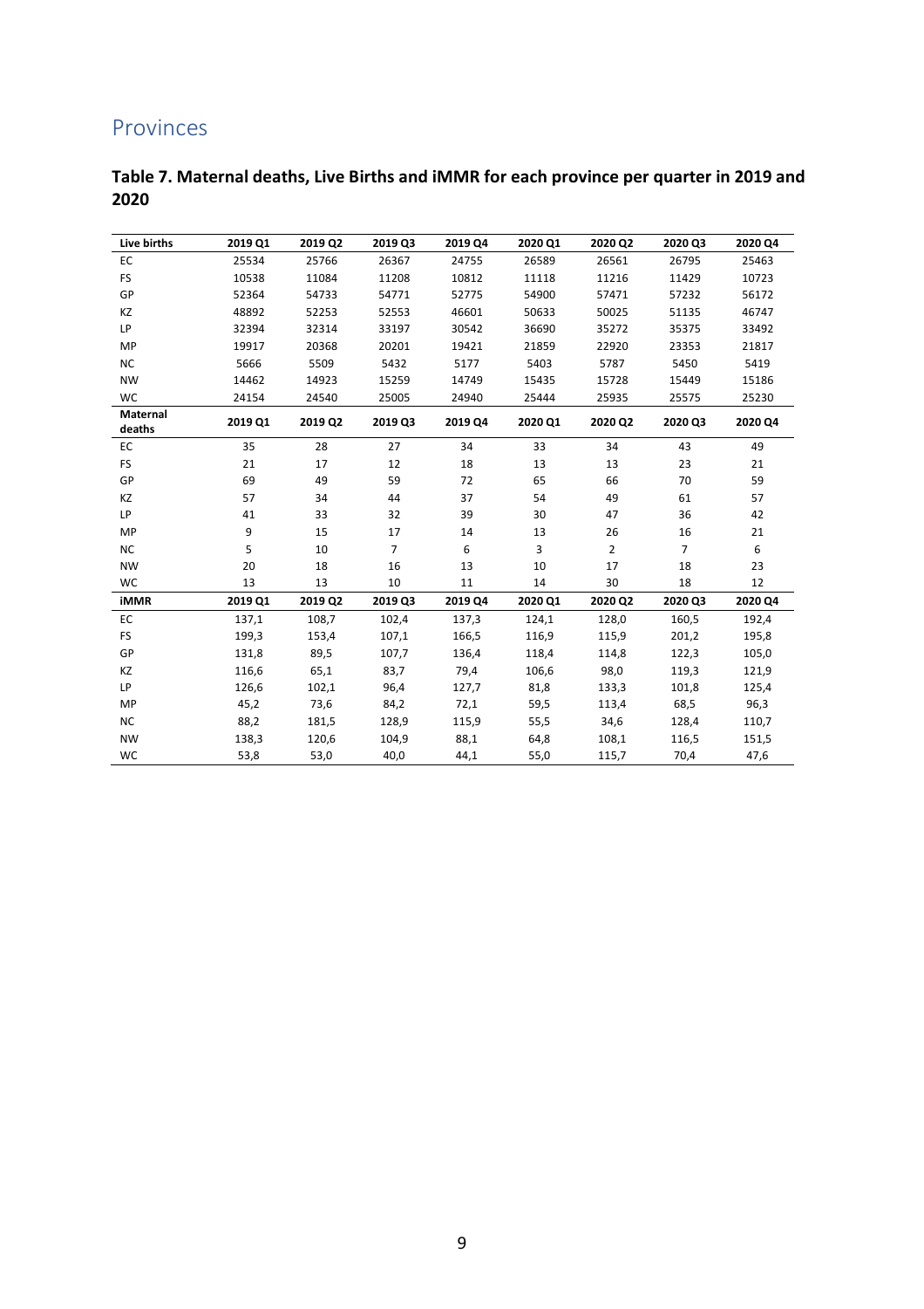## Provinces

**Table 7. Maternal deaths, Live Births and iMMR for each province per quarter in 2019 and 2020**

| Live births | 2019 Q1 | 2019 Q2 | 2019 Q3 | 2019 Q4 | 2020 Q1 | 2020 Q2 | 2020 Q3 | 2020 Q4 |
|---|---|---|---|---|---|---|---|---|
| EC | 25534 | 25766 | 26367 | 24755 | 26589 | 26561 | 26795 | 25463 |
| FS | 10538 | 11084 | 11208 | 10812 | 11118 | 11216 | 11429 | 10723 |
| GP | 52364 | 54733 | 54771 | 52775 | 54900 | 57471 | 57232 | 56172 |
| KZ | 48892 | 52253 | 52553 | 46601 | 50633 | 50025 | 51135 | 46747 |
| LP | 32394 | 32314 | 33197 | 30542 | 36690 | 35272 | 35375 | 33492 |
| MP | 19917 | 20368 | 20201 | 19421 | 21859 | 22920 | 23353 | 21817 |
| NC | 5666 | 5509 | 5432 | 5177 | 5403 | 5787 | 5450 | 5419 |
| NW | 14462 | 14923 | 15259 | 14749 | 15435 | 15728 | 15449 | 15186 |
| WC | 24154 | 24540 | 25005 | 24940 | 25444 | 25935 | 25575 | 25230 |
| **Maternal deaths** | **2019 Q1** | **2019 Q2** | **2019 Q3** | **2019 Q4** | **2020 Q1** | **2020 Q2** | **2020 Q3** | **2020 Q4** |
| EC | 35 | 28 | 27 | 34 | 33 | 34 | 43 | 49 |
| FS | 21 | 17 | 12 | 18 | 13 | 13 | 23 | 21 |
| GP | 69 | 49 | 59 | 72 | 65 | 66 | 70 | 59 |
| KZ | 57 | 34 | 44 | 37 | 54 | 49 | 61 | 57 |
| LP | 41 | 33 | 32 | 39 | 30 | 47 | 36 | 42 |
| MP | 9 | 15 | 17 | 14 | 13 | 26 | 16 | 21 |
| NC | 5 | 10 | 7 | 6 | 3 | 2 | 7 | 6 |
| NW | 20 | 18 | 16 | 13 | 10 | 17 | 18 | 23 |
| WC | 13 | 13 | 10 | 11 | 14 | 30 | 18 | 12 |
| **iMMR** | **2019 Q1** | **2019 Q2** | **2019 Q3** | **2019 Q4** | **2020 Q1** | **2020 Q2** | **2020 Q3** | **2020 Q4** |
| EC | 137,1 | 108,7 | 102,4 | 137,3 | 124,1 | 128,0 | 160,5 | 192,4 |
| FS | 199,3 | 153,4 | 107,1 | 166,5 | 116,9 | 115,9 | 201,2 | 195,8 |
| GP | 131,8 | 89,5 | 107,7 | 136,4 | 118,4 | 114,8 | 122,3 | 105,0 |
| KZ | 116,6 | 65,1 | 83,7 | 79,4 | 106,6 | 98,0 | 119,3 | 121,9 |
| LP | 126,6 | 102,1 | 96,4 | 127,7 | 81,8 | 133,3 | 101,8 | 125,4 |
| MP | 45,2 | 73,6 | 84,2 | 72,1 | 59,5 | 113,4 | 68,5 | 96,3 |
| NC | 88,2 | 181,5 | 128,9 | 115,9 | 55,5 | 34,6 | 128,4 | 110,7 |
| NW | 138,3 | 120,6 | 104,9 | 88,1 | 64,8 | 108,1 | 116,5 | 151,5 |
| WC | 53,8 | 53,0 | 40,0 | 44,1 | 55,0 | 115,7 | 70,4 | 47,6 |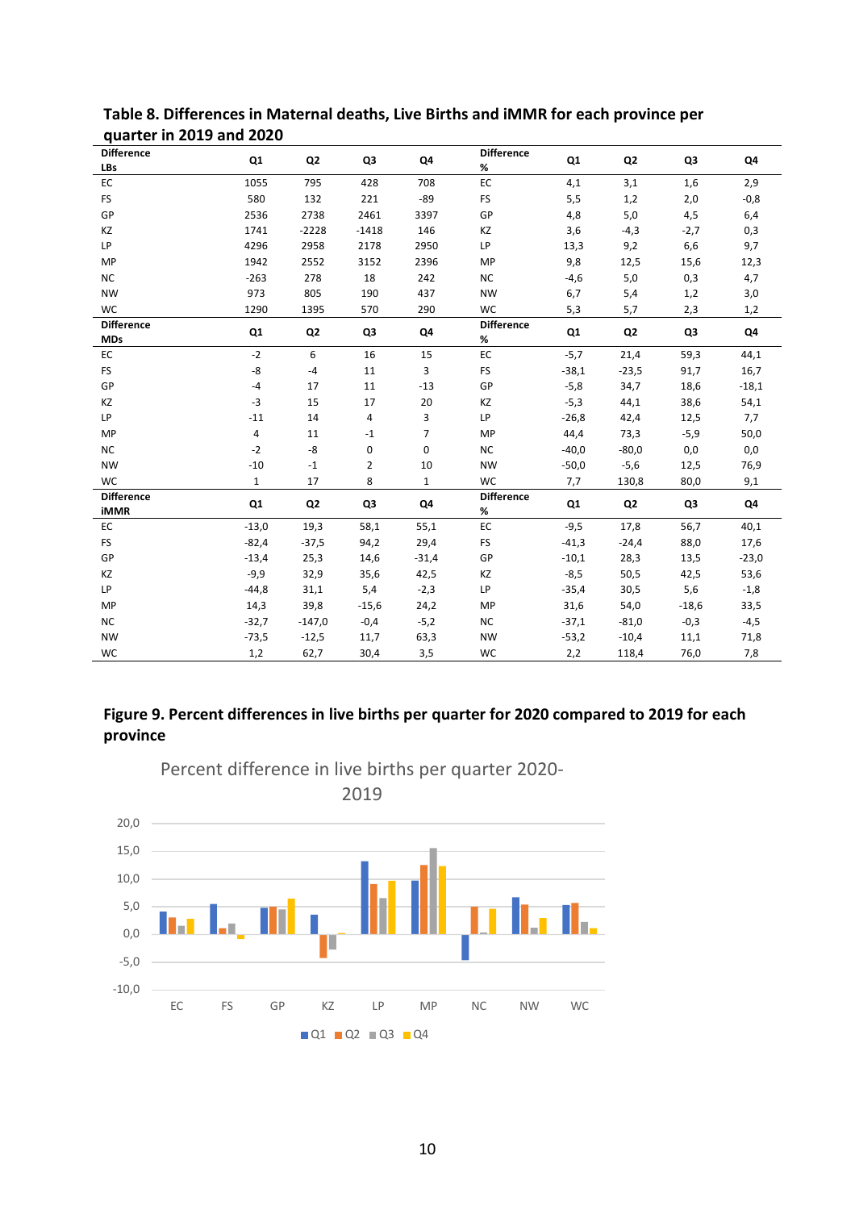**Table 8. Differences in Maternal deaths, Live Births and iMMR for each province per quarter in 2019 and 2020**

| Difference LBs | Q1 | Q2 | Q3 | Q4 | Difference % | Q1 | Q2 | Q3 | Q4 |
|---|---|---|---|---|---|---|---|---|---|
| EC | 1055 | 795 | 428 | 708 | EC | 4,1 | 3,1 | 1,6 | 2,9 |
| FS | 580 | 132 | 221 | -89 | FS | 5,5 | 1,2 | 2,0 | -0,8 |
| GP | 2536 | 2738 | 2461 | 3397 | GP | 4,8 | 5,0 | 4,5 | 6,4 |
| KZ | 1741 | -2228 | -1418 | 146 | KZ | 3,6 | -4,3 | -2,7 | 0,3 |
| LP | 4296 | 2958 | 2178 | 2950 | LP | 13,3 | 9,2 | 6,6 | 9,7 |
| MP | 1942 | 2552 | 3152 | 2396 | MP | 9,8 | 12,5 | 15,6 | 12,3 |
| NC | -263 | 278 | 18 | 242 | NC | -4,6 | 5,0 | 0,3 | 4,7 |
| NW | 973 | 805 | 190 | 437 | NW | 6,7 | 5,4 | 1,2 | 3,0 |
| WC | 1290 | 1395 | 570 | 290 | WC | 5,3 | 5,7 | 2,3 | 1,2 |
| **Difference MDs** | **Q1** | **Q2** | **Q3** | **Q4** | **Difference %** | **Q1** | **Q2** | **Q3** | **Q4** |
| EC | -2 | 6 | 16 | 15 | EC | -5,7 | 21,4 | 59,3 | 44,1 |
| FS | -8 | -4 | 11 | 3 | FS | -38,1 | -23,5 | 91,7 | 16,7 |
| GP | -4 | 17 | 11 | -13 | GP | -5,8 | 34,7 | 18,6 | -18,1 |
| KZ | -3 | 15 | 17 | 20 | KZ | -5,3 | 44,1 | 38,6 | 54,1 |
| LP | -11 | 14 | 4 | 3 | LP | -26,8 | 42,4 | 12,5 | 7,7 |
| MP | 4 | 11 | -1 | 7 | MP | 44,4 | 73,3 | -5,9 | 50,0 |
| NC | -2 | -8 | 0 | 0 | NC | -40,0 | -80,0 | 0,0 | 0,0 |
| NW | -10 | -1 | 2 | 10 | NW | -50,0 | -5,6 | 12,5 | 76,9 |
| WC | 1 | 17 | 8 | 1 | WC | 7,7 | 130,8 | 80,0 | 9,1 |
| **Difference iMMR** | **Q1** | **Q2** | **Q3** | **Q4** | **Difference %** | **Q1** | **Q2** | **Q3** | **Q4** |
| EC | -13,0 | 19,3 | 58,1 | 55,1 | EC | -9,5 | 17,8 | 56,7 | 40,1 |
| FS | -82,4 | -37,5 | 94,2 | 29,4 | FS | -41,3 | -24,4 | 88,0 | 17,6 |
| GP | -13,4 | 25,3 | 14,6 | -31,4 | GP | -10,1 | 28,3 | 13,5 | -23,0 |
| KZ | -9,9 | 32,9 | 35,6 | 42,5 | KZ | -8,5 | 50,5 | 42,5 | 53,6 |
| LP | -44,8 | 31,1 | 5,4 | -2,3 | LP | -35,4 | 30,5 | 5,6 | -1,8 |
| MP | 14,3 | 39,8 | -15,6 | 24,2 | MP | 31,6 | 54,0 | -18,6 | 33,5 |
| NC | -32,7 | -147,0 | -0,4 | -5,2 | NC | -37,1 | -81,0 | -0,3 | -4,5 |
| NW | -73,5 | -12,5 | 11,7 | 63,3 | NW | -53,2 | -10,4 | 11,1 | 71,8 |
| WC | 1,2 | 62,7 | 30,4 | 3,5 | WC | 2,2 | 118,4 | 76,0 | 7,8 |

**Figure 9. Percent differences in live births per quarter for 2020 compared to 2019 for each province**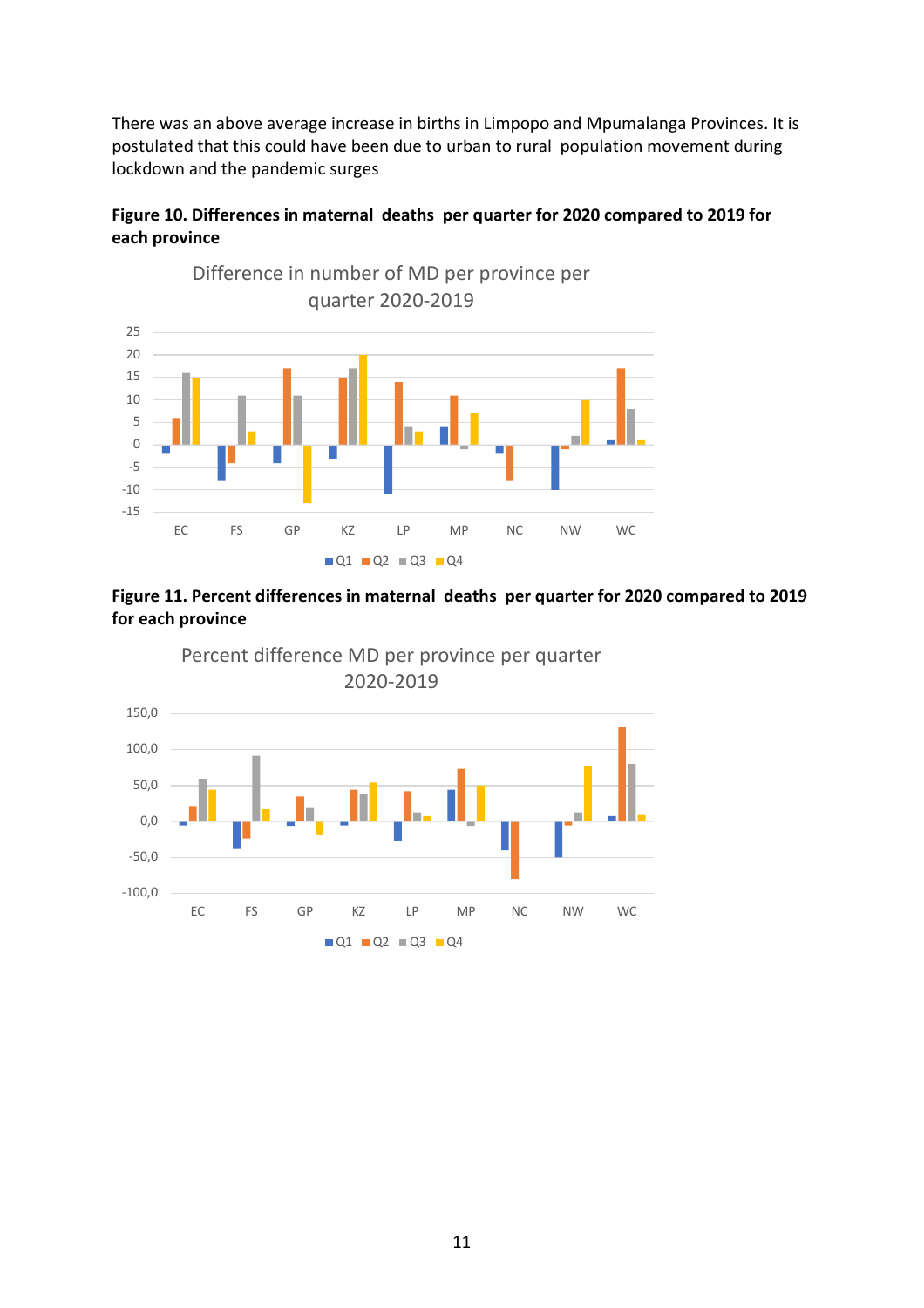There was an above average increase in births in Limpopo and Mpumalanga Provinces. It is postulated that this could have been due to urban to rural population movement during lockdown and the pandemic surges

**Figure 10. Differences in maternal deaths per quarter for 2020 compared to 2019 for each province**

**Figure 11. Percent differences in maternal deaths per quarter for 2020 compared to 2019 for each province**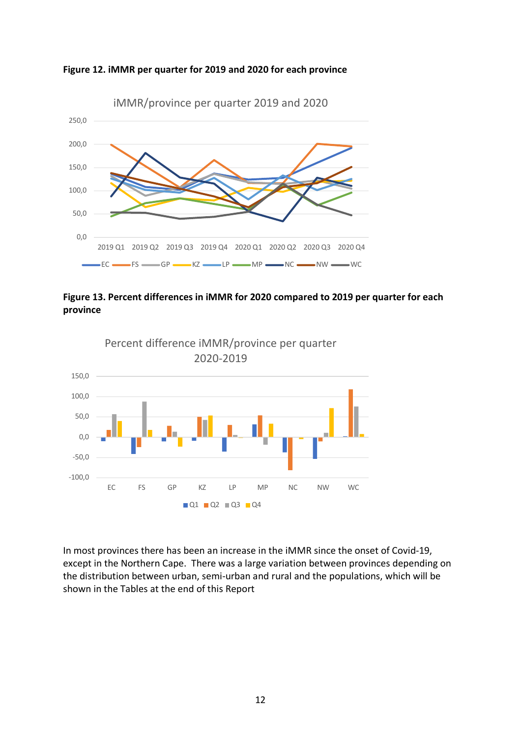**Figure 12. iMMR per quarter for 2019 and 2020 for each province**

**Figure 13. Percent differences in iMMR for 2020 compared to 2019 per quarter for each province**

In most provinces there has been an increase in the iMMR since the onset of Covid-19, except in the Northern Cape. There was a large variation between provinces depending on the distribution between urban, semi-urban and rural and the populations, which will be shown in the Tables at the end of this Report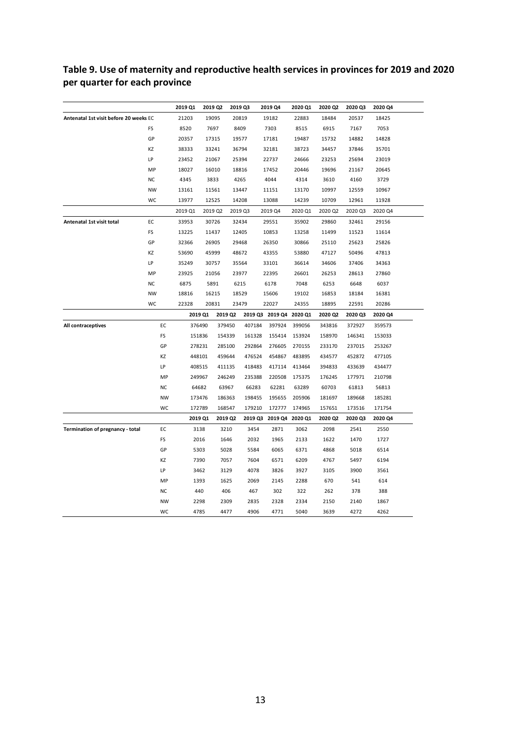## Table 9. Use of maternity and reproductive health services in provinces for 2019 and 2020 per quarter for each province

| | | 2019 Q1 | 2019 Q2 | 2019 Q3 | 2019 Q4 | 2020 Q1 | 2020 Q2 | 2020 Q3 | 2020 Q4 |
|---|---|---|---|---|---|---|---|---|---|
| Antenatal 1st visit before 20 weeks | EC | 21203 | 19095 | 20819 | 19182 | 22883 | 18484 | 20537 | 18425 |
| | FS | 8520 | 7697 | 8409 | 7303 | 8515 | 6915 | 7167 | 7053 |
| | GP | 20357 | 17315 | 19577 | 17181 | 19487 | 15732 | 14882 | 14828 |
| | KZ | 38333 | 33241 | 36794 | 32181 | 38723 | 34457 | 37846 | 35701 |
| | LP | 23452 | 21067 | 25394 | 22737 | 24666 | 23253 | 25694 | 23019 |
| | MP | 18027 | 16010 | 18816 | 17452 | 20446 | 19696 | 21167 | 20645 |
| | NC | 4345 | 3833 | 4265 | 4044 | 4314 | 3610 | 4160 | 3729 |
| | NW | 13161 | 11561 | 13447 | 11151 | 13170 | 10997 | 12559 | 10967 |
| | WC | 13977 | 12525 | 14208 | 13088 | 14239 | 10709 | 12961 | 11928 |
| | | 2019 Q1 | 2019 Q2 | 2019 Q3 | 2019 Q4 | 2020 Q1 | 2020 Q2 | 2020 Q3 | 2020 Q4 |
| Antenatal 1st visit total | EC | 33953 | 30726 | 32434 | 29551 | 35902 | 29860 | 32461 | 29156 |
| | FS | 13225 | 11437 | 12405 | 10853 | 13258 | 11499 | 11523 | 11614 |
| | GP | 32366 | 26905 | 29468 | 26350 | 30866 | 25110 | 25623 | 25826 |
| | KZ | 53690 | 45999 | 48672 | 43355 | 53880 | 47127 | 50496 | 47813 |
| | LP | 35249 | 30757 | 35564 | 33101 | 36614 | 34606 | 37406 | 34363 |
| | MP | 23925 | 21056 | 23977 | 22395 | 26601 | 26253 | 28613 | 27860 |
| | NC | 6875 | 5891 | 6215 | 6178 | 7048 | 6253 | 6648 | 6037 |
| | NW | 18816 | 16215 | 18529 | 15606 | 19102 | 16853 | 18184 | 16381 |
| | WC | 22328 | 20831 | 23479 | 22027 | 24355 | 18895 | 22591 | 20286 |
| | | 2019 Q1 | 2019 Q2 | 2019 Q3 | 2019 Q4 | 2020 Q1 | 2020 Q2 | 2020 Q3 | 2020 Q4 |
| All contraceptives | EC | 376490 | 379450 | 407184 | 397924 | 399056 | 343816 | 372927 | 359573 |
| | FS | 151836 | 154339 | 161328 | 155414 | 153924 | 158970 | 146341 | 153033 |
| | GP | 278231 | 285100 | 292864 | 276605 | 270155 | 233170 | 237015 | 253267 |
| | KZ | 448101 | 459644 | 476524 | 454867 | 483895 | 434577 | 452872 | 477105 |
| | LP | 408515 | 411135 | 418483 | 417114 | 413464 | 394833 | 433639 | 434477 |
| | MP | 249967 | 246249 | 235388 | 220508 | 175375 | 176245 | 177971 | 210798 |
| | NC | 64682 | 63967 | 66283 | 62281 | 63289 | 60703 | 61813 | 56813 |
| | NW | 173476 | 186363 | 198455 | 195655 | 205906 | 181697 | 189668 | 185281 |
| | WC | 172789 | 168547 | 179210 | 172777 | 174965 | 157651 | 173516 | 171754 |
| | | 2019 Q1 | 2019 Q2 | 2019 Q3 | 2019 Q4 | 2020 Q1 | 2020 Q2 | 2020 Q3 | 2020 Q4 |
| Termination of pregnancy - total | EC | 3138 | 3210 | 3454 | 2871 | 3062 | 2098 | 2541 | 2550 |
| | FS | 2016 | 1646 | 2032 | 1965 | 2133 | 1622 | 1470 | 1727 |
| | GP | 5303 | 5028 | 5584 | 6065 | 6371 | 4868 | 5018 | 6514 |
| | KZ | 7390 | 7057 | 7604 | 6571 | 6209 | 4767 | 5497 | 6194 |
| | LP | 3462 | 3129 | 4078 | 3826 | 3927 | 3105 | 3900 | 3561 |
| | MP | 1393 | 1625 | 2069 | 2145 | 2288 | 670 | 541 | 614 |
| | NC | 440 | 406 | 467 | 302 | 322 | 262 | 378 | 388 |
| | NW | 2298 | 2309 | 2835 | 2328 | 2334 | 2150 | 2140 | 1867 |
| | WC | 4785 | 4477 | 4906 | 4771 | 5040 | 3639 | 4272 | 4262 |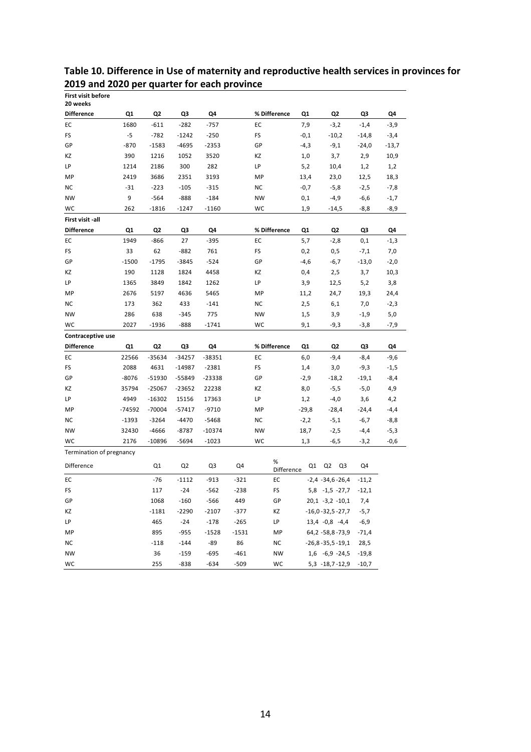# Table 10. Difference in Use of maternity and reproductive health services in provinces for 2019 and 2020 per quarter for each province

**First visit before 20 weeks**

| Difference | Q1 | Q2 | Q3 | Q4 | % Difference | Q1 | Q2 | Q3 | Q4 |
|---|---|---|---|---|---|---|---|---|---|
| EC | 1680 | -611 | -282 | -757 | EC | 7,9 | -3,2 | -1,4 | -3,9 |
| FS | -5 | -782 | -1242 | -250 | FS | -0,1 | -10,2 | -14,8 | -3,4 |
| GP | -870 | -1583 | -4695 | -2353 | GP | -4,3 | -9,1 | -24,0 | -13,7 |
| KZ | 390 | 1216 | 1052 | 3520 | KZ | 1,0 | 3,7 | 2,9 | 10,9 |
| LP | 1214 | 2186 | 300 | 282 | LP | 5,2 | 10,4 | 1,2 | 1,2 |
| MP | 2419 | 3686 | 2351 | 3193 | MP | 13,4 | 23,0 | 12,5 | 18,3 |
| NC | -31 | -223 | -105 | -315 | NC | -0,7 | -5,8 | -2,5 | -7,8 |
| NW | 9 | -564 | -888 | -184 | NW | 0,1 | -4,9 | -6,6 | -1,7 |
| WC | 262 | -1816 | -1247 | -1160 | WC | 1,9 | -14,5 | -8,8 | -8,9 |

**First visit -all**

| Difference | Q1 | Q2 | Q3 | Q4 | % Difference | Q1 | Q2 | Q3 | Q4 |
|---|---|---|---|---|---|---|---|---|---|
| EC | 1949 | -866 | 27 | -395 | EC | 5,7 | -2,8 | 0,1 | -1,3 |
| FS | 33 | 62 | -882 | 761 | FS | 0,2 | 0,5 | -7,1 | 7,0 |
| GP | -1500 | -1795 | -3845 | -524 | GP | -4,6 | -6,7 | -13,0 | -2,0 |
| KZ | 190 | 1128 | 1824 | 4458 | KZ | 0,4 | 2,5 | 3,7 | 10,3 |
| LP | 1365 | 3849 | 1842 | 1262 | LP | 3,9 | 12,5 | 5,2 | 3,8 |
| MP | 2676 | 5197 | 4636 | 5465 | MP | 11,2 | 24,7 | 19,3 | 24,4 |
| NC | 173 | 362 | 433 | -141 | NC | 2,5 | 6,1 | 7,0 | -2,3 |
| NW | 286 | 638 | -345 | 775 | NW | 1,5 | 3,9 | -1,9 | 5,0 |
| WC | 2027 | -1936 | -888 | -1741 | WC | 9,1 | -9,3 | -3,8 | -7,9 |

**Contraceptive use**

| Difference | Q1 | Q2 | Q3 | Q4 | % Difference | Q1 | Q2 | Q3 | Q4 |
|---|---|---|---|---|---|---|---|---|---|
| EC | 22566 | -35634 | -34257 | -38351 | EC | 6,0 | -9,4 | -8,4 | -9,6 |
| FS | 2088 | 4631 | -14987 | -2381 | FS | 1,4 | 3,0 | -9,3 | -1,5 |
| GP | -8076 | -51930 | -55849 | -23338 | GP | -2,9 | -18,2 | -19,1 | -8,4 |
| KZ | 35794 | -25067 | -23652 | 22238 | KZ | 8,0 | -5,5 | -5,0 | 4,9 |
| LP | 4949 | -16302 | 15156 | 17363 | LP | 1,2 | -4,0 | 3,6 | 4,2 |
| MP | -74592 | -70004 | -57417 | -9710 | MP | -29,8 | -28,4 | -24,4 | -4,4 |
| NC | -1393 | -3264 | -4470 | -5468 | NC | -2,2 | -5,1 | -6,7 | -8,8 |
| NW | 32430 | -4666 | -8787 | -10374 | NW | 18,7 | -2,5 | -4,4 | -5,3 |
| WC | 2176 | -10896 | -5694 | -1023 | WC | 1,3 | -6,5 | -3,2 | -0,6 |

Termination of pregnancy

| Difference | Q1 | Q2 | Q3 | Q4 | % Difference | Q1 | Q2 | Q3 | Q4 |
|---|---|---|---|---|---|---|---|---|---|
| EC | -76 | -1112 | -913 | -321 | EC | -2,4 | -34,6 | -26,4 | -11,2 |
| FS | 117 | -24 | -562 | -238 | FS | 5,8 | -1,5 | -27,7 | -12,1 |
| GP | 1068 | -160 | -566 | 449 | GP | 20,1 | -3,2 | -10,1 | 7,4 |
| KZ | -1181 | -2290 | -2107 | -377 | KZ | -16,0 | -32,5 | -27,7 | -5,7 |
| LP | 465 | -24 | -178 | -265 | LP | 13,4 | -0,8 | -4,4 | -6,9 |
| MP | 895 | -955 | -1528 | -1531 | MP | 64,2 | -58,8 | -73,9 | -71,4 |
| NC | -118 | -144 | -89 | 86 | NC | -26,8 | -35,5 | -19,1 | 28,5 |
| NW | 36 | -159 | -695 | -461 | NW | 1,6 | -6,9 | -24,5 | -19,8 |
| WC | 255 | -838 | -634 | -509 | WC | 5,3 | -18,7 | -12,9 | -10,7 |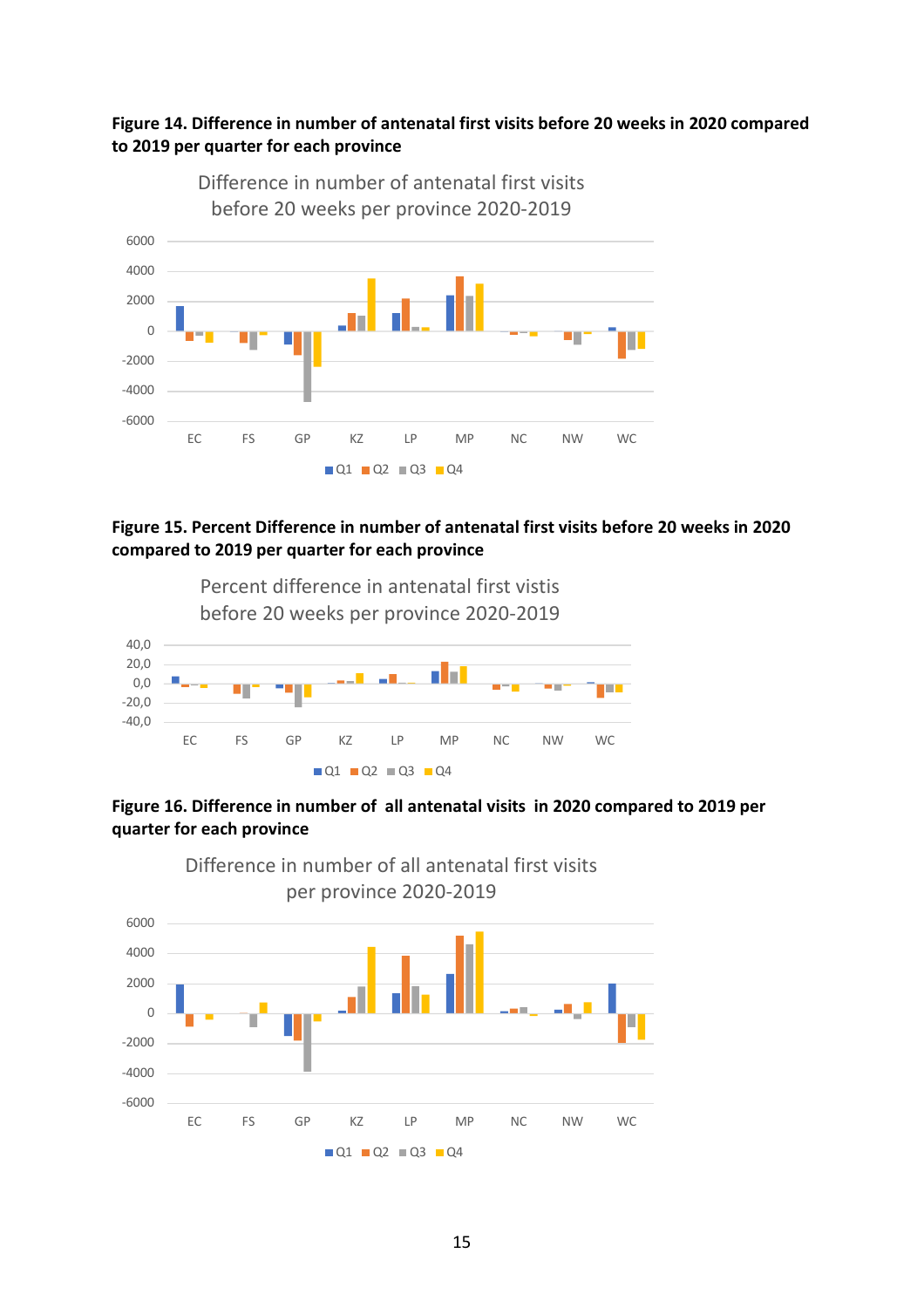**Figure 14. Difference in number of antenatal first visits before 20 weeks in 2020 compared to 2019 per quarter for each province**

**Figure 15. Percent Difference in number of antenatal first visits before 20 weeks in 2020 compared to 2019 per quarter for each province**

**Figure 16. Difference in number of all antenatal visits in 2020 compared to 2019 per quarter for each province**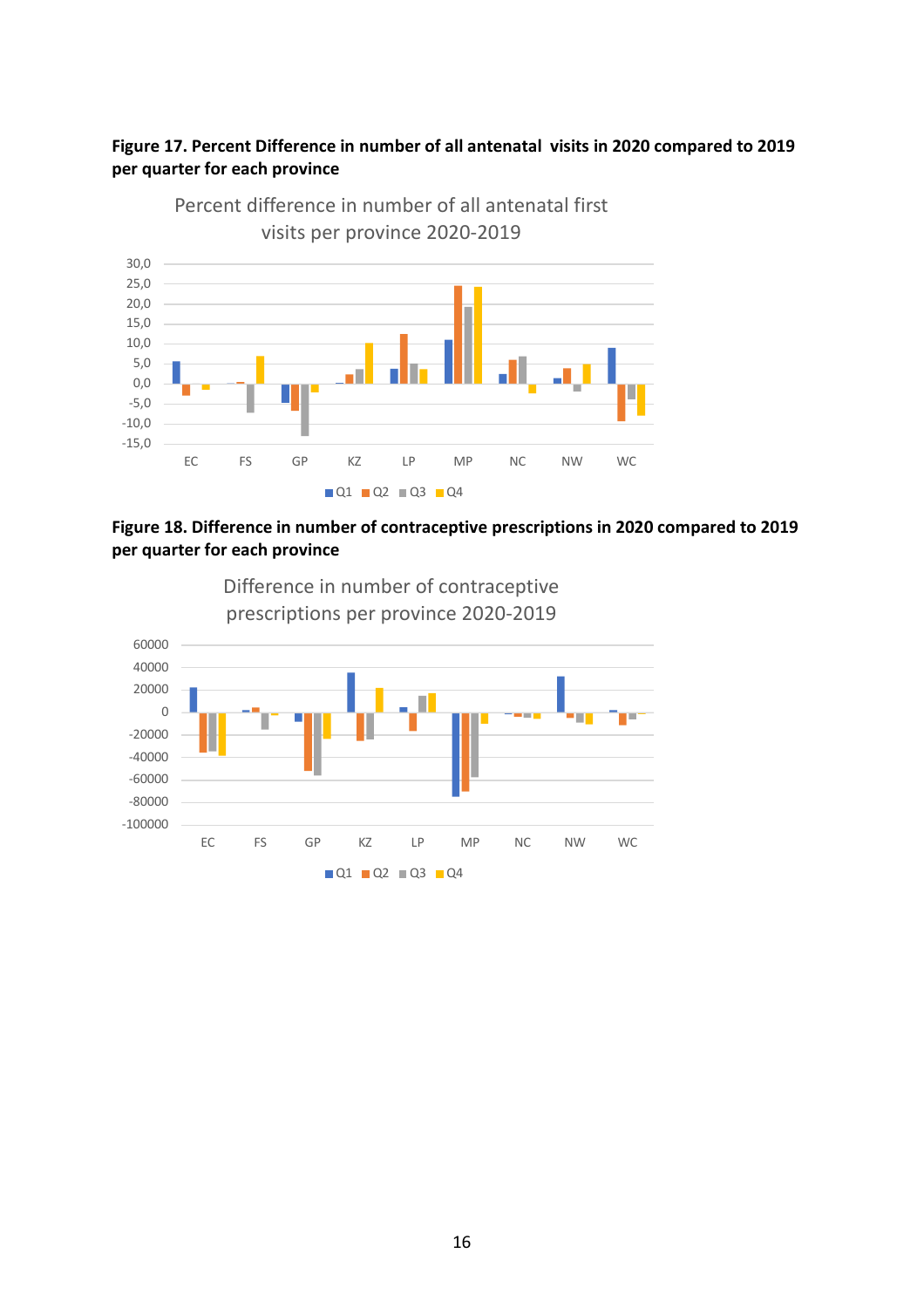**Figure 17. Percent Difference in number of all antenatal visits in 2020 compared to 2019 per quarter for each province**

**Figure 18. Difference in number of contraceptive prescriptions in 2020 compared to 2019 per quarter for each province**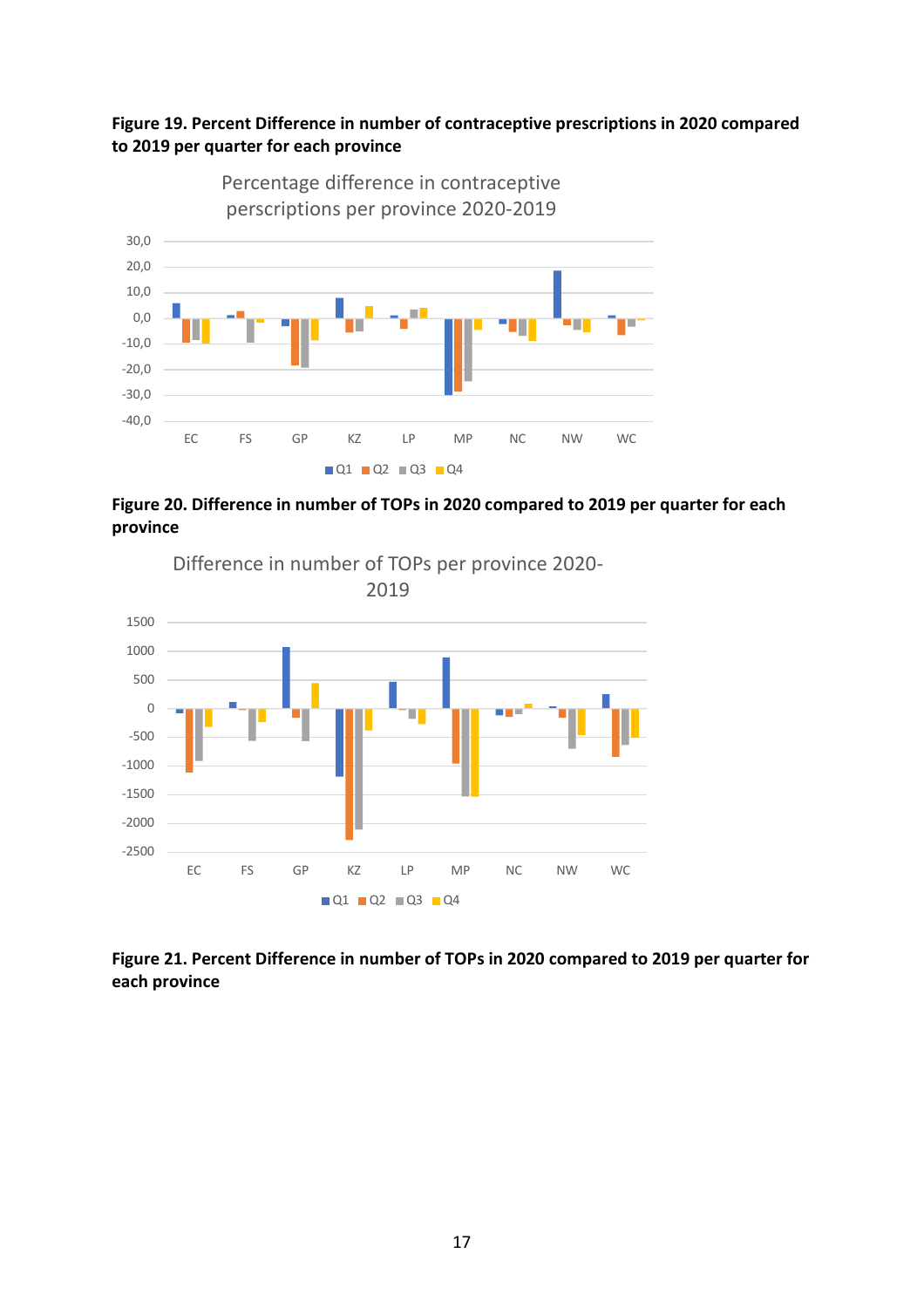**Figure 19. Percent Difference in number of contraceptive prescriptions in 2020 compared to 2019 per quarter for each province**

**Figure 20. Difference in number of TOPs in 2020 compared to 2019 per quarter for each province**

**Figure 21. Percent Difference in number of TOPs in 2020 compared to 2019 per quarter for each province**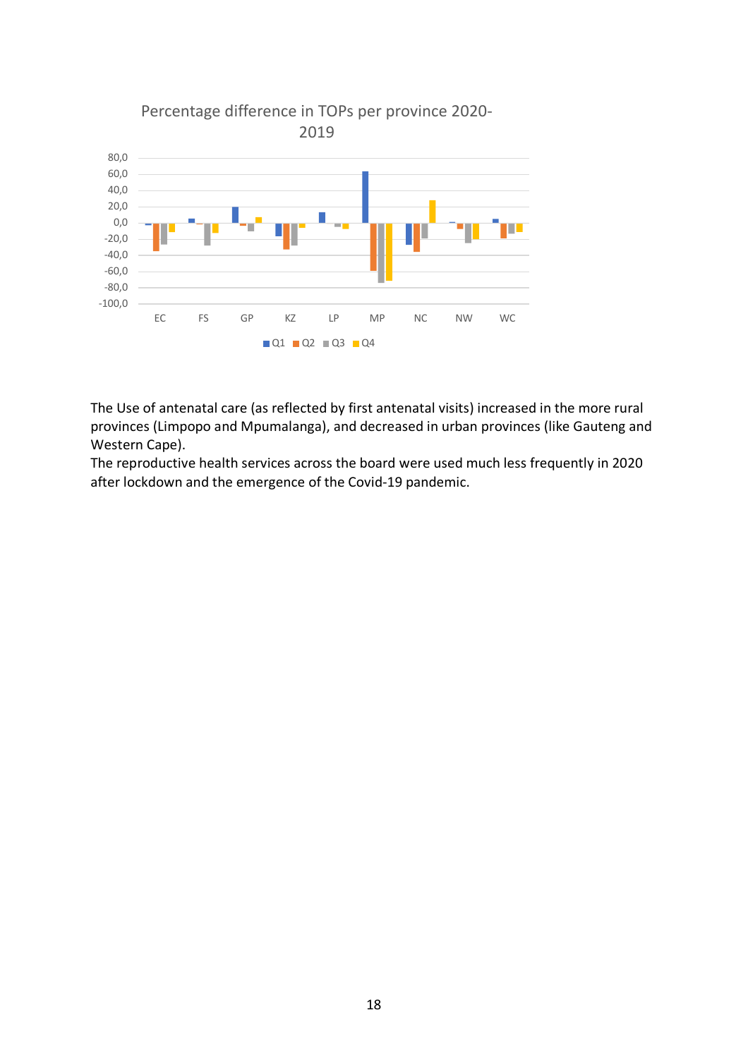Percentage difference in TOPs per province 2020-2019

The Use of antenatal care (as reflected by first antenatal visits) increased in the more rural provinces (Limpopo and Mpumalanga), and decreased in urban provinces (like Gauteng and Western Cape).

The reproductive health services across the board were used much less frequently in 2020 after lockdown and the emergence of the Covid-19 pandemic.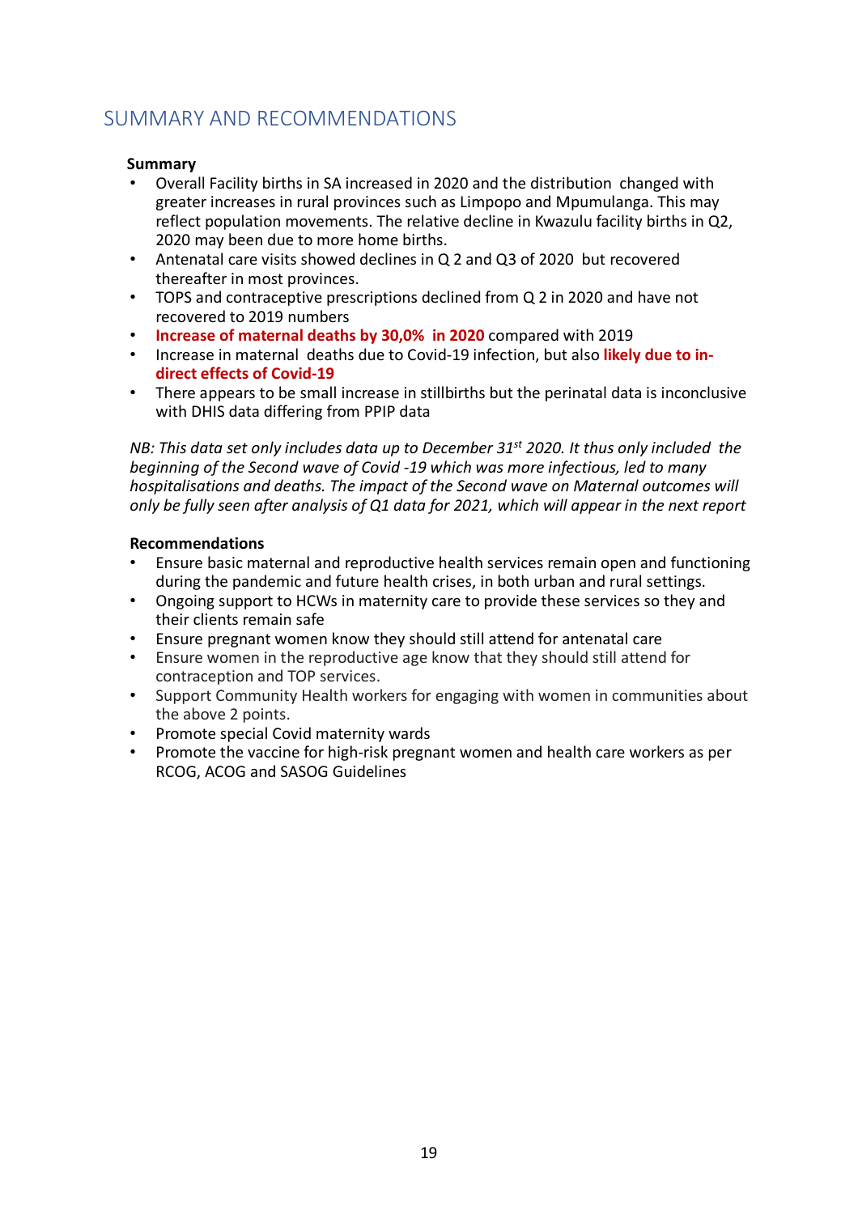## SUMMARY AND RECOMMENDATIONS

**Summary**

- Overall Facility births in SA increased in 2020 and the distribution changed with greater increases in rural provinces such as Limpopo and Mpumulanga. This may reflect population movements. The relative decline in Kwazulu facility births in Q2, 2020 may been due to more home births.
- Antenatal care visits showed declines in Q 2 and Q3 of 2020 but recovered thereafter in most provinces.
- TOPS and contraceptive prescriptions declined from Q 2 in 2020 and have not recovered to 2019 numbers
- **Increase of maternal deaths by 30,0% in 2020** compared with 2019
- Increase in maternal deaths due to Covid-19 infection, but also **likely due to in-direct effects of Covid-19**
- There appears to be small increase in stillbirths but the perinatal data is inconclusive with DHIS data differing from PPIP data

*NB: This data set only includes data up to December 31st 2020. It thus only included the beginning of the Second wave of Covid -19 which was more infectious, led to many hospitalisations and deaths. The impact of the Second wave on Maternal outcomes will only be fully seen after analysis of Q1 data for 2021, which will appear in the next report*

**Recommendations**

- Ensure basic maternal and reproductive health services remain open and functioning during the pandemic and future health crises, in both urban and rural settings.
- Ongoing support to HCWs in maternity care to provide these services so they and their clients remain safe
- Ensure pregnant women know they should still attend for antenatal care
- Ensure women in the reproductive age know that they should still attend for contraception and TOP services.
- Support Community Health workers for engaging with women in communities about the above 2 points.
- Promote special Covid maternity wards
- Promote the vaccine for high-risk pregnant women and health care workers as per RCOG, ACOG and SASOG Guidelines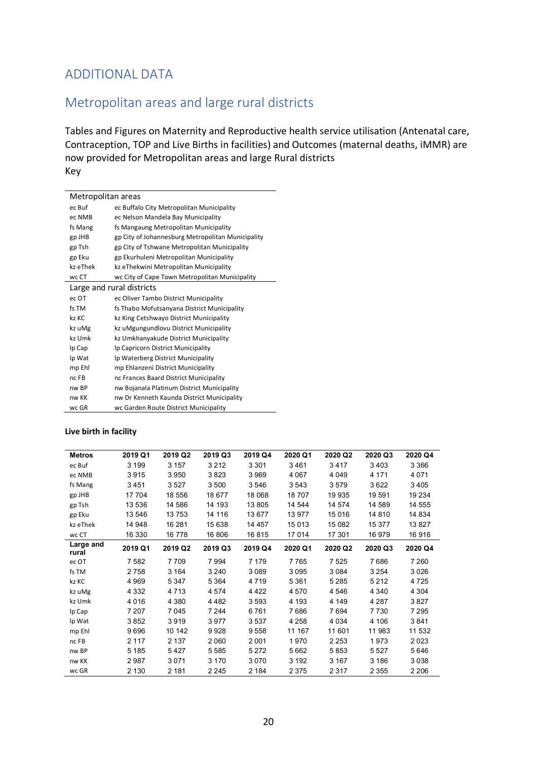# ADDITIONAL DATA

## Metropolitan areas and large rural districts

Tables and Figures on Maternity and Reproductive health service utilisation (Antenatal care, Contraception, TOP and Live Births in facilities) and Outcomes (maternal deaths, iMMR) are now provided for Metropolitan areas and large Rural districts

Key

| Metropolitan areas | |
|---|---|
| ec Buf | ec Buffalo City Metropolitan Municipality |
| ec NMB | ec Nelson Mandela Bay Municipality |
| fs Mang | fs Mangaung Metropolitan Municipality |
| gp JHB | gp City of Johannesburg Metropolitan Municipality |
| gp Tsh | gp City of Tshwane Metropolitan Municipality |
| gp Eku | gp Ekurhuleni Metropolitan Municipality |
| kz eThek | kz eThekwini Metropolitan Municipality |
| wc CT | wc City of Cape Town Metropolitan Municipality |
| **Large and rural districts** | |
| ec OT | ec Oliver Tambo District Municipality |
| fs TM | fs Thabo Mofutsanyana District Municipality |
| kz KC | kz King Cetshwayo District Municipality |
| kz uMg | kz uMgungundlovu District Municipality |
| kz Umk | kz Umkhanyakude District Municipality |
| lp Cap | lp Capricorn District Municipality |
| lp Wat | lp Waterberg District Municipality |
| mp Ehl | mp Ehlanzeni District Municipality |
| nc FB | nc Frances Baard District Municipality |
| nw BP | nw Bojanala Platinum District Municipality |
| nw KK | nw Dr Kenneth Kaunda District Municipality |
| wc GR | wc Garden Route District Municipality |

**Live birth in facility**

| Metros | 2019 Q1 | 2019 Q2 | 2019 Q3 | 2019 Q4 | 2020 Q1 | 2020 Q2 | 2020 Q3 | 2020 Q4 |
|---|---|---|---|---|---|---|---|---|
| ec Buf | 3 199 | 3 157 | 3 212 | 3 301 | 3 461 | 3 417 | 3 403 | 3 366 |
| ec NMB | 3 915 | 3 950 | 3 823 | 3 969 | 4 067 | 4 049 | 4 171 | 4 071 |
| fs Mang | 3 451 | 3 527 | 3 500 | 3 546 | 3 543 | 3 579 | 3 622 | 3 405 |
| gp JHB | 17 704 | 18 556 | 18 677 | 18 068 | 18 707 | 19 935 | 19 591 | 19 234 |
| gp Tsh | 13 536 | 14 586 | 14 193 | 13 805 | 14 544 | 14 574 | 14 589 | 14 555 |
| gp Eku | 13 546 | 13 753 | 14 116 | 13 677 | 13 977 | 15 016 | 14 810 | 14 834 |
| kz eThek | 14 948 | 16 281 | 15 638 | 14 457 | 15 013 | 15 082 | 15 377 | 13 827 |
| wc CT | 16 330 | 16 778 | 16 806 | 16 815 | 17 014 | 17 301 | 16 979 | 16 916 |
| **Large and rural** | **2019 Q1** | **2019 Q2** | **2019 Q3** | **2019 Q4** | **2020 Q1** | **2020 Q2** | **2020 Q3** | **2020 Q4** |
| ec OT | 7 582 | 7 709 | 7 994 | 7 179 | 7 765 | 7 525 | 7 686 | 7 260 |
| fs TM | 2 758 | 3 164 | 3 240 | 3 089 | 3 095 | 3 084 | 3 254 | 3 026 |
| kz KC | 4 969 | 5 347 | 5 364 | 4 719 | 5 361 | 5 285 | 5 212 | 4 725 |
| kz uMg | 4 332 | 4 713 | 4 574 | 4 422 | 4 570 | 4 546 | 4 340 | 4 304 |
| kz Umk | 4 016 | 4 380 | 4 482 | 3 593 | 4 193 | 4 149 | 4 287 | 3 827 |
| lp Cap | 7 207 | 7 045 | 7 244 | 6 761 | 7 686 | 7 694 | 7 730 | 7 295 |
| lp Wat | 3 852 | 3 919 | 3 977 | 3 537 | 4 258 | 4 034 | 4 106 | 3 841 |
| mp Ehl | 9 696 | 10 142 | 9 928 | 9 558 | 11 167 | 11 601 | 11 983 | 11 532 |
| nc FB | 2 117 | 2 137 | 2 060 | 2 001 | 1 970 | 2 253 | 1 973 | 2 023 |
| nw BP | 5 185 | 5 427 | 5 585 | 5 272 | 5 662 | 5 853 | 5 527 | 5 646 |
| nw KK | 2 987 | 3 071 | 3 170 | 3 070 | 3 192 | 3 167 | 3 186 | 3 038 |
| wc GR | 2 130 | 2 181 | 2 245 | 2 184 | 2 375 | 2 317 | 2 355 | 2 206 |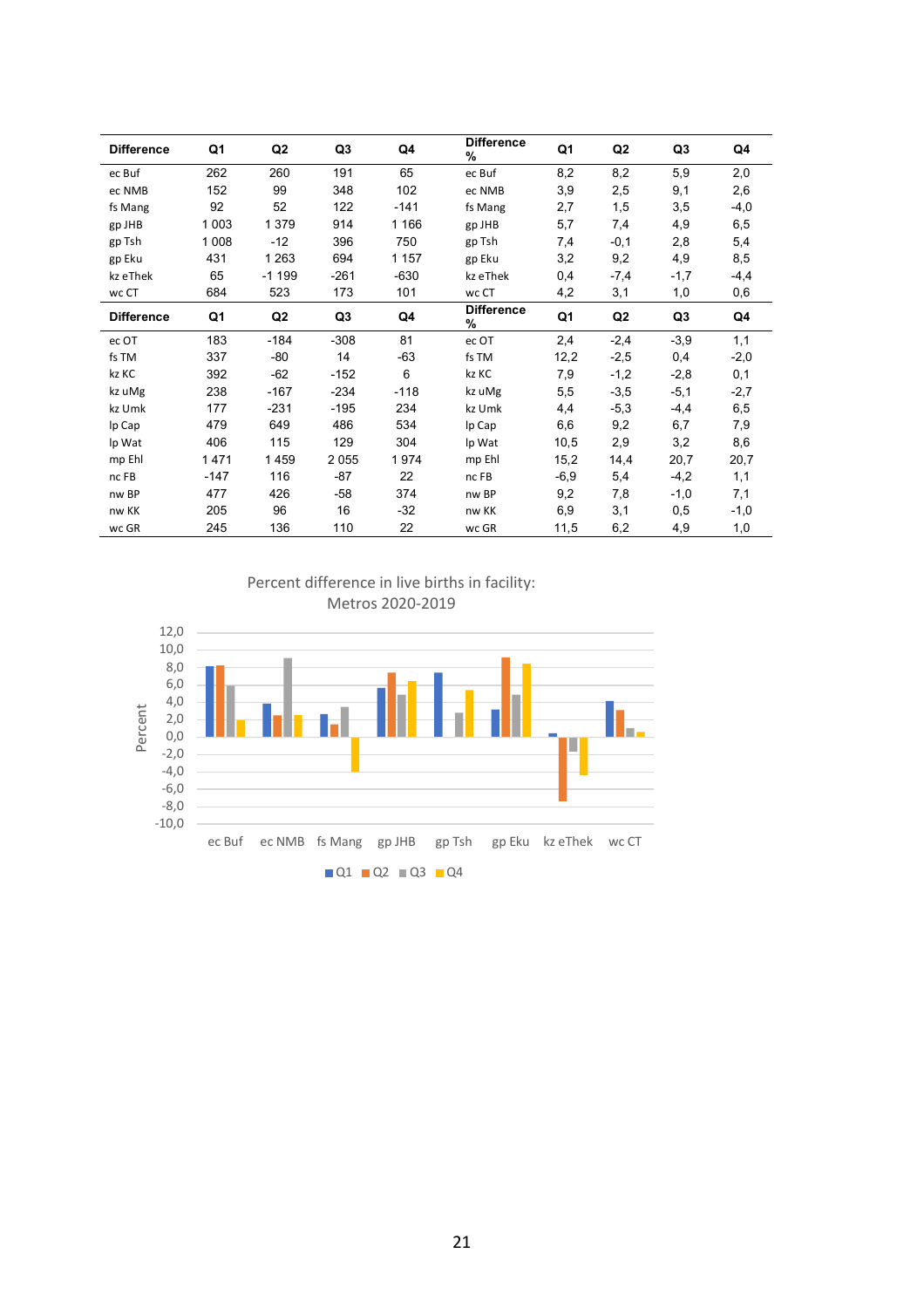| Difference | Q1 | Q2 | Q3 | Q4 | Difference % | Q1 | Q2 | Q3 | Q4 |
|---|---|---|---|---|---|---|---|---|---|
| ec Buf | 262 | 260 | 191 | 65 | ec Buf | 8,2 | 8,2 | 5,9 | 2,0 |
| ec NMB | 152 | 99 | 348 | 102 | ec NMB | 3,9 | 2,5 | 9,1 | 2,6 |
| fs Mang | 92 | 52 | 122 | -141 | fs Mang | 2,7 | 1,5 | 3,5 | -4,0 |
| gp JHB | 1 003 | 1 379 | 914 | 1 166 | gp JHB | 5,7 | 7,4 | 4,9 | 6,5 |
| gp Tsh | 1 008 | -12 | 396 | 750 | gp Tsh | 7,4 | -0,1 | 2,8 | 5,4 |
| gp Eku | 431 | 1 263 | 694 | 1 157 | gp Eku | 3,2 | 9,2 | 4,9 | 8,5 |
| kz eThek | 65 | -1 199 | -261 | -630 | kz eThek | 0,4 | -7,4 | -1,7 | -4,4 |
| wc CT | 684 | 523 | 173 | 101 | wc CT | 4,2 | 3,1 | 1,0 | 0,6 |

| Difference | Q1 | Q2 | Q3 | Q4 | Difference % | Q1 | Q2 | Q3 | Q4 |
|---|---|---|---|---|---|---|---|---|---|
| ec OT | 183 | -184 | -308 | 81 | ec OT | 2,4 | -2,4 | -3,9 | 1,1 |
| fs TM | 337 | -80 | 14 | -63 | fs TM | 12,2 | -2,5 | 0,4 | -2,0 |
| kz KC | 392 | -62 | -152 | 6 | kz KC | 7,9 | -1,2 | -2,8 | 0,1 |
| kz uMg | 238 | -167 | -234 | -118 | kz uMg | 5,5 | -3,5 | -5,1 | -2,7 |
| kz Umk | 177 | -231 | -195 | 234 | kz Umk | 4,4 | -5,3 | -4,4 | 6,5 |
| lp Cap | 479 | 649 | 486 | 534 | lp Cap | 6,6 | 9,2 | 6,7 | 7,9 |
| lp Wat | 406 | 115 | 129 | 304 | lp Wat | 10,5 | 2,9 | 3,2 | 8,6 |
| mp Ehl | 1 471 | 1 459 | 2 055 | 1 974 | mp Ehl | 15,2 | 14,4 | 20,7 | 20,7 |
| nc FB | -147 | 116 | -87 | 22 | nc FB | -6,9 | 5,4 | -4,2 | 1,1 |
| nw BP | 477 | 426 | -58 | 374 | nw BP | 9,2 | 7,8 | -1,0 | 7,1 |
| nw KK | 205 | 96 | 16 | -32 | nw KK | 6,9 | 3,1 | 0,5 | -1,0 |
| wc GR | 245 | 136 | 110 | 22 | wc GR | 11,5 | 6,2 | 4,9 | 1,0 |

Percent difference in live births in facility: Metros 2020-2019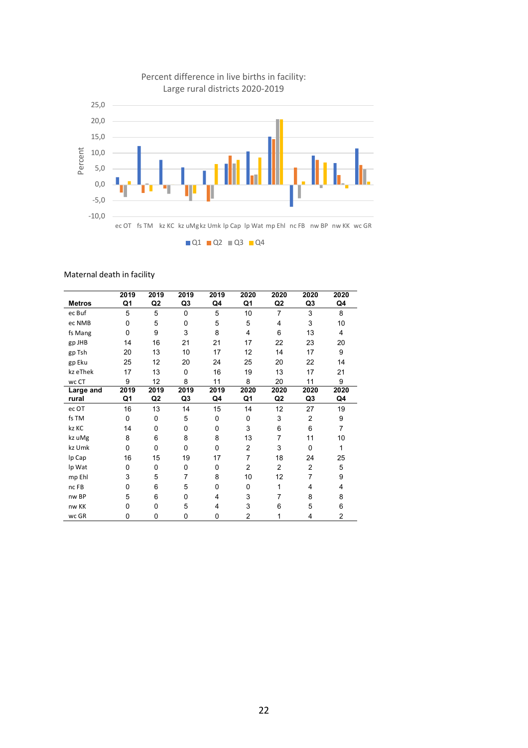Percent difference in live births in facility:
Large rural districts 2020-2019

Maternal death in facility

| Metros | 2019 Q1 | 2019 Q2 | 2019 Q3 | 2019 Q4 | 2020 Q1 | 2020 Q2 | 2020 Q3 | 2020 Q4 |
|---|---|---|---|---|---|---|---|---|
| ec Buf | 5 | 5 | 0 | 5 | 10 | 7 | 3 | 8 |
| ec NMB | 0 | 5 | 0 | 5 | 5 | 4 | 3 | 10 |
| fs Mang | 0 | 9 | 3 | 8 | 4 | 6 | 13 | 4 |
| gp JHB | 14 | 16 | 21 | 21 | 17 | 22 | 23 | 20 |
| gp Tsh | 20 | 13 | 10 | 17 | 12 | 14 | 17 | 9 |
| gp Eku | 25 | 12 | 20 | 24 | 25 | 20 | 22 | 14 |
| kz eThek | 17 | 13 | 0 | 16 | 19 | 13 | 17 | 21 |
| wc CT | 9 | 12 | 8 | 11 | 8 | 20 | 11 | 9 |
| **Large and rural** | **2019 Q1** | **2019 Q2** | **2019 Q3** | **2019 Q4** | **2020 Q1** | **2020 Q2** | **2020 Q3** | **2020 Q4** |
| ec OT | 16 | 13 | 14 | 15 | 14 | 12 | 27 | 19 |
| fs TM | 0 | 0 | 5 | 0 | 0 | 3 | 2 | 9 |
| kz KC | 14 | 0 | 0 | 0 | 3 | 6 | 6 | 7 |
| kz uMg | 8 | 6 | 8 | 8 | 13 | 7 | 11 | 10 |
| kz Umk | 0 | 0 | 0 | 0 | 2 | 3 | 0 | 1 |
| lp Cap | 16 | 15 | 19 | 17 | 7 | 18 | 24 | 25 |
| lp Wat | 0 | 0 | 0 | 0 | 2 | 2 | 2 | 5 |
| mp Ehl | 3 | 5 | 7 | 8 | 10 | 12 | 7 | 9 |
| nc FB | 0 | 6 | 5 | 0 | 0 | 1 | 4 | 4 |
| nw BP | 5 | 6 | 0 | 4 | 3 | 7 | 8 | 8 |
| nw KK | 0 | 0 | 5 | 4 | 3 | 6 | 5 | 6 |
| wc GR | 0 | 0 | 0 | 0 | 2 | 1 | 4 | 2 |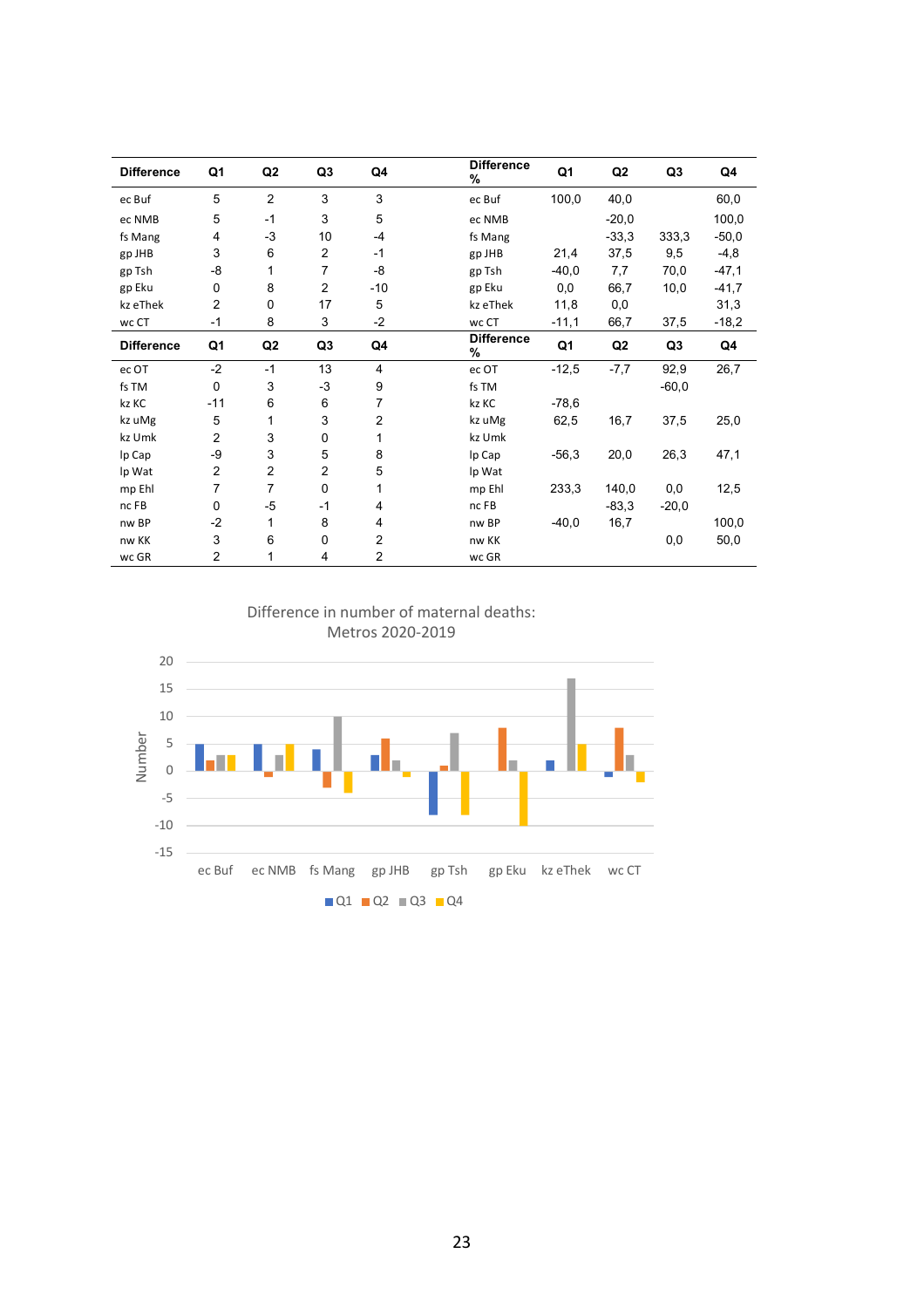| Difference | Q1 | Q2 | Q3 | Q4 |
|---|---|---|---|---|
| ec Buf | 5 | 2 | 3 | 3 |
| ec NMB | 5 | -1 | 3 | 5 |
| fs Mang | 4 | -3 | 10 | -4 |
| gp JHB | 3 | 6 | 2 | -1 |
| gp Tsh | -8 | 1 | 7 | -8 |
| gp Eku | 0 | 8 | 2 | -10 |
| kz eThek | 2 | 0 | 17 | 5 |
| wc CT | -1 | 8 | 3 | -2 |

| Difference % | Q1 | Q2 | Q3 | Q4 |
|---|---|---|---|---|
| ec Buf | 100,0 | 40,0 | | 60,0 |
| ec NMB | | -20,0 | | 100,0 |
| fs Mang | | -33,3 | 333,3 | -50,0 |
| gp JHB | 21,4 | 37,5 | 9,5 | -4,8 |
| gp Tsh | -40,0 | 7,7 | 70,0 | -47,1 |
| gp Eku | 0,0 | 66,7 | 10,0 | -41,7 |
| kz eThek | 11,8 | 0,0 | | 31,3 |
| wc CT | -11,1 | 66,7 | 37,5 | -18,2 |

| Difference | Q1 | Q2 | Q3 | Q4 |
|---|---|---|---|---|
| ec OT | -2 | -1 | 13 | 4 |
| fs TM | 0 | 3 | -3 | 9 |
| kz KC | -11 | 6 | 6 | 7 |
| kz uMg | 5 | 1 | 3 | 2 |
| kz Umk | 2 | 3 | 0 | 1 |
| lp Cap | -9 | 3 | 5 | 8 |
| lp Wat | 2 | 2 | 2 | 5 |
| mp Ehl | 7 | 7 | 0 | 1 |
| nc FB | 0 | -5 | -1 | 4 |
| nw BP | -2 | 1 | 8 | 4 |
| nw KK | 3 | 6 | 0 | 2 |
| wc GR | 2 | 1 | 4 | 2 |

| Difference % | Q1 | Q2 | Q3 | Q4 |
|---|---|---|---|---|
| ec OT | -12,5 | -7,7 | 92,9 | 26,7 |
| fs TM | | | -60,0 | |
| kz KC | -78,6 | | | |
| kz uMg | 62,5 | 16,7 | 37,5 | 25,0 |
| kz Umk | | | | |
| lp Cap | -56,3 | 20,0 | 26,3 | 47,1 |
| lp Wat | | | | |
| mp Ehl | 233,3 | 140,0 | 0,0 | 12,5 |
| nc FB | | -83,3 | -20,0 | |
| nw BP | -40,0 | 16,7 | | 100,0 |
| nw KK | | | 0,0 | 50,0 |
| wc GR | | | | |

Difference in number of maternal deaths: Metros 2020-2019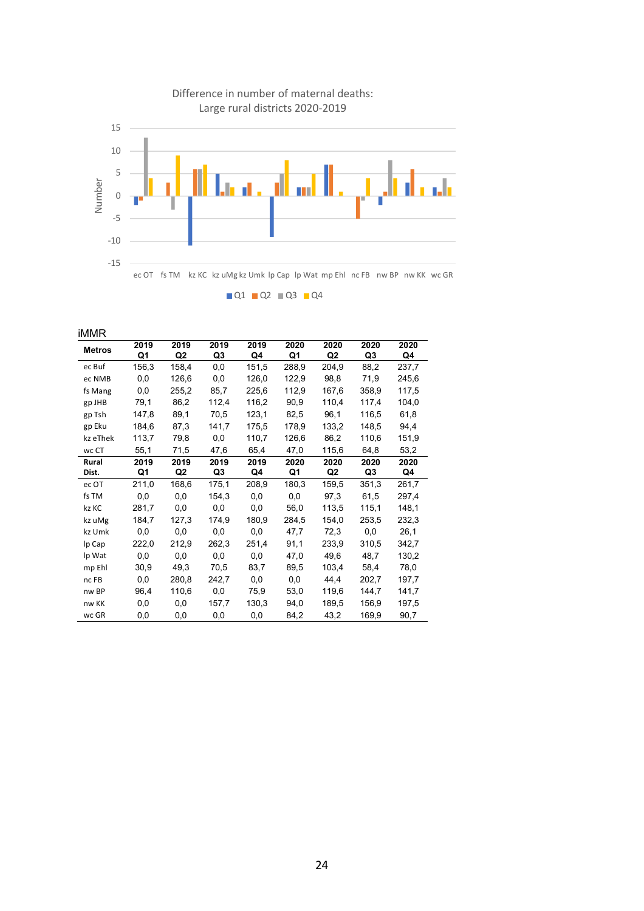Difference in number of maternal deaths:
Large rural districts 2020-2019

iMMR

| Metros | 2019 Q1 | 2019 Q2 | 2019 Q3 | 2019 Q4 | 2020 Q1 | 2020 Q2 | 2020 Q3 | 2020 Q4 |
|---|---|---|---|---|---|---|---|---|
| ec Buf | 156,3 | 158,4 | 0,0 | 151,5 | 288,9 | 204,9 | 88,2 | 237,7 |
| ec NMB | 0,0 | 126,6 | 0,0 | 126,0 | 122,9 | 98,8 | 71,9 | 245,6 |
| fs Mang | 0,0 | 255,2 | 85,7 | 225,6 | 112,9 | 167,6 | 358,9 | 117,5 |
| gp JHB | 79,1 | 86,2 | 112,4 | 116,2 | 90,9 | 110,4 | 117,4 | 104,0 |
| gp Tsh | 147,8 | 89,1 | 70,5 | 123,1 | 82,5 | 96,1 | 116,5 | 61,8 |
| gp Eku | 184,6 | 87,3 | 141,7 | 175,5 | 178,9 | 133,2 | 148,5 | 94,4 |
| kz eThek | 113,7 | 79,8 | 0,0 | 110,7 | 126,6 | 86,2 | 110,6 | 151,9 |
| wc CT | 55,1 | 71,5 | 47,6 | 65,4 | 47,0 | 115,6 | 64,8 | 53,2 |
| **Rural Dist.** | **2019 Q1** | **2019 Q2** | **2019 Q3** | **2019 Q4** | **2020 Q1** | **2020 Q2** | **2020 Q3** | **2020 Q4** |
| ec OT | 211,0 | 168,6 | 175,1 | 208,9 | 180,3 | 159,5 | 351,3 | 261,7 |
| fs TM | 0,0 | 0,0 | 154,3 | 0,0 | 0,0 | 97,3 | 61,5 | 297,4 |
| kz KC | 281,7 | 0,0 | 0,0 | 0,0 | 56,0 | 113,5 | 115,1 | 148,1 |
| kz uMg | 184,7 | 127,3 | 174,9 | 180,9 | 284,5 | 154,0 | 253,5 | 232,3 |
| kz Umk | 0,0 | 0,0 | 0,0 | 0,0 | 47,7 | 72,3 | 0,0 | 26,1 |
| lp Cap | 222,0 | 212,9 | 262,3 | 251,4 | 91,1 | 233,9 | 310,5 | 342,7 |
| lp Wat | 0,0 | 0,0 | 0,0 | 0,0 | 47,0 | 49,6 | 48,7 | 130,2 |
| mp Ehl | 30,9 | 49,3 | 70,5 | 83,7 | 89,5 | 103,4 | 58,4 | 78,0 |
| nc FB | 0,0 | 280,8 | 242,7 | 0,0 | 0,0 | 44,4 | 202,7 | 197,7 |
| nw BP | 96,4 | 110,6 | 0,0 | 75,9 | 53,0 | 119,6 | 144,7 | 141,7 |
| nw KK | 0,0 | 0,0 | 157,7 | 130,3 | 94,0 | 189,5 | 156,9 | 197,5 |
| wc GR | 0,0 | 0,0 | 0,0 | 0,0 | 84,2 | 43,2 | 169,9 | 90,7 |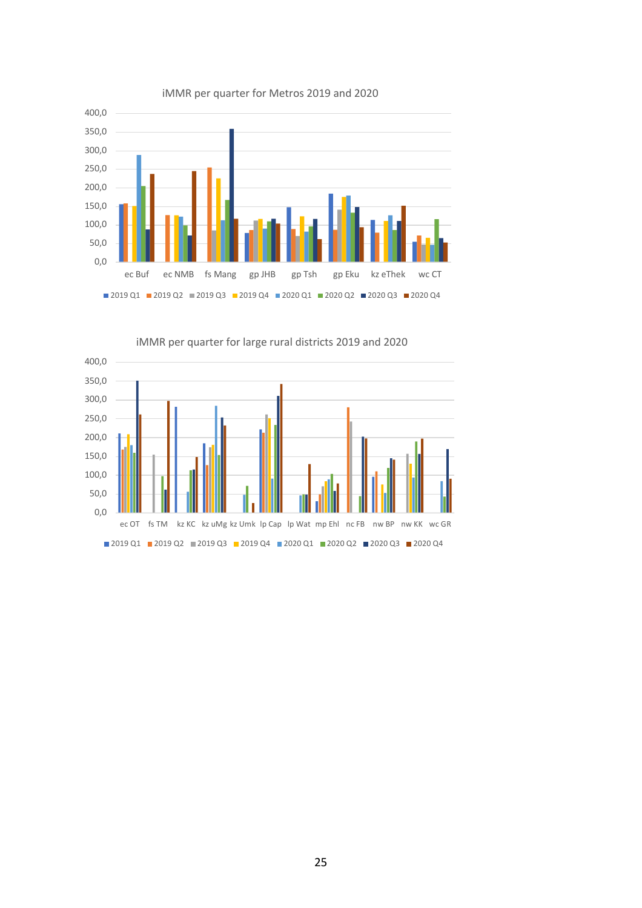iMMR per quarter for Metros 2019 and 2020

iMMR per quarter for large rural districts 2019 and 2020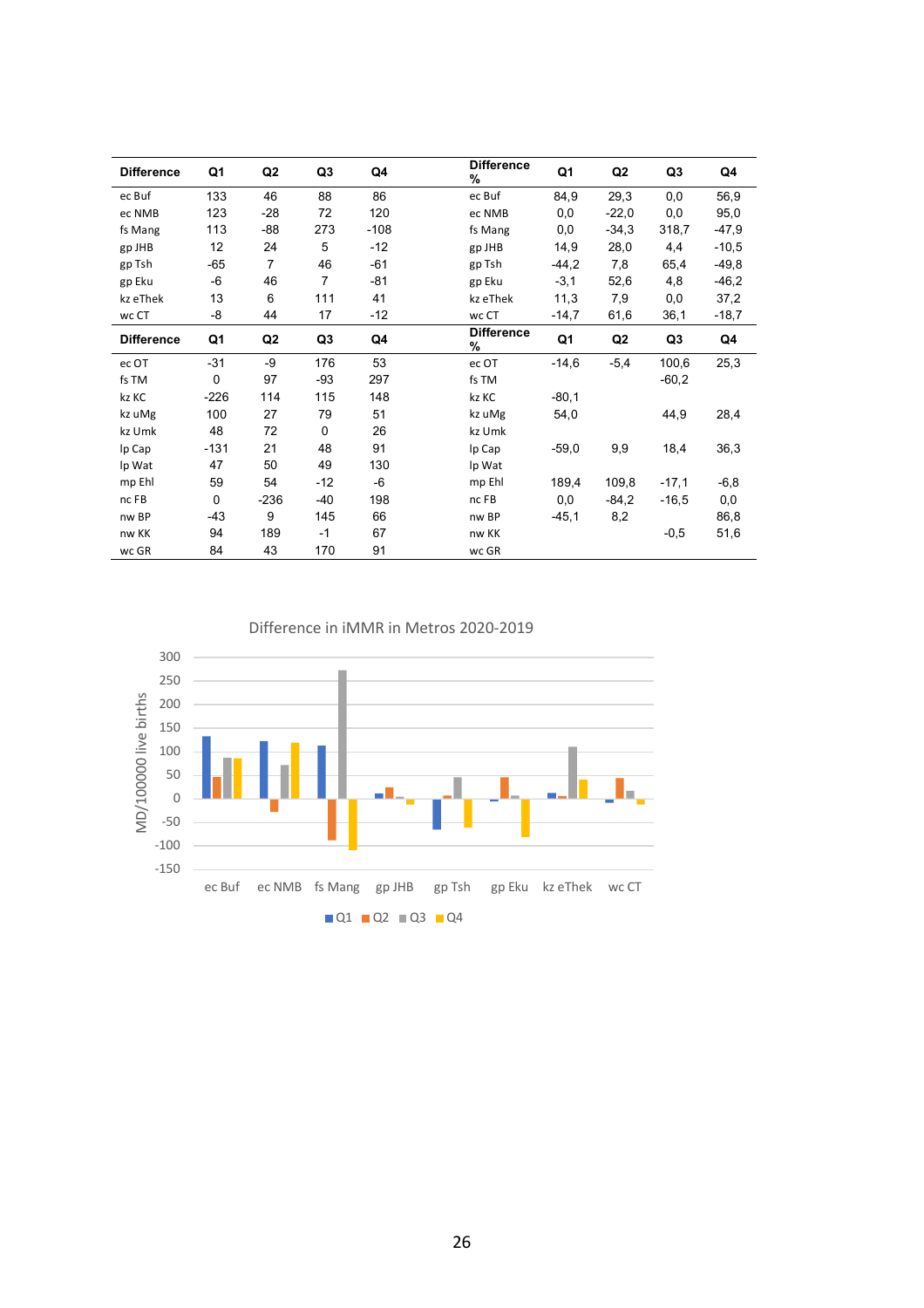| Difference | Q1 | Q2 | Q3 | Q4 |
|---|---|---|---|---|
| ec Buf | 133 | 46 | 88 | 86 |
| ec NMB | 123 | -28 | 72 | 120 |
| fs Mang | 113 | -88 | 273 | -108 |
| gp JHB | 12 | 24 | 5 | -12 |
| gp Tsh | -65 | 7 | 46 | -61 |
| gp Eku | -6 | 46 | 7 | -81 |
| kz eThek | 13 | 6 | 111 | 41 |
| wc CT | -8 | 44 | 17 | -12 |

| Difference % | Q1 | Q2 | Q3 | Q4 |
|---|---|---|---|---|
| ec Buf | 84,9 | 29,3 | 0,0 | 56,9 |
| ec NMB | 0,0 | -22,0 | 0,0 | 95,0 |
| fs Mang | 0,0 | -34,3 | 318,7 | -47,9 |
| gp JHB | 14,9 | 28,0 | 4,4 | -10,5 |
| gp Tsh | -44,2 | 7,8 | 65,4 | -49,8 |
| gp Eku | -3,1 | 52,6 | 4,8 | -46,2 |
| kz eThek | 11,3 | 7,9 | 0,0 | 37,2 |
| wc CT | -14,7 | 61,6 | 36,1 | -18,7 |

| Difference | Q1 | Q2 | Q3 | Q4 |
|---|---|---|---|---|
| ec OT | -31 | -9 | 176 | 53 |
| fs TM | 0 | 97 | -93 | 297 |
| kz KC | -226 | 114 | 115 | 148 |
| kz uMg | 100 | 27 | 79 | 51 |
| kz Umk | 48 | 72 | 0 | 26 |
| lp Cap | -131 | 21 | 48 | 91 |
| lp Wat | 47 | 50 | 49 | 130 |
| mp Ehl | 59 | 54 | -12 | -6 |
| nc FB | 0 | -236 | -40 | 198 |
| nw BP | -43 | 9 | 145 | 66 |
| nw KK | 94 | 189 | -1 | 67 |
| wc GR | 84 | 43 | 170 | 91 |

| Difference % | Q1 | Q2 | Q3 | Q4 |
|---|---|---|---|---|
| ec OT | -14,6 | -5,4 | 100,6 | 25,3 |
| fs TM | | | -60,2 | |
| kz KC | -80,1 | | | |
| kz uMg | 54,0 | | 44,9 | 28,4 |
| kz Umk | | | | |
| lp Cap | -59,0 | 9,9 | 18,4 | 36,3 |
| lp Wat | | | | |
| mp Ehl | 189,4 | 109,8 | -17,1 | -6,8 |
| nc FB | 0,0 | -84,2 | -16,5 | 0,0 |
| nw BP | -45,1 | 8,2 | | 86,8 |
| nw KK | | | -0,5 | 51,6 |
| wc GR | | | | |

Difference in iMMR in Metros 2020-2019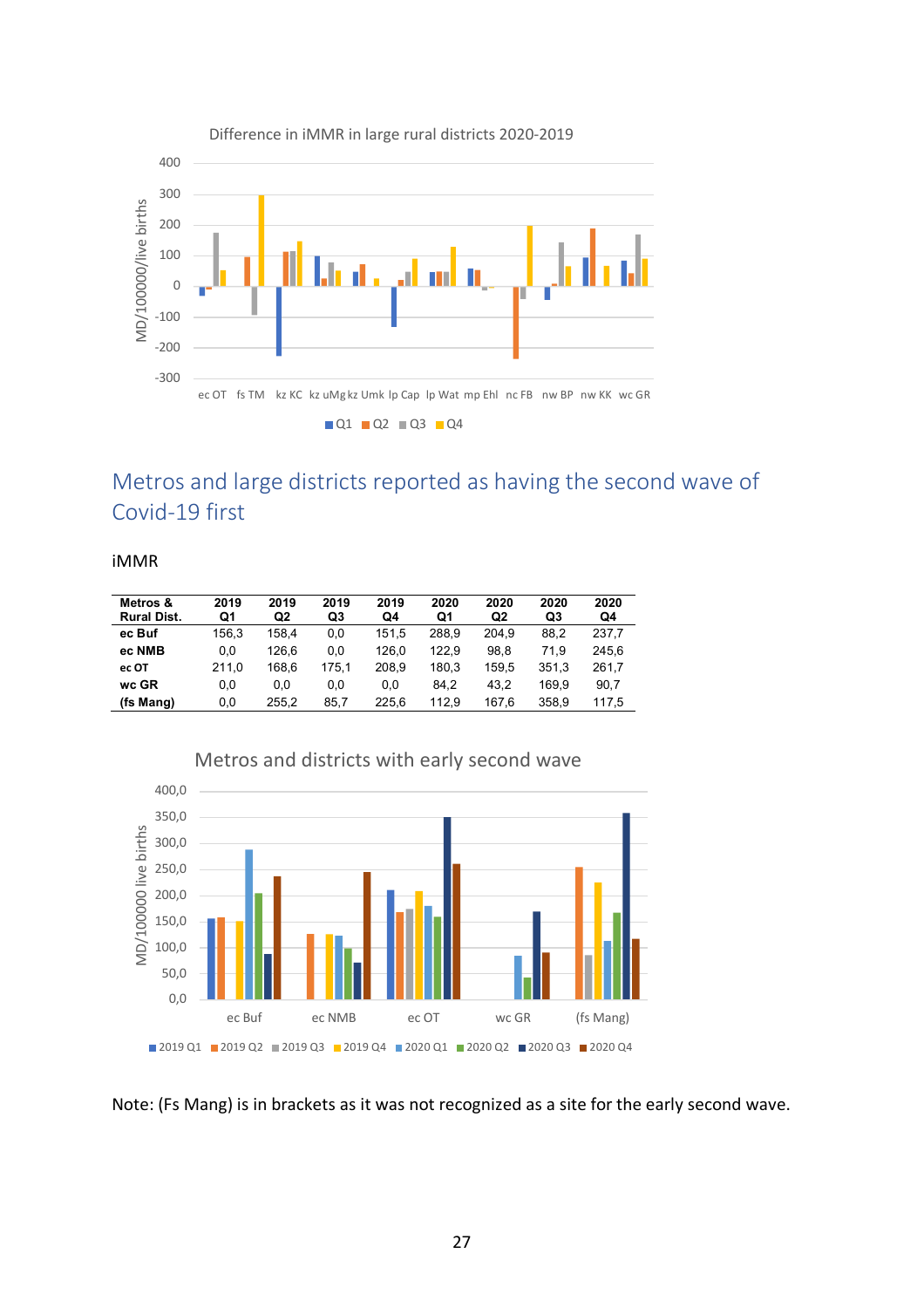Difference in iMMR in large rural districts 2020-2019

## Metros and large districts reported as having the second wave of Covid-19 first

iMMR

| Metros & Rural Dist. | 2019 Q1 | 2019 Q2 | 2019 Q3 | 2019 Q4 | 2020 Q1 | 2020 Q2 | 2020 Q3 | 2020 Q4 |
|---|---|---|---|---|---|---|---|---|
| **ec Buf** | 156,3 | 158,4 | 0,0 | 151,5 | 288,9 | 204,9 | 88,2 | 237,7 |
| **ec NMB** | 0,0 | 126,6 | 0,0 | 126,0 | 122,9 | 98,8 | 71,9 | 245,6 |
| **ec OT** | 211,0 | 168,6 | 175,1 | 208,9 | 180,3 | 159,5 | 351,3 | 261,7 |
| **wc GR** | 0,0 | 0,0 | 0,0 | 0,0 | 84,2 | 43,2 | 169,9 | 90,7 |
| **(fs Mang)** | 0,0 | 255,2 | 85,7 | 225,6 | 112,9 | 167,6 | 358,9 | 117,5 |

Metros and districts with early second wave

Note: (Fs Mang) is in brackets as it was not recognized as a site for the early second wave.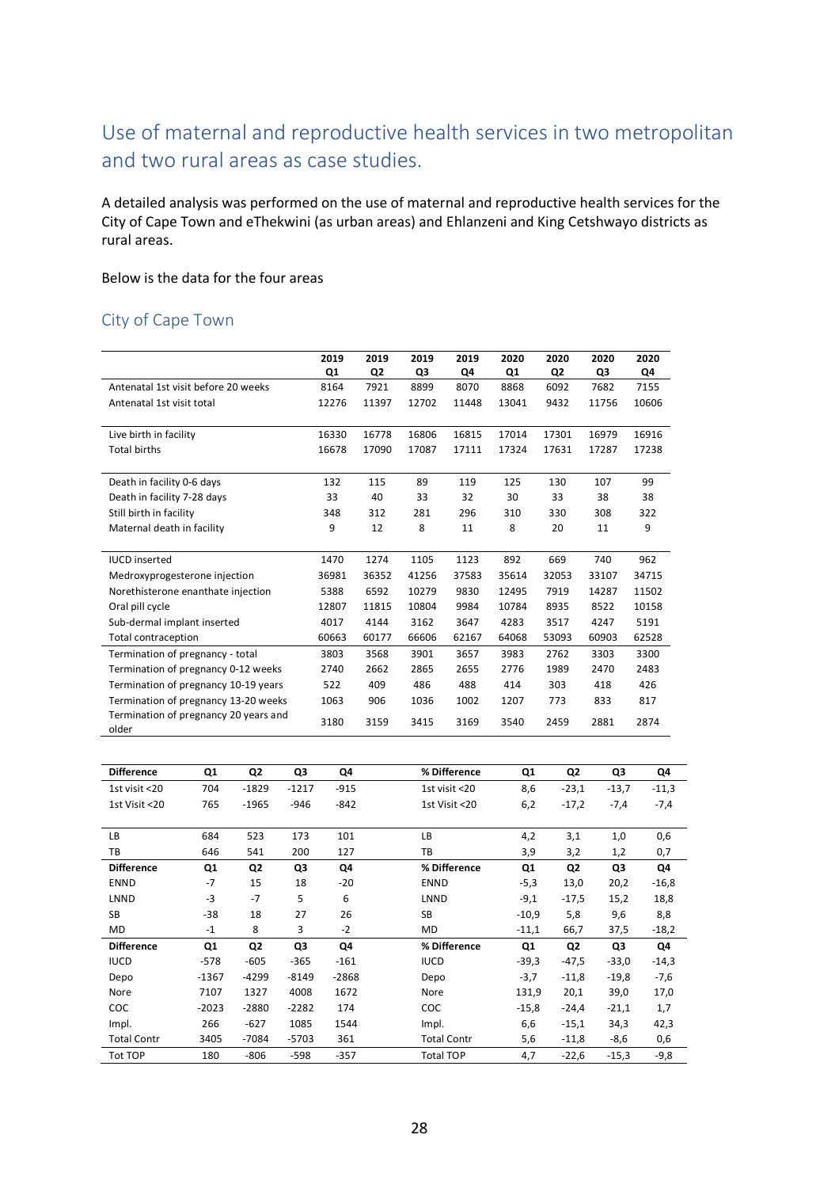## Use of maternal and reproductive health services in two metropolitan and two rural areas as case studies.

A detailed analysis was performed on the use of maternal and reproductive health services for the City of Cape Town and eThekwini (as urban areas) and Ehlanzeni and King Cetshwayo districts as rural areas.

Below is the data for the four areas

### City of Cape Town

| | 2019 Q1 | 2019 Q2 | 2019 Q3 | 2019 Q4 | 2020 Q1 | 2020 Q2 | 2020 Q3 | 2020 Q4 |
|---|---|---|---|---|---|---|---|---|
| Antenatal 1st visit before 20 weeks | 8164 | 7921 | 8899 | 8070 | 8868 | 6092 | 7682 | 7155 |
| Antenatal 1st visit total | 12276 | 11397 | 12702 | 11448 | 13041 | 9432 | 11756 | 10606 |
| | | | | | | | | |
| Live birth in facility | 16330 | 16778 | 16806 | 16815 | 17014 | 17301 | 16979 | 16916 |
| Total births | 16678 | 17090 | 17087 | 17111 | 17324 | 17631 | 17287 | 17238 |
| | | | | | | | | |
| Death in facility 0-6 days | 132 | 115 | 89 | 119 | 125 | 130 | 107 | 99 |
| Death in facility 7-28 days | 33 | 40 | 33 | 32 | 30 | 33 | 38 | 38 |
| Still birth in facility | 348 | 312 | 281 | 296 | 310 | 330 | 308 | 322 |
| Maternal death in facility | 9 | 12 | 8 | 11 | 8 | 20 | 11 | 9 |
| | | | | | | | | |
| IUCD inserted | 1470 | 1274 | 1105 | 1123 | 892 | 669 | 740 | 962 |
| Medroxyprogesterone injection | 36981 | 36352 | 41256 | 37583 | 35614 | 32053 | 33107 | 34715 |
| Norethisterone enanthate injection | 5388 | 6592 | 10279 | 9830 | 12495 | 7919 | 14287 | 11502 |
| Oral pill cycle | 12807 | 11815 | 10804 | 9984 | 10784 | 8935 | 8522 | 10158 |
| Sub-dermal implant inserted | 4017 | 4144 | 3162 | 3647 | 4283 | 3517 | 4247 | 5191 |
| Total contraception | 60663 | 60177 | 66606 | 62167 | 64068 | 53093 | 60903 | 62528 |
| Termination of pregnancy - total | 3803 | 3568 | 3901 | 3657 | 3983 | 2762 | 3303 | 3300 |
| Termination of pregnancy 0-12 weeks | 2740 | 2662 | 2865 | 2655 | 2776 | 1989 | 2470 | 2483 |
| Termination of pregnancy 10-19 years | 522 | 409 | 486 | 488 | 414 | 303 | 418 | 426 |
| Termination of pregnancy 13-20 weeks | 1063 | 906 | 1036 | 1002 | 1207 | 773 | 833 | 817 |
| Termination of pregnancy 20 years and older | 3180 | 3159 | 3415 | 3169 | 3540 | 2459 | 2881 | 2874 |

| Difference | Q1 | Q2 | Q3 | Q4 | % Difference | Q1 | Q2 | Q3 | Q4 |
|---|---|---|---|---|---|---|---|---|---|
| 1st visit <20 | 704 | -1829 | -1217 | -915 | 1st visit <20 | 8,6 | -23,1 | -13,7 | -11,3 |
| 1st Visit <20 | 765 | -1965 | -946 | -842 | 1st Visit <20 | 6,2 | -17,2 | -7,4 | -7,4 |
| | | | | | | | | | |
| LB | 684 | 523 | 173 | 101 | LB | 4,2 | 3,1 | 1,0 | 0,6 |
| TB | 646 | 541 | 200 | 127 | TB | 3,9 | 3,2 | 1,2 | 0,7 |
| **Difference** | **Q1** | **Q2** | **Q3** | **Q4** | **% Difference** | **Q1** | **Q2** | **Q3** | **Q4** |
| ENND | -7 | 15 | 18 | -20 | ENND | -5,3 | 13,0 | 20,2 | -16,8 |
| LNND | -3 | -7 | 5 | 6 | LNND | -9,1 | -17,5 | 15,2 | 18,8 |
| SB | -38 | 18 | 27 | 26 | SB | -10,9 | 5,8 | 9,6 | 8,8 |
| MD | -1 | 8 | 3 | -2 | MD | -11,1 | 66,7 | 37,5 | -18,2 |
| **Difference** | **Q1** | **Q2** | **Q3** | **Q4** | **% Difference** | **Q1** | **Q2** | **Q3** | **Q4** |
| IUCD | -578 | -605 | -365 | -161 | IUCD | -39,3 | -47,5 | -33,0 | -14,3 |
| Depo | -1367 | -4299 | -8149 | -2868 | Depo | -3,7 | -11,8 | -19,8 | -7,6 |
| Nore | 7107 | 1327 | 4008 | 1672 | Nore | 131,9 | 20,1 | 39,0 | 17,0 |
| COC | -2023 | -2880 | -2282 | 174 | COC | -15,8 | -24,4 | -21,1 | 1,7 |
| Impl. | 266 | -627 | 1085 | 1544 | Impl. | 6,6 | -15,1 | 34,3 | 42,3 |
| Total Contr | 3405 | -7084 | -5703 | 361 | Total Contr | 5,6 | -11,8 | -8,6 | 0,6 |
| Tot TOP | 180 | -806 | -598 | -357 | Total TOP | 4,7 | -22,6 | -15,3 | -9,8 |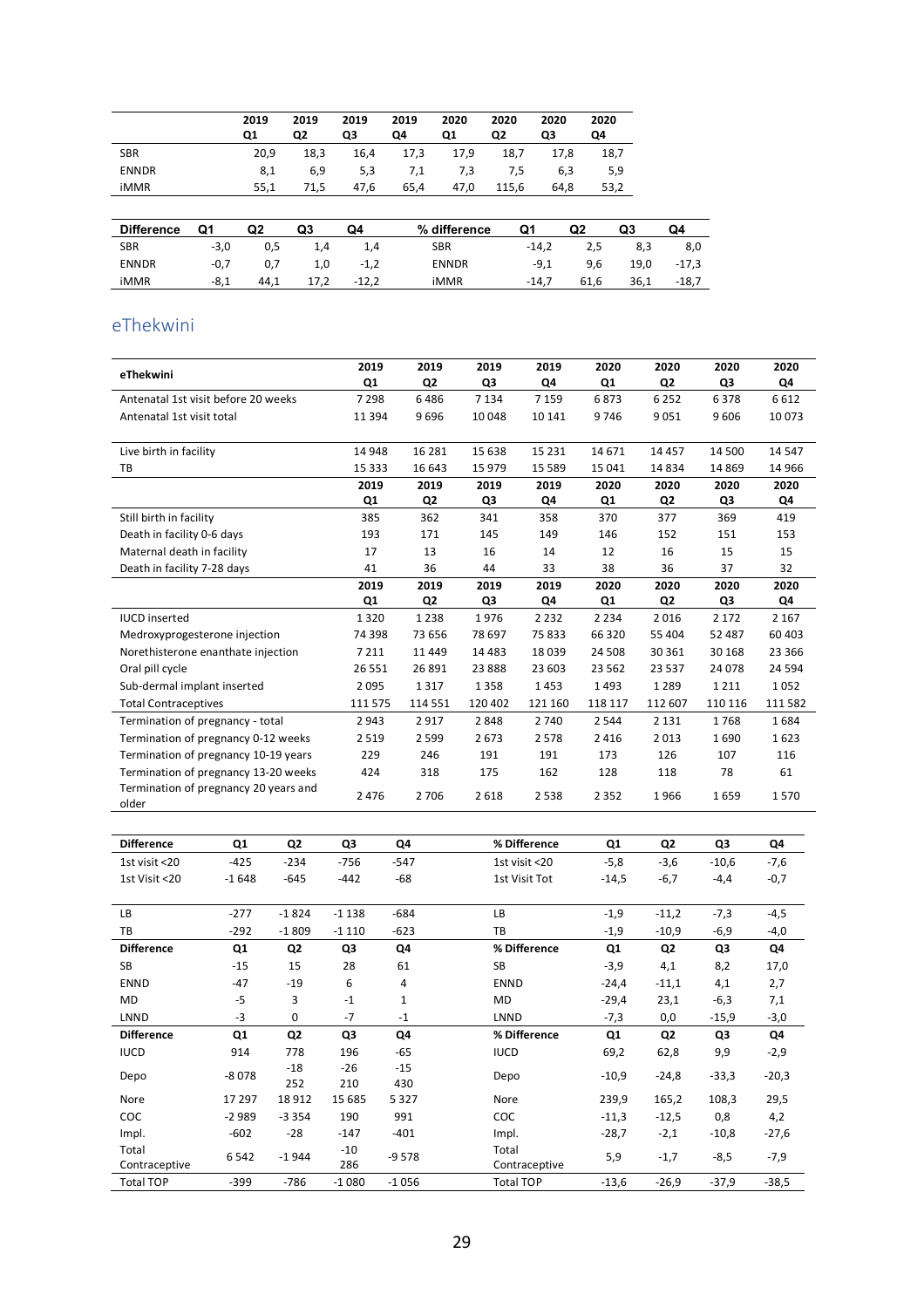| | 2019 Q1 | 2019 Q2 | 2019 Q3 | 2019 Q4 | 2020 Q1 | 2020 Q2 | 2020 Q3 | 2020 Q4 |
|---|---|---|---|---|---|---|---|---|
| SBR | 20,9 | 18,3 | 16,4 | 17,3 | 17,9 | 18,7 | 17,8 | 18,7 |
| ENNDR | 8,1 | 6,9 | 5,3 | 7,1 | 7,3 | 7,5 | 6,3 | 5,9 |
| iMMR | 55,1 | 71,5 | 47,6 | 65,4 | 47,0 | 115,6 | 64,8 | 53,2 |

| Difference | Q1 | Q2 | Q3 | Q4 |
|---|---|---|---|---|
| SBR | -3,0 | 0,5 | 1,4 | 1,4 |
| ENNDR | -0,7 | 0,7 | 1,0 | -1,2 |
| iMMR | -8,1 | 44,1 | 17,2 | -12,2 |

| % difference | Q1 | Q2 | Q3 | Q4 |
|---|---|---|---|---|
| SBR | -14,2 | 2,5 | 8,3 | 8,0 |
| ENNDR | -9,1 | 9,6 | 19,0 | -17,3 |
| iMMR | -14,7 | 61,6 | 36,1 | -18,7 |

## eThekwini

| eThekwini | 2019 Q1 | 2019 Q2 | 2019 Q3 | 2019 Q4 | 2020 Q1 | 2020 Q2 | 2020 Q3 | 2020 Q4 |
|---|---|---|---|---|---|---|---|---|
| Antenatal 1st visit before 20 weeks | 7 298 | 6 486 | 7 134 | 7 159 | 6 873 | 6 252 | 6 378 | 6 612 |
| Antenatal 1st visit total | 11 394 | 9 696 | 10 048 | 10 141 | 9 746 | 9 051 | 9 606 | 10 073 |
| | | | | | | | | |
| Live birth in facility | 14 948 | 16 281 | 15 638 | 15 231 | 14 671 | 14 457 | 14 500 | 14 547 |
| TB | 15 333 | 16 643 | 15 979 | 15 589 | 15 041 | 14 834 | 14 869 | 14 966 |
| | 2019 Q1 | 2019 Q2 | 2019 Q3 | 2019 Q4 | 2020 Q1 | 2020 Q2 | 2020 Q3 | 2020 Q4 |
| Still birth in facility | 385 | 362 | 341 | 358 | 370 | 377 | 369 | 419 |
| Death in facility 0-6 days | 193 | 171 | 145 | 149 | 146 | 152 | 151 | 153 |
| Maternal death in facility | 17 | 13 | 16 | 14 | 12 | 16 | 15 | 15 |
| Death in facility 7-28 days | 41 | 36 | 44 | 33 | 38 | 36 | 37 | 32 |
| | 2019 Q1 | 2019 Q2 | 2019 Q3 | 2019 Q4 | 2020 Q1 | 2020 Q2 | 2020 Q3 | 2020 Q4 |
| IUCD inserted | 1 320 | 1 238 | 1 976 | 2 232 | 2 234 | 2 016 | 2 172 | 2 167 |
| Medroxyprogesterone injection | 74 398 | 73 656 | 78 697 | 75 833 | 66 320 | 55 404 | 52 487 | 60 403 |
| Norethisterone enanthate injection | 7 211 | 11 449 | 14 483 | 18 039 | 24 508 | 30 361 | 30 168 | 23 366 |
| Oral pill cycle | 26 551 | 26 891 | 23 888 | 23 603 | 23 562 | 23 537 | 24 078 | 24 594 |
| Sub-dermal implant inserted | 2 095 | 1 317 | 1 358 | 1 453 | 1 493 | 1 289 | 1 211 | 1 052 |
| Total Contraceptives | 111 575 | 114 551 | 120 402 | 121 160 | 118 117 | 112 607 | 110 116 | 111 582 |
| Termination of pregnancy - total | 2 943 | 2 917 | 2 848 | 2 740 | 2 544 | 2 131 | 1 768 | 1 684 |
| Termination of pregnancy 0-12 weeks | 2 519 | 2 599 | 2 673 | 2 578 | 2 416 | 2 013 | 1 690 | 1 623 |
| Termination of pregnancy 10-19 years | 229 | 246 | 191 | 191 | 173 | 126 | 107 | 116 |
| Termination of pregnancy 13-20 weeks | 424 | 318 | 175 | 162 | 128 | 118 | 78 | 61 |
| Termination of pregnancy 20 years and older | 2 476 | 2 706 | 2 618 | 2 538 | 2 352 | 1 966 | 1 659 | 1 570 |

| Difference | Q1 | Q2 | Q3 | Q4 |
|---|---|---|---|---|
| 1st visit <20 | -425 | -234 | -756 | -547 |
| 1st Visit <20 | -1 648 | -645 | -442 | -68 |
| | | | | |
| LB | -277 | -1 824 | -1 138 | -684 |
| TB | -292 | -1 809 | -1 110 | -623 |
| **Difference** | **Q1** | **Q2** | **Q3** | **Q4** |
| SB | -15 | 15 | 28 | 61 |
| ENND | -47 | -19 | 6 | 4 |
| MD | -5 | 3 | -1 | 1 |
| LNND | -3 | 0 | -7 | -1 |
| **Difference** | **Q1** | **Q2** | **Q3** | **Q4** |
| IUCD | 914 | 778 | 196 | -65 |
| Depo | -8 078 | -18 252 | -26 210 | -15 430 |
| Nore | 17 297 | 18 912 | 15 685 | 5 327 |
| COC | -2 989 | -3 354 | 190 | 991 |
| Impl. | -602 | -28 | -147 | -401 |
| Total Contraceptive | 6 542 | -1 944 | -10 286 | -9 578 |
| Total TOP | -399 | -786 | -1 080 | -1 056 |

| % Difference | Q1 | Q2 | Q3 | Q4 |
|---|---|---|---|---|
| 1st visit <20 | -5,8 | -3,6 | -10,6 | -7,6 |
| 1st Visit Tot | -14,5 | -6,7 | -4,4 | -0,7 |
| | | | | |
| LB | -1,9 | -11,2 | -7,3 | -4,5 |
| TB | -1,9 | -10,9 | -6,9 | -4,0 |
| **% Difference** | **Q1** | **Q2** | **Q3** | **Q4** |
| SB | -3,9 | 4,1 | 8,2 | 17,0 |
| ENND | -24,4 | -11,1 | 4,1 | 2,7 |
| MD | -29,4 | 23,1 | -6,3 | 7,1 |
| LNND | -7,3 | 0,0 | -15,9 | -3,0 |
| **% Difference** | **Q1** | **Q2** | **Q3** | **Q4** |
| IUCD | 69,2 | 62,8 | 9,9 | -2,9 |
| Depo | -10,9 | -24,8 | -33,3 | -20,3 |
| Nore | 239,9 | 165,2 | 108,3 | 29,5 |
| COC | -11,3 | -12,5 | 0,8 | 4,2 |
| Impl. | -28,7 | -2,1 | -10,8 | -27,6 |
| Total Contraceptive | 5,9 | -1,7 | -8,5 | -7,9 |
| Total TOP | -13,6 | -26,9 | -37,9 | -38,5 |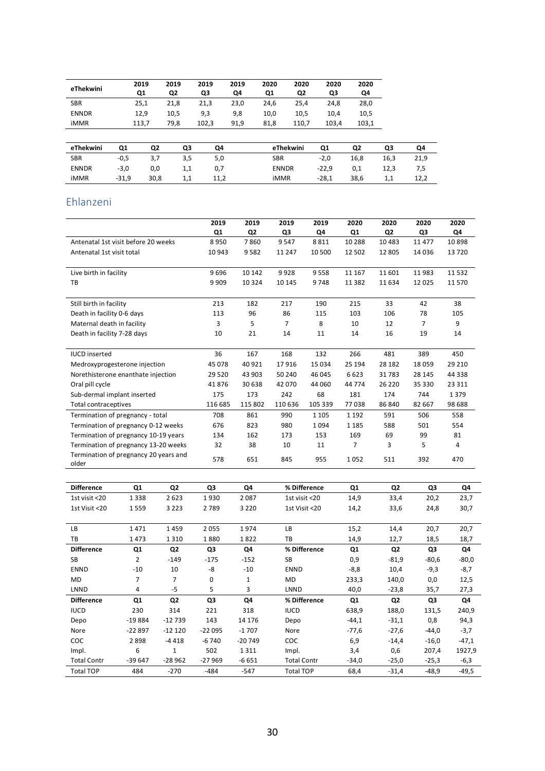| eThekwini | 2019 Q1 | 2019 Q2 | 2019 Q3 | 2019 Q4 | 2020 Q1 | 2020 Q2 | 2020 Q3 | 2020 Q4 |
|---|---|---|---|---|---|---|---|---|
| SBR | 25,1 | 21,8 | 21,3 | 23,0 | 24,6 | 25,4 | 24,8 | 28,0 |
| ENNDR | 12,9 | 10,5 | 9,3 | 9,8 | 10,0 | 10,5 | 10,4 | 10,5 |
| iMMR | 113,7 | 79,8 | 102,3 | 91,9 | 81,8 | 110,7 | 103,4 | 103,1 |

| eThekwini | Q1 | Q2 | Q3 | Q4 |
|---|---|---|---|---|
| SBR | -0,5 | 3,7 | 3,5 | 5,0 |
| ENNDR | -3,0 | 0,0 | 1,1 | 0,7 |
| iMMR | -31,9 | 30,8 | 1,1 | 11,2 |

| eThekwini | Q1 | Q2 | Q3 | Q4 |
|---|---|---|---|---|
| SBR | -2,0 | 16,8 | 16,3 | 21,9 |
| ENNDR | -22,9 | 0,1 | 12,3 | 7,5 |
| iMMR | -28,1 | 38,6 | 1,1 | 12,2 |

## Ehlanzeni

| | 2019 Q1 | 2019 Q2 | 2019 Q3 | 2019 Q4 | 2020 Q1 | 2020 Q2 | 2020 Q3 | 2020 Q4 |
|---|---|---|---|---|---|---|---|---|
| Antenatal 1st visit before 20 weeks | 8 950 | 7 860 | 9 547 | 8 811 | 10 288 | 10 483 | 11 477 | 10 898 |
| Antenatal 1st visit total | 10 943 | 9 582 | 11 247 | 10 500 | 12 502 | 12 805 | 14 036 | 13 720 |
| | | | | | | | | |
| Live birth in facility | 9 696 | 10 142 | 9 928 | 9 558 | 11 167 | 11 601 | 11 983 | 11 532 |
| TB | 9 909 | 10 324 | 10 145 | 9 748 | 11 382 | 11 634 | 12 025 | 11 570 |
| | | | | | | | | |
| Still birth in facility | 213 | 182 | 217 | 190 | 215 | 33 | 42 | 38 |
| Death in facility 0-6 days | 113 | 96 | 86 | 115 | 103 | 106 | 78 | 105 |
| Maternal death in facility | 3 | 5 | 7 | 8 | 10 | 12 | 7 | 9 |
| Death in facility 7-28 days | 10 | 21 | 14 | 11 | 14 | 16 | 19 | 14 |
| | | | | | | | | |
| IUCD inserted | 36 | 167 | 168 | 132 | 266 | 481 | 389 | 450 |
| Medroxyprogesterone injection | 45 078 | 40 921 | 17 916 | 15 034 | 25 194 | 28 182 | 18 059 | 29 210 |
| Norethisterone enanthate injection | 29 520 | 43 903 | 50 240 | 46 045 | 6 623 | 31 783 | 28 145 | 44 338 |
| Oral pill cycle | 41 876 | 30 638 | 42 070 | 44 060 | 44 774 | 26 220 | 35 330 | 23 311 |
| Sub-dermal implant inserted | 175 | 173 | 242 | 68 | 181 | 174 | 744 | 1 379 |
| Total contraceptives | 116 685 | 115 802 | 110 636 | 105 339 | 77 038 | 86 840 | 82 667 | 98 688 |
| Termination of pregnancy - total | 708 | 861 | 990 | 1 105 | 1 192 | 591 | 506 | 558 |
| Termination of pregnancy 0-12 weeks | 676 | 823 | 980 | 1 094 | 1 185 | 588 | 501 | 554 |
| Termination of pregnancy 10-19 years | 134 | 162 | 173 | 153 | 169 | 69 | 99 | 81 |
| Termination of pregnancy 13-20 weeks | 32 | 38 | 10 | 11 | 7 | 3 | 5 | 4 |
| Termination of pregnancy 20 years and older | 578 | 651 | 845 | 955 | 1 052 | 511 | 392 | 470 |

| Difference | Q1 | Q2 | Q3 | Q4 |
|---|---|---|---|---|
| 1st visit <20 | 1 338 | 2 623 | 1 930 | 2 087 |
| 1st Visit <20 | 1 559 | 3 223 | 2 789 | 3 220 |
| | | | | |
| LB | 1 471 | 1 459 | 2 055 | 1 974 |
| TB | 1 473 | 1 310 | 1 880 | 1 822 |
| **Difference** | **Q1** | **Q2** | **Q3** | **Q4** |
| SB | 2 | -149 | -175 | -152 |
| ENND | -10 | 10 | -8 | -10 |
| MD | 7 | 7 | 0 | 1 |
| LNND | 4 | -5 | 5 | 3 |
| **Difference** | **Q1** | **Q2** | **Q3** | **Q4** |
| IUCD | 230 | 314 | 221 | 318 |
| Depo | -19 884 | -12 739 | 143 | 14 176 |
| Nore | -22 897 | -12 120 | -22 095 | -1 707 |
| COC | 2 898 | -4 418 | -6 740 | -20 749 |
| Impl. | 6 | 1 | 502 | 1 311 |
| Total Contr | -39 647 | -28 962 | -27 969 | -6 651 |
| Total TOP | 484 | -270 | -484 | -547 |

| % Difference | Q1 | Q2 | Q3 | Q4 |
|---|---|---|---|---|
| 1st visit <20 | 14,9 | 33,4 | 20,2 | 23,7 |
| 1st Visit <20 | 14,2 | 33,6 | 24,8 | 30,7 |
| | | | | |
| LB | 15,2 | 14,4 | 20,7 | 20,7 |
| TB | 14,9 | 12,7 | 18,5 | 18,7 |
| **% Difference** | **Q1** | **Q2** | **Q3** | **Q4** |
| SB | 0,9 | -81,9 | -80,6 | -80,0 |
| ENND | -8,8 | 10,4 | -9,3 | -8,7 |
| MD | 233,3 | 140,0 | 0,0 | 12,5 |
| LNND | 40,0 | -23,8 | 35,7 | 27,3 |
| **% Difference** | **Q1** | **Q2** | **Q3** | **Q4** |
| IUCD | 638,9 | 188,0 | 131,5 | 240,9 |
| Depo | -44,1 | -31,1 | 0,8 | 94,3 |
| Nore | -77,6 | -27,6 | -44,0 | -3,7 |
| COC | 6,9 | -14,4 | -16,0 | -47,1 |
| Impl. | 3,4 | 0,6 | 207,4 | 1927,9 |
| Total Contr | -34,0 | -25,0 | -25,3 | -6,3 |
| Total TOP | 68,4 | -31,4 | -48,9 | -49,5 |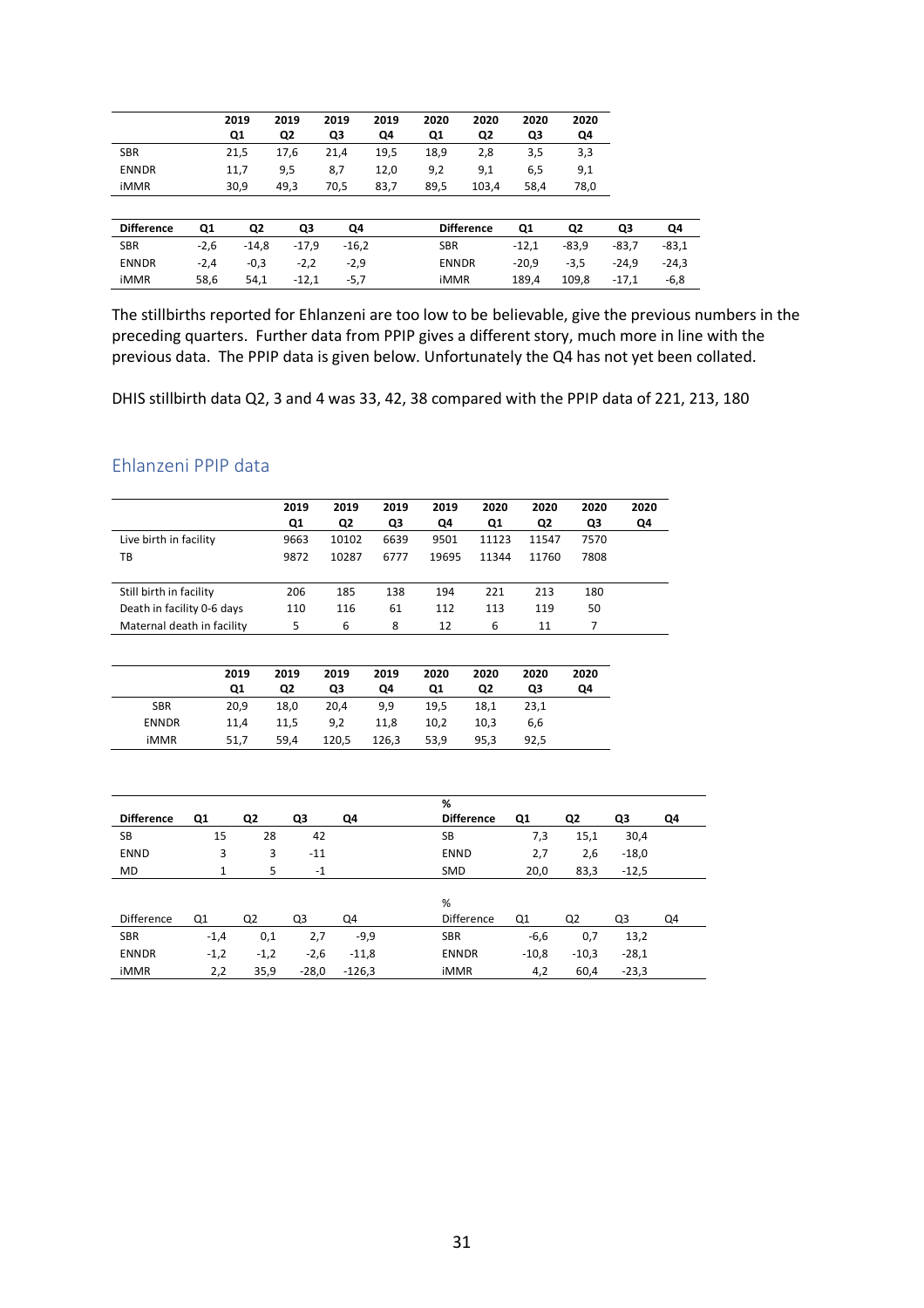| | 2019 Q1 | 2019 Q2 | 2019 Q3 | 2019 Q4 | 2020 Q1 | 2020 Q2 | 2020 Q3 | 2020 Q4 |
|---|---|---|---|---|---|---|---|---|
| SBR | 21,5 | 17,6 | 21,4 | 19,5 | 18,9 | 2,8 | 3,5 | 3,3 |
| ENNDR | 11,7 | 9,5 | 8,7 | 12,0 | 9,2 | 9,1 | 6,5 | 9,1 |
| iMMR | 30,9 | 49,3 | 70,5 | 83,7 | 89,5 | 103,4 | 58,4 | 78,0 |

| Difference | Q1 | Q2 | Q3 | Q4 |
|---|---|---|---|---|
| SBR | -2,6 | -14,8 | -17,9 | -16,2 |
| ENNDR | -2,4 | -0,3 | -2,2 | -2,9 |
| iMMR | 58,6 | 54,1 | -12,1 | -5,7 |

| Difference | Q1 | Q2 | Q3 | Q4 |
|---|---|---|---|---|
| SBR | -12,1 | -83,9 | -83,7 | -83,1 |
| ENNDR | -20,9 | -3,5 | -24,9 | -24,3 |
| iMMR | 189,4 | 109,8 | -17,1 | -6,8 |

The stillbirths reported for Ehlanzeni are too low to be believable, give the previous numbers in the preceding quarters. Further data from PPIP gives a different story, much more in line with the previous data. The PPIP data is given below. Unfortunately the Q4 has not yet been collated.

DHIS stillbirth data Q2, 3 and 4 was 33, 42, 38 compared with the PPIP data of 221, 213, 180

## Ehlanzeni PPIP data

| | 2019 Q1 | 2019 Q2 | 2019 Q3 | 2019 Q4 | 2020 Q1 | 2020 Q2 | 2020 Q3 | 2020 Q4 |
|---|---|---|---|---|---|---|---|---|
| Live birth in facility | 9663 | 10102 | 6639 | 9501 | 11123 | 11547 | 7570 | |
| TB | 9872 | 10287 | 6777 | 19695 | 11344 | 11760 | 7808 | |
| | | | | | | | | |
| Still birth in facility | 206 | 185 | 138 | 194 | 221 | 213 | 180 | |
| Death in facility 0-6 days | 110 | 116 | 61 | 112 | 113 | 119 | 50 | |
| Maternal death in facility | 5 | 6 | 8 | 12 | 6 | 11 | 7 | |

| | 2019 Q1 | 2019 Q2 | 2019 Q3 | 2019 Q4 | 2020 Q1 | 2020 Q2 | 2020 Q3 | 2020 Q4 |
|---|---|---|---|---|---|---|---|---|
| SBR | 20,9 | 18,0 | 20,4 | 9,9 | 19,5 | 18,1 | 23,1 | |
| ENNDR | 11,4 | 11,5 | 9,2 | 11,8 | 10,2 | 10,3 | 6,6 | |
| iMMR | 51,7 | 59,4 | 120,5 | 126,3 | 53,9 | 95,3 | 92,5 | |

| Difference | Q1 | Q2 | Q3 | Q4 |
|---|---|---|---|---|
| SB | 15 | 28 | 42 | |
| ENND | 3 | 3 | -11 | |
| MD | 1 | 5 | -1 | |

| % Difference | Q1 | Q2 | Q3 | Q4 |
|---|---|---|---|---|
| SB | 7,3 | 15,1 | 30,4 | |
| ENND | 2,7 | 2,6 | -18,0 | |
| SMD | 20,0 | 83,3 | -12,5 | |

| Difference | Q1 | Q2 | Q3 | Q4 |
|---|---|---|---|---|
| SBR | -1,4 | 0,1 | 2,7 | -9,9 |
| ENNDR | -1,2 | -1,2 | -2,6 | -11,8 |
| iMMR | 2,2 | 35,9 | -28,0 | -126,3 |

| % Difference | Q1 | Q2 | Q3 | Q4 |
|---|---|---|---|---|
| SBR | -6,6 | 0,7 | 13,2 | |
| ENNDR | -10,8 | -10,3 | -28,1 | |
| iMMR | 4,2 | 60,4 | -23,3 | |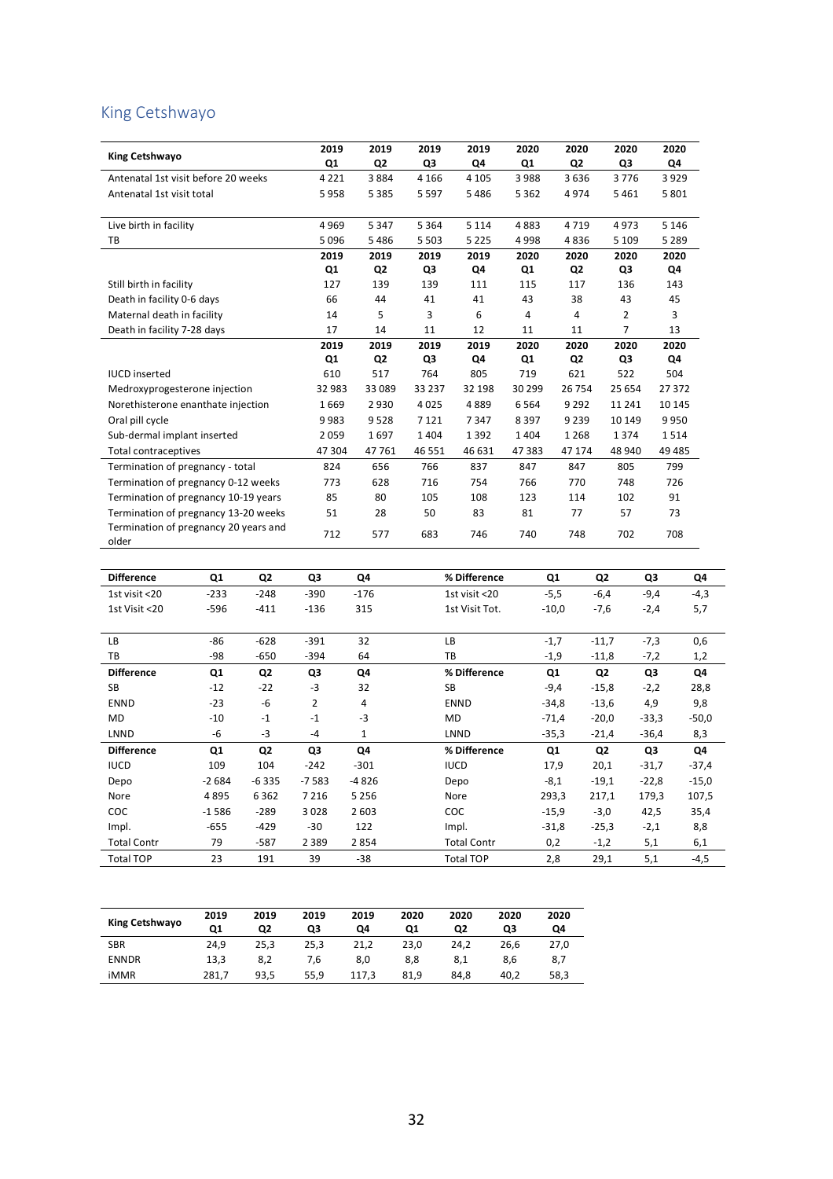## King Cetshwayo

| King Cetshwayo | 2019 Q1 | 2019 Q2 | 2019 Q3 | 2019 Q4 | 2020 Q1 | 2020 Q2 | 2020 Q3 | 2020 Q4 |
|---|---|---|---|---|---|---|---|---|
| Antenatal 1st visit before 20 weeks | 4 221 | 3 884 | 4 166 | 4 105 | 3 988 | 3 636 | 3 776 | 3 929 |
| Antenatal 1st visit total | 5 958 | 5 385 | 5 597 | 5 486 | 5 362 | 4 974 | 5 461 | 5 801 |
| | | | | | | | | |
| Live birth in facility | 4 969 | 5 347 | 5 364 | 5 114 | 4 883 | 4 719 | 4 973 | 5 146 |
| TB | 5 096 | 5 486 | 5 503 | 5 225 | 4 998 | 4 836 | 5 109 | 5 289 |
| | 2019 Q1 | 2019 Q2 | 2019 Q3 | 2019 Q4 | 2020 Q1 | 2020 Q2 | 2020 Q3 | 2020 Q4 |
| Still birth in facility | 127 | 139 | 139 | 111 | 115 | 117 | 136 | 143 |
| Death in facility 0-6 days | 66 | 44 | 41 | 41 | 43 | 38 | 43 | 45 |
| Maternal death in facility | 14 | 5 | 3 | 6 | 4 | 4 | 2 | 3 |
| Death in facility 7-28 days | 17 | 14 | 11 | 12 | 11 | 11 | 7 | 13 |
| | 2019 Q1 | 2019 Q2 | 2019 Q3 | 2019 Q4 | 2020 Q1 | 2020 Q2 | 2020 Q3 | 2020 Q4 |
| IUCD inserted | 610 | 517 | 764 | 805 | 719 | 621 | 522 | 504 |
| Medroxyprogesterone injection | 32 983 | 33 089 | 33 237 | 32 198 | 30 299 | 26 754 | 25 654 | 27 372 |
| Norethisterone enanthate injection | 1 669 | 2 930 | 4 025 | 4 889 | 6 564 | 9 292 | 11 241 | 10 145 |
| Oral pill cycle | 9 983 | 9 528 | 7 121 | 7 347 | 8 397 | 9 239 | 10 149 | 9 950 |
| Sub-dermal implant inserted | 2 059 | 1 697 | 1 404 | 1 392 | 1 404 | 1 268 | 1 374 | 1 514 |
| Total contraceptives | 47 304 | 47 761 | 46 551 | 46 631 | 47 383 | 47 174 | 48 940 | 49 485 |
| Termination of pregnancy - total | 824 | 656 | 766 | 837 | 847 | 847 | 805 | 799 |
| Termination of pregnancy 0-12 weeks | 773 | 628 | 716 | 754 | 766 | 770 | 748 | 726 |
| Termination of pregnancy 10-19 years | 85 | 80 | 105 | 108 | 123 | 114 | 102 | 91 |
| Termination of pregnancy 13-20 weeks | 51 | 28 | 50 | 83 | 81 | 77 | 57 | 73 |
| Termination of pregnancy 20 years and older | 712 | 577 | 683 | 746 | 740 | 748 | 702 | 708 |

| Difference | Q1 | Q2 | Q3 | Q4 | % Difference | Q1 | Q2 | Q3 | Q4 |
|---|---|---|---|---|---|---|---|---|---|
| 1st visit <20 | -233 | -248 | -390 | -176 | 1st visit <20 | -5,5 | -6,4 | -9,4 | -4,3 |
| 1st Visit <20 | -596 | -411 | -136 | 315 | 1st Visit Tot. | -10,0 | -7,6 | -2,4 | 5,7 |
| | | | | | | | | | |
| LB | -86 | -628 | -391 | 32 | LB | -1,7 | -11,7 | -7,3 | 0,6 |
| TB | -98 | -650 | -394 | 64 | TB | -1,9 | -11,8 | -7,2 | 1,2 |
| **Difference** | **Q1** | **Q2** | **Q3** | **Q4** | **% Difference** | **Q1** | **Q2** | **Q3** | **Q4** |
| SB | -12 | -22 | -3 | 32 | SB | -9,4 | -15,8 | -2,2 | 28,8 |
| ENND | -23 | -6 | 2 | 4 | ENND | -34,8 | -13,6 | 4,9 | 9,8 |
| MD | -10 | -1 | -1 | -3 | MD | -71,4 | -20,0 | -33,3 | -50,0 |
| LNND | -6 | -3 | -4 | 1 | LNND | -35,3 | -21,4 | -36,4 | 8,3 |
| **Difference** | **Q1** | **Q2** | **Q3** | **Q4** | **% Difference** | **Q1** | **Q2** | **Q3** | **Q4** |
| IUCD | 109 | 104 | -242 | -301 | IUCD | 17,9 | 20,1 | -31,7 | -37,4 |
| Depo | -2 684 | -6 335 | -7 583 | -4 826 | Depo | -8,1 | -19,1 | -22,8 | -15,0 |
| Nore | 4 895 | 6 362 | 7 216 | 5 256 | Nore | 293,3 | 217,1 | 179,3 | 107,5 |
| COC | -1 586 | -289 | 3 028 | 2 603 | COC | -15,9 | -3,0 | 42,5 | 35,4 |
| Impl. | -655 | -429 | -30 | 122 | Impl. | -31,8 | -25,3 | -2,1 | 8,8 |
| Total Contr | 79 | -587 | 2 389 | 2 854 | Total Contr | 0,2 | -1,2 | 5,1 | 6,1 |
| Total TOP | 23 | 191 | 39 | -38 | Total TOP | 2,8 | 29,1 | 5,1 | -4,5 |

| King Cetshwayo | 2019 Q1 | 2019 Q2 | 2019 Q3 | 2019 Q4 | 2020 Q1 | 2020 Q2 | 2020 Q3 | 2020 Q4 |
|---|---|---|---|---|---|---|---|---|
| SBR | 24,9 | 25,3 | 25,3 | 21,2 | 23,0 | 24,2 | 26,6 | 27,0 |
| ENNDR | 13,3 | 8,2 | 7,6 | 8,0 | 8,8 | 8,1 | 8,6 | 8,7 |
| iMMR | 281,7 | 93,5 | 55,9 | 117,3 | 81,9 | 84,8 | 40,2 | 58,3 |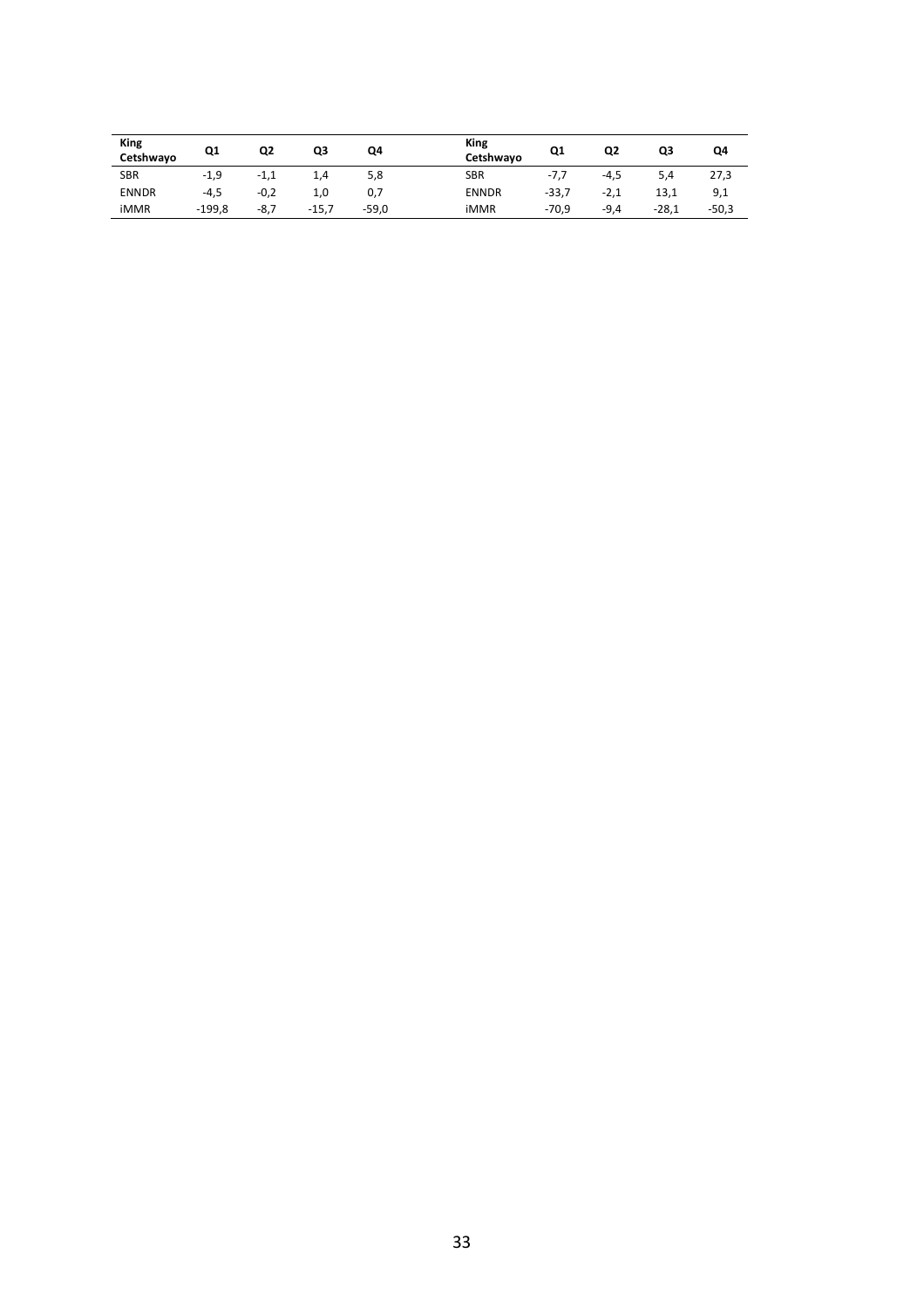| King Cetshwayo | Q1 | Q2 | Q3 | Q4 |
|---|---|---|---|---|
| SBR | -1,9 | -1,1 | 1,4 | 5,8 |
| ENNDR | -4,5 | -0,2 | 1,0 | 0,7 |
| iMMR | -199,8 | -8,7 | -15,7 | -59,0 |

| King Cetshwayo | Q1 | Q2 | Q3 | Q4 |
|---|---|---|---|---|
| SBR | -7,7 | -4,5 | 5,4 | 27,3 |
| ENNDR | -33,7 | -2,1 | 13,1 | 9,1 |
| iMMR | -70,9 | -9,4 | -28,1 | -50,3 |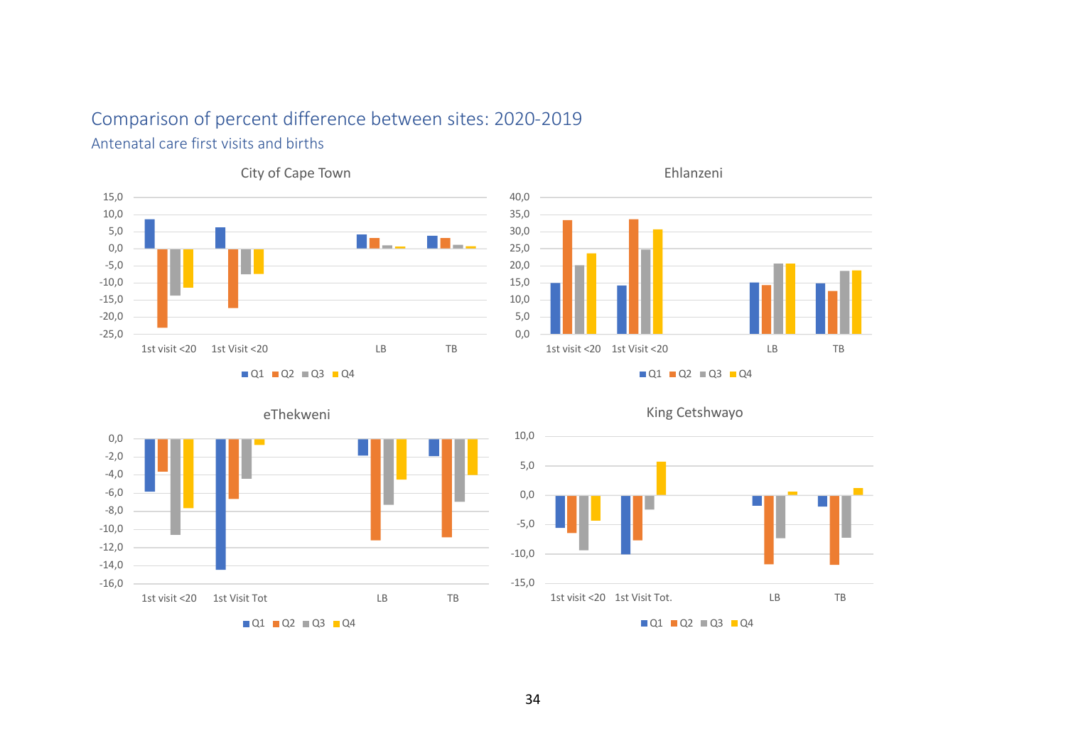## Comparison of percent difference between sites: 2020-2019

### Antenatal care first visits and births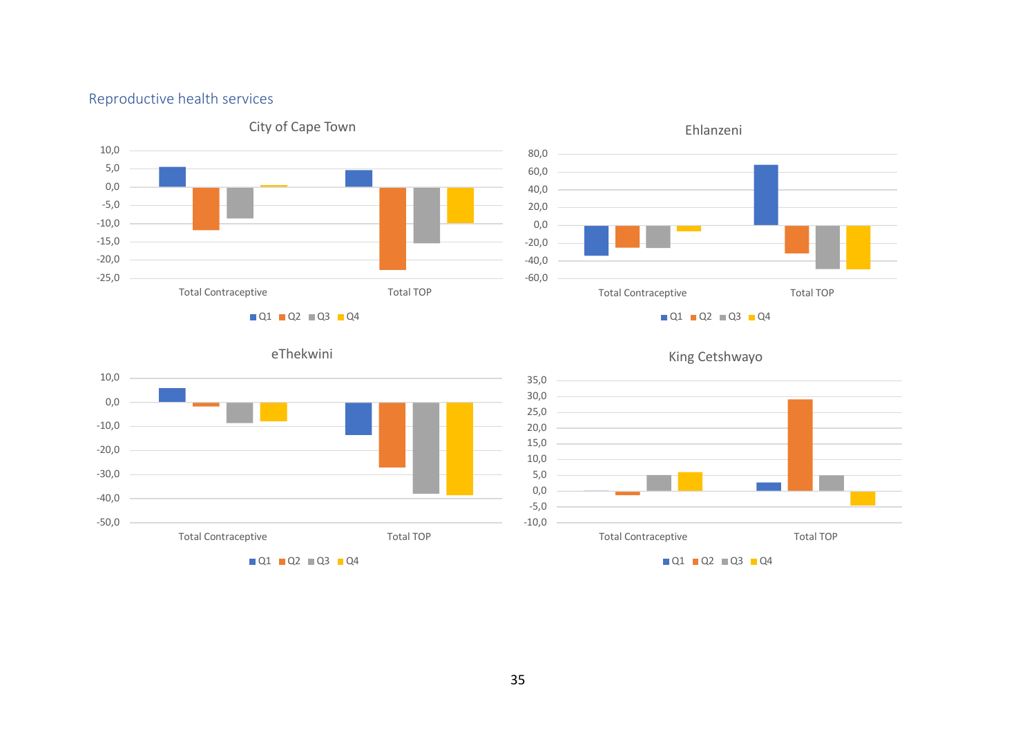## Reproductive health services

City of Cape Town

Total Contraceptive | Total TOP

Q1 Q2 Q3 Q4

Ehlanzeni

Total Contraceptive | Total TOP

Q1 Q2 Q3 Q4

eThekwini

Total Contraceptive | Total TOP

Q1 Q2 Q3 Q4

King Cetshwayo

Total Contraceptive | Total TOP

Q1 Q2 Q3 Q4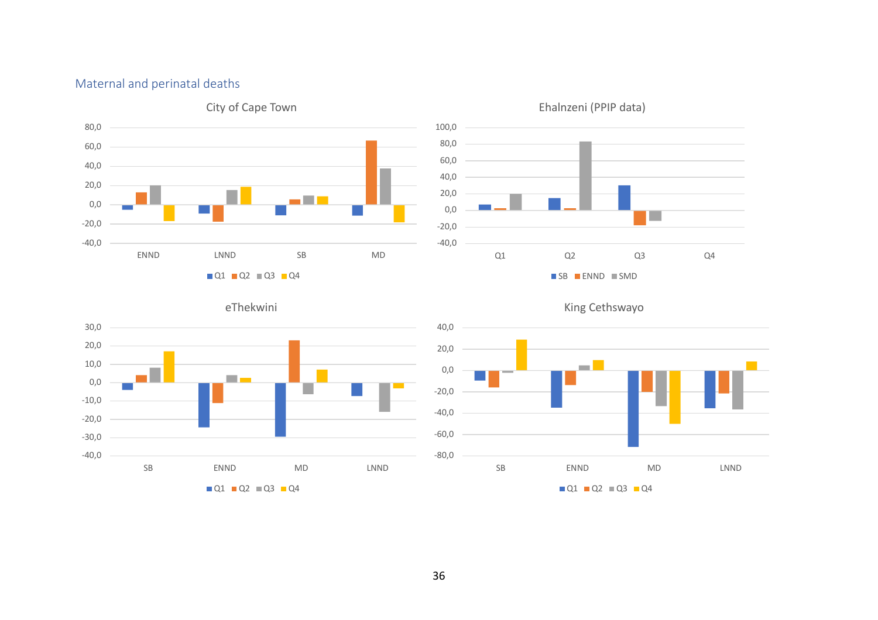## Maternal and perinatal deaths

City of Cape Town

Ehalnzeni (PPIP data)

eThekwini

King Cethswayo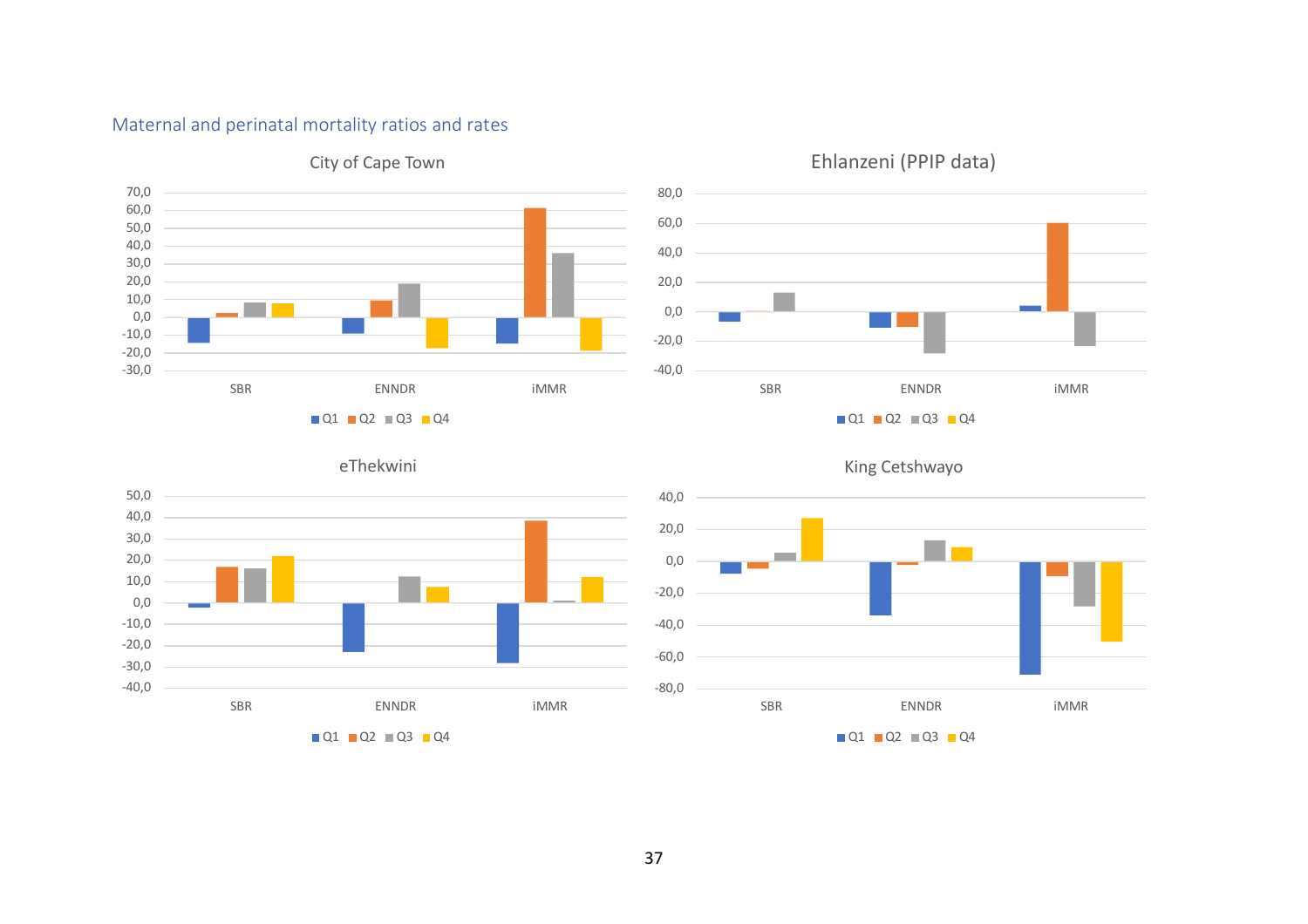## Maternal and perinatal mortality ratios and rates

City of Cape Town

SBR ENNDR iMMR

Q1 Q2 Q3 Q4

Ehlanzeni (PPIP data)

SBR ENNDR iMMR

Q1 Q2 Q3 Q4

eThekwini

SBR ENNDR iMMR

Q1 Q2 Q3 Q4

King Cetshwayo

SBR ENNDR iMMR

Q1 Q2 Q3 Q4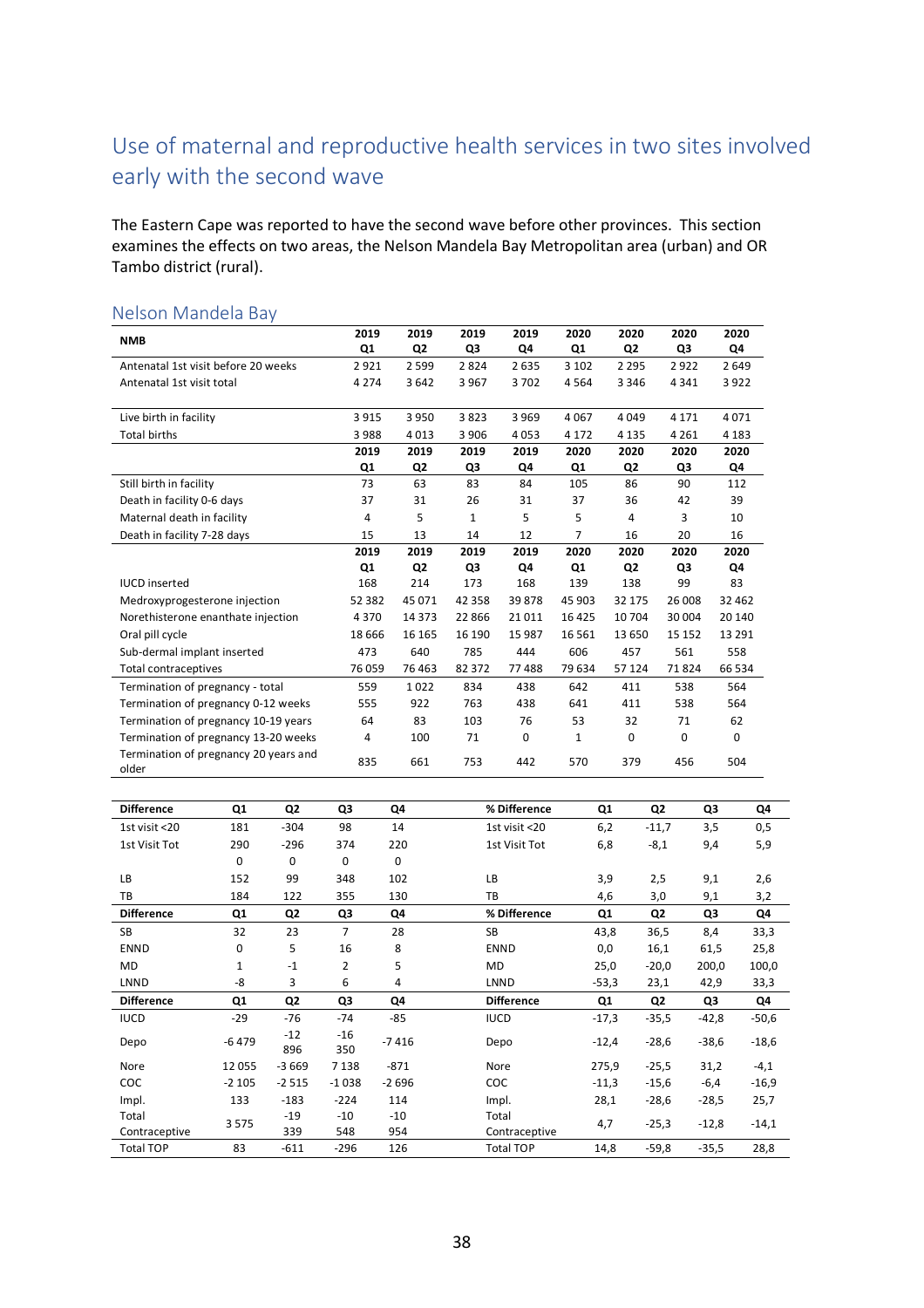## Use of maternal and reproductive health services in two sites involved early with the second wave

The Eastern Cape was reported to have the second wave before other provinces. This section examines the effects on two areas, the Nelson Mandela Bay Metropolitan area (urban) and OR Tambo district (rural).

### Nelson Mandela Bay

| NMB | 2019 Q1 | 2019 Q2 | 2019 Q3 | 2019 Q4 | 2020 Q1 | 2020 Q2 | 2020 Q3 | 2020 Q4 |
|---|---|---|---|---|---|---|---|---|
| Antenatal 1st visit before 20 weeks | 2 921 | 2 599 | 2 824 | 2 635 | 3 102 | 2 295 | 2 922 | 2 649 |
| Antenatal 1st visit total | 4 274 | 3 642 | 3 967 | 3 702 | 4 564 | 3 346 | 4 341 | 3 922 |
| | | | | | | | | |
| Live birth in facility | 3 915 | 3 950 | 3 823 | 3 969 | 4 067 | 4 049 | 4 171 | 4 071 |
| Total births | 3 988 | 4 013 | 3 906 | 4 053 | 4 172 | 4 135 | 4 261 | 4 183 |
| | **2019 Q1** | **2019 Q2** | **2019 Q3** | **2019 Q4** | **2020 Q1** | **2020 Q2** | **2020 Q3** | **2020 Q4** |
| Still birth in facility | 73 | 63 | 83 | 84 | 105 | 86 | 90 | 112 |
| Death in facility 0-6 days | 37 | 31 | 26 | 31 | 37 | 36 | 42 | 39 |
| Maternal death in facility | 4 | 5 | 1 | 5 | 5 | 4 | 3 | 10 |
| Death in facility 7-28 days | 15 | 13 | 14 | 12 | 7 | 16 | 20 | 16 |
| | **2019 Q1** | **2019 Q2** | **2019 Q3** | **2019 Q4** | **2020 Q1** | **2020 Q2** | **2020 Q3** | **2020 Q4** |
| IUCD inserted | 168 | 214 | 173 | 168 | 139 | 138 | 99 | 83 |
| Medroxyprogesterone injection | 52 382 | 45 071 | 42 358 | 39 878 | 45 903 | 32 175 | 26 008 | 32 462 |
| Norethisterone enanthate injection | 4 370 | 14 373 | 22 866 | 21 011 | 16 425 | 10 704 | 30 004 | 20 140 |
| Oral pill cycle | 18 666 | 16 165 | 16 190 | 15 987 | 16 561 | 13 650 | 15 152 | 13 291 |
| Sub-dermal implant inserted | 473 | 640 | 785 | 444 | 606 | 457 | 561 | 558 |
| Total contraceptives | 76 059 | 76 463 | 82 372 | 77 488 | 79 634 | 57 124 | 71 824 | 66 534 |
| Termination of pregnancy - total | 559 | 1 022 | 834 | 438 | 642 | 411 | 538 | 564 |
| Termination of pregnancy 0-12 weeks | 555 | 922 | 763 | 438 | 641 | 411 | 538 | 564 |
| Termination of pregnancy 10-19 years | 64 | 83 | 103 | 76 | 53 | 32 | 71 | 62 |
| Termination of pregnancy 13-20 weeks | 4 | 100 | 71 | 0 | 1 | 0 | 0 | 0 |
| Termination of pregnancy 20 years and older | 835 | 661 | 753 | 442 | 570 | 379 | 456 | 504 |

| Difference | Q1 | Q2 | Q3 | Q4 | % Difference | Q1 | Q2 | Q3 | Q4 |
|---|---|---|---|---|---|---|---|---|---|
| 1st visit <20 | 181 | -304 | 98 | 14 | 1st visit <20 | 6,2 | -11,7 | 3,5 | 0,5 |
| 1st Visit Tot | 290 | -296 | 374 | 220 | 1st Visit Tot | 6,8 | -8,1 | 9,4 | 5,9 |
| | 0 | 0 | 0 | 0 | | | | | |
| LB | 152 | 99 | 348 | 102 | LB | 3,9 | 2,5 | 9,1 | 2,6 |
| TB | 184 | 122 | 355 | 130 | TB | 4,6 | 3,0 | 9,1 | 3,2 |
| **Difference** | **Q1** | **Q2** | **Q3** | **Q4** | **% Difference** | **Q1** | **Q2** | **Q3** | **Q4** |
| SB | 32 | 23 | 7 | 28 | SB | 43,8 | 36,5 | 8,4 | 33,3 |
| ENND | 0 | 5 | 16 | 8 | ENND | 0,0 | 16,1 | 61,5 | 25,8 |
| MD | 1 | -1 | 2 | 5 | MD | 25,0 | -20,0 | 200,0 | 100,0 |
| LNND | -8 | 3 | 6 | 4 | LNND | -53,3 | 23,1 | 42,9 | 33,3 |
| **Difference** | **Q1** | **Q2** | **Q3** | **Q4** | **Difference** | **Q1** | **Q2** | **Q3** | **Q4** |
| IUCD | -29 | -76 | -74 | -85 | IUCD | -17,3 | -35,5 | -42,8 | -50,6 |
| Depo | -6 479 | -12 896 | -16 350 | -7 416 | Depo | -12,4 | -28,6 | -38,6 | -18,6 |
| Nore | 12 055 | -3 669 | 7 138 | -871 | Nore | 275,9 | -25,5 | 31,2 | -4,1 |
| COC | -2 105 | -2 515 | -1 038 | -2 696 | COC | -11,3 | -15,6 | -6,4 | -16,9 |
| Impl. | 133 | -183 | -224 | 114 | Impl. | 28,1 | -28,6 | -28,5 | 25,7 |
| Total Contraceptive | 3 575 | -19 339 | -10 548 | -10 954 | Total Contraceptive | 4,7 | -25,3 | -12,8 | -14,1 |
| Total TOP | 83 | -611 | -296 | 126 | Total TOP | 14,8 | -59,8 | -35,5 | 28,8 |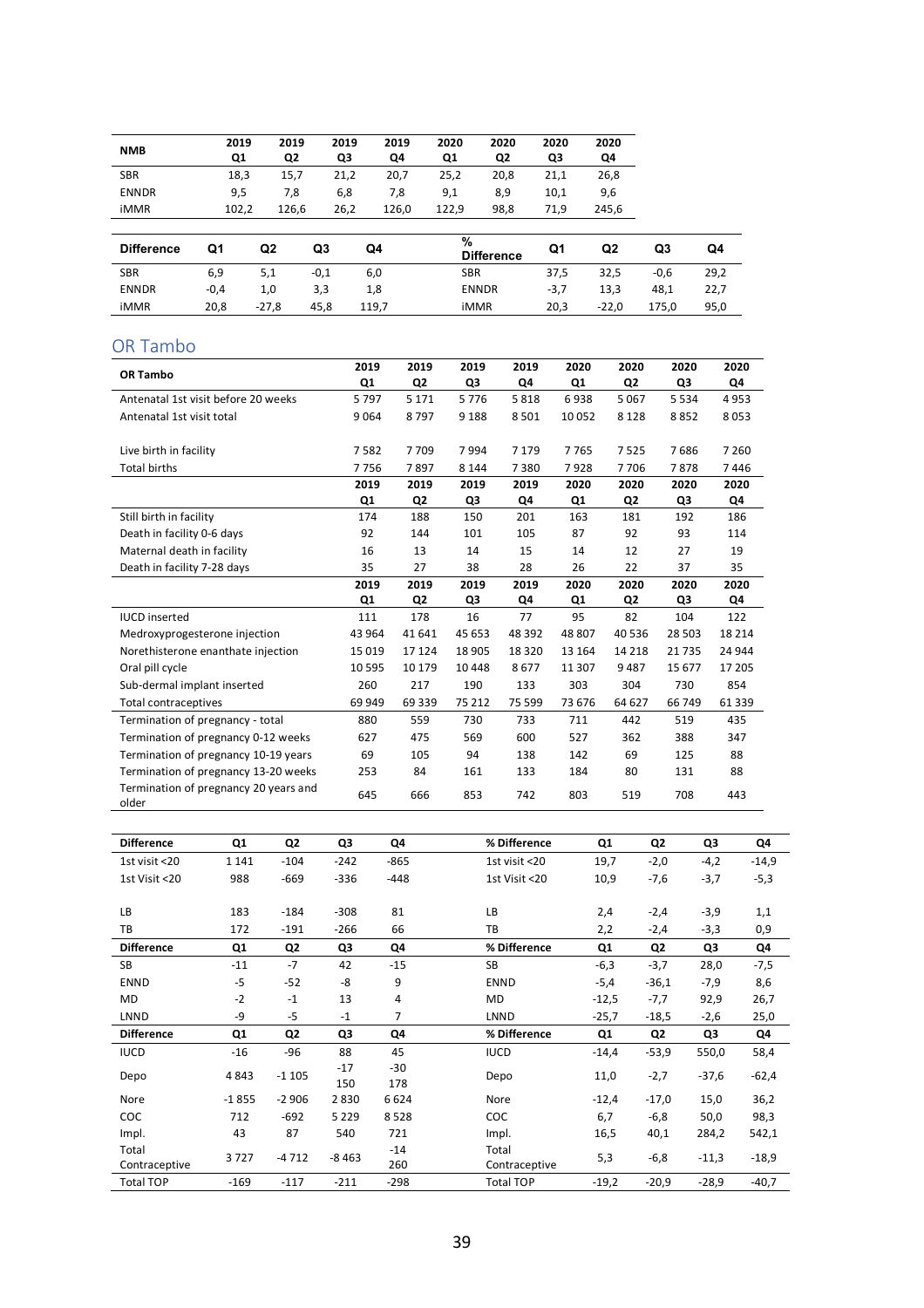| NMB | 2019 Q1 | 2019 Q2 | 2019 Q3 | 2019 Q4 | 2020 Q1 | 2020 Q2 | 2020 Q3 | 2020 Q4 |
|---|---|---|---|---|---|---|---|---|
| SBR | 18,3 | 15,7 | 21,2 | 20,7 | 25,2 | 20,8 | 21,1 | 26,8 |
| ENNDR | 9,5 | 7,8 | 6,8 | 7,8 | 9,1 | 8,9 | 10,1 | 9,6 |
| iMMR | 102,2 | 126,6 | 26,2 | 126,0 | 122,9 | 98,8 | 71,9 | 245,6 |

| Difference | Q1 | Q2 | Q3 | Q4 |
|---|---|---|---|---|
| SBR | 6,9 | 5,1 | -0,1 | 6,0 |
| ENNDR | -0,4 | 1,0 | 3,3 | 1,8 |
| iMMR | 20,8 | -27,8 | 45,8 | 119,7 |

| % Difference | Q1 | Q2 | Q3 | Q4 |
|---|---|---|---|---|
| SBR | 37,5 | 32,5 | -0,6 | 29,2 |
| ENNDR | -3,7 | 13,3 | 48,1 | 22,7 |
| iMMR | 20,3 | -22,0 | 175,0 | 95,0 |

## OR Tambo

| OR Tambo | 2019 Q1 | 2019 Q2 | 2019 Q3 | 2019 Q4 | 2020 Q1 | 2020 Q2 | 2020 Q3 | 2020 Q4 |
|---|---|---|---|---|---|---|---|---|
| Antenatal 1st visit before 20 weeks | 5 797 | 5 171 | 5 776 | 5 818 | 6 938 | 5 067 | 5 534 | 4 953 |
| Antenatal 1st visit total | 9 064 | 8 797 | 9 188 | 8 501 | 10 052 | 8 128 | 8 852 | 8 053 |
| | | | | | | | | |
| Live birth in facility | 7 582 | 7 709 | 7 994 | 7 179 | 7 765 | 7 525 | 7 686 | 7 260 |
| Total births | 7 756 | 7 897 | 8 144 | 7 380 | 7 928 | 7 706 | 7 878 | 7 446 |
| | 2019 Q1 | 2019 Q2 | 2019 Q3 | 2019 Q4 | 2020 Q1 | 2020 Q2 | 2020 Q3 | 2020 Q4 |
| Still birth in facility | 174 | 188 | 150 | 201 | 163 | 181 | 192 | 186 |
| Death in facility 0-6 days | 92 | 144 | 101 | 105 | 87 | 92 | 93 | 114 |
| Maternal death in facility | 16 | 13 | 14 | 15 | 14 | 12 | 27 | 19 |
| Death in facility 7-28 days | 35 | 27 | 38 | 28 | 26 | 22 | 37 | 35 |
| | 2019 Q1 | 2019 Q2 | 2019 Q3 | 2019 Q4 | 2020 Q1 | 2020 Q2 | 2020 Q3 | 2020 Q4 |
| IUCD inserted | 111 | 178 | 16 | 77 | 95 | 82 | 104 | 122 |
| Medroxyprogesterone injection | 43 964 | 41 641 | 45 653 | 48 392 | 48 807 | 40 536 | 28 503 | 18 214 |
| Norethisterone enanthate injection | 15 019 | 17 124 | 18 905 | 18 320 | 13 164 | 14 218 | 21 735 | 24 944 |
| Oral pill cycle | 10 595 | 10 179 | 10 448 | 8 677 | 11 307 | 9 487 | 15 677 | 17 205 |
| Sub-dermal implant inserted | 260 | 217 | 190 | 133 | 303 | 304 | 730 | 854 |
| Total contraceptives | 69 949 | 69 339 | 75 212 | 75 599 | 73 676 | 64 627 | 66 749 | 61 339 |
| Termination of pregnancy - total | 880 | 559 | 730 | 733 | 711 | 442 | 519 | 435 |
| Termination of pregnancy 0-12 weeks | 627 | 475 | 569 | 600 | 527 | 362 | 388 | 347 |
| Termination of pregnancy 10-19 years | 69 | 105 | 94 | 138 | 142 | 69 | 125 | 88 |
| Termination of pregnancy 13-20 weeks | 253 | 84 | 161 | 133 | 184 | 80 | 131 | 88 |
| Termination of pregnancy 20 years and older | 645 | 666 | 853 | 742 | 803 | 519 | 708 | 443 |

| Difference | Q1 | Q2 | Q3 | Q4 |
|---|---|---|---|---|
| 1st visit <20 | 1 141 | -104 | -242 | -865 |
| 1st Visit <20 | 988 | -669 | -336 | -448 |
| | | | | |
| LB | 183 | -184 | -308 | 81 |
| TB | 172 | -191 | -266 | 66 |
| **Difference** | **Q1** | **Q2** | **Q3** | **Q4** |
| SB | -11 | -7 | 42 | -15 |
| ENND | -5 | -52 | -8 | 9 |
| MD | -2 | -1 | 13 | 4 |
| LNND | -9 | -5 | -1 | 7 |
| **Difference** | **Q1** | **Q2** | **Q3** | **Q4** |
| IUCD | -16 | -96 | 88 | 45 |
| Depo | 4 843 | -1 105 | -17 150 | -30 178 |
| Nore | -1 855 | -2 906 | 2 830 | 6 624 |
| COC | 712 | -692 | 5 229 | 8 528 |
| Impl. | 43 | 87 | 540 | 721 |
| Total Contraceptive | 3 727 | -4 712 | -8 463 | -14 260 |
| Total TOP | -169 | -117 | -211 | -298 |

| % Difference | Q1 | Q2 | Q3 | Q4 |
|---|---|---|---|---|
| 1st visit <20 | 19,7 | -2,0 | -4,2 | -14,9 |
| 1st Visit <20 | 10,9 | -7,6 | -3,7 | -5,3 |
| | | | | |
| LB | 2,4 | -2,4 | -3,9 | 1,1 |
| TB | 2,2 | -2,4 | -3,3 | 0,9 |
| **% Difference** | **Q1** | **Q2** | **Q3** | **Q4** |
| SB | -6,3 | -3,7 | 28,0 | -7,5 |
| ENND | -5,4 | -36,1 | -7,9 | 8,6 |
| MD | -12,5 | -7,7 | 92,9 | 26,7 |
| LNND | -25,7 | -18,5 | -2,6 | 25,0 |
| **% Difference** | **Q1** | **Q2** | **Q3** | **Q4** |
| IUCD | -14,4 | -53,9 | 550,0 | 58,4 |
| Depo | 11,0 | -2,7 | -37,6 | -62,4 |
| Nore | -12,4 | -17,0 | 15,0 | 36,2 |
| COC | 6,7 | -6,8 | 50,0 | 98,3 |
| Impl. | 16,5 | 40,1 | 284,2 | 542,1 |
| Total Contraceptive | 5,3 | -6,8 | -11,3 | -18,9 |
| Total TOP | -19,2 | -20,9 | -28,9 | -40,7 |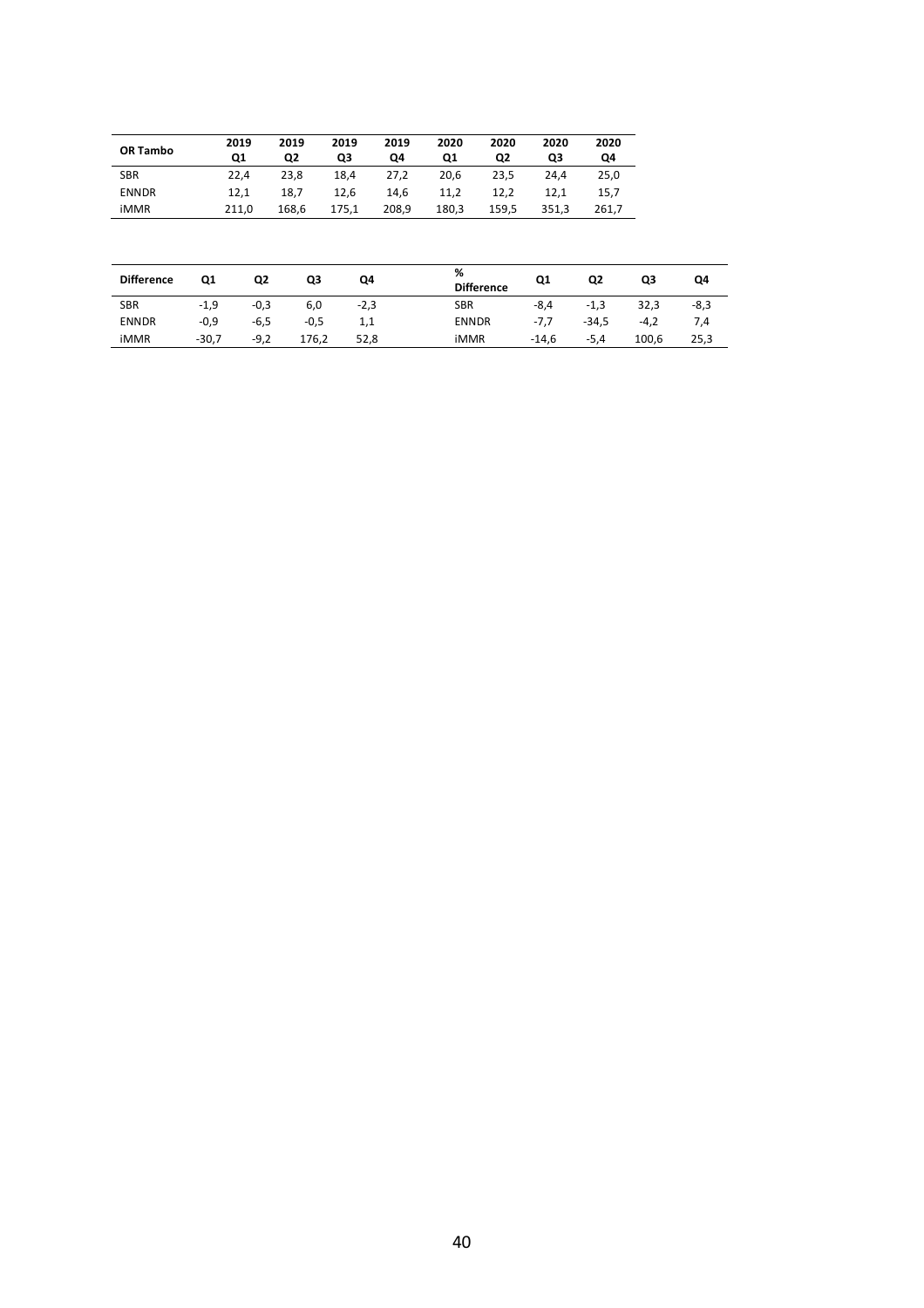| OR Tambo | 2019 Q1 | 2019 Q2 | 2019 Q3 | 2019 Q4 | 2020 Q1 | 2020 Q2 | 2020 Q3 | 2020 Q4 |
|---|---|---|---|---|---|---|---|---|
| SBR | 22,4 | 23,8 | 18,4 | 27,2 | 20,6 | 23,5 | 24,4 | 25,0 |
| ENNDR | 12,1 | 18,7 | 12,6 | 14,6 | 11,2 | 12,2 | 12,1 | 15,7 |
| iMMR | 211,0 | 168,6 | 175,1 | 208,9 | 180,3 | 159,5 | 351,3 | 261,7 |

| Difference | Q1 | Q2 | Q3 | Q4 |
|---|---|---|---|---|
| SBR | -1,9 | -0,3 | 6,0 | -2,3 |
| ENNDR | -0,9 | -6,5 | -0,5 | 1,1 |
| iMMR | -30,7 | -9,2 | 176,2 | 52,8 |

| % Difference | Q1 | Q2 | Q3 | Q4 |
|---|---|---|---|---|
| SBR | -8,4 | -1,3 | 32,3 | -8,3 |
| ENNDR | -7,7 | -34,5 | -4,2 | 7,4 |
| iMMR | -14,6 | -5,4 | 100,6 | 25,3 |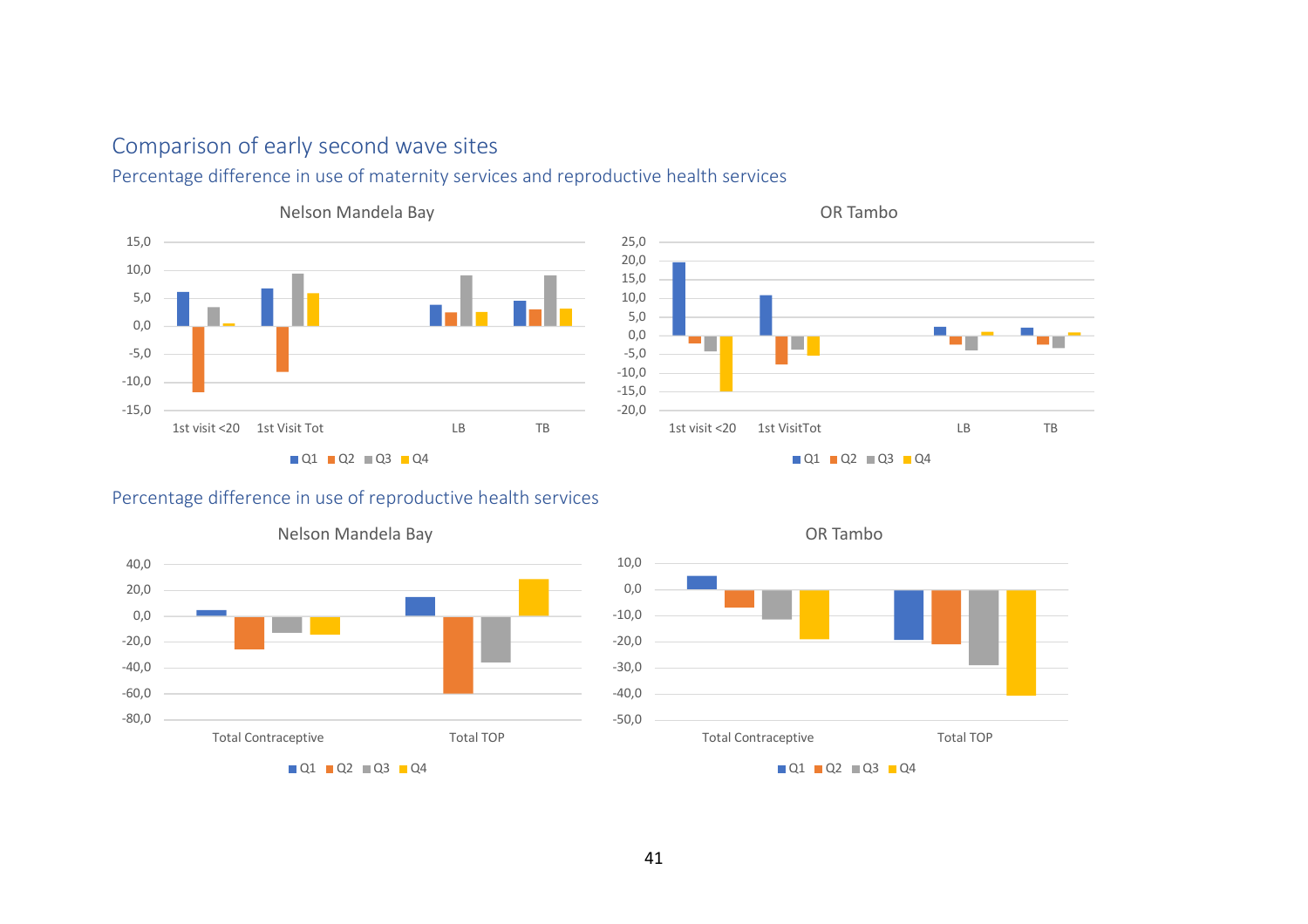## Comparison of early second wave sites

### Percentage difference in use of maternity services and reproductive health services

Nelson Mandela Bay

15,0
10,0
5,0
0,0
-5,0
-10,0
-15,0

1st visit <20 | 1st Visit Tot | LB | TB

Q1 Q2 Q3 Q4

OR Tambo

25,0
20,0
15,0
10,0
5,0
0,0
-5,0
-10,0
-15,0
-20,0

1st visit <20 | 1st VisitTot | LB | TB

Q1 Q2 Q3 Q4

### Percentage difference in use of reproductive health services

Nelson Mandela Bay

40,0
20,0
0,0
-20,0
-40,0
-60,0
-80,0

Total Contraceptive | Total TOP

Q1 Q2 Q3 Q4

OR Tambo

10,0
0,0
-10,0
-20,0
-30,0
-40,0
-50,0

Total Contraceptive | Total TOP

Q1 Q2 Q3 Q4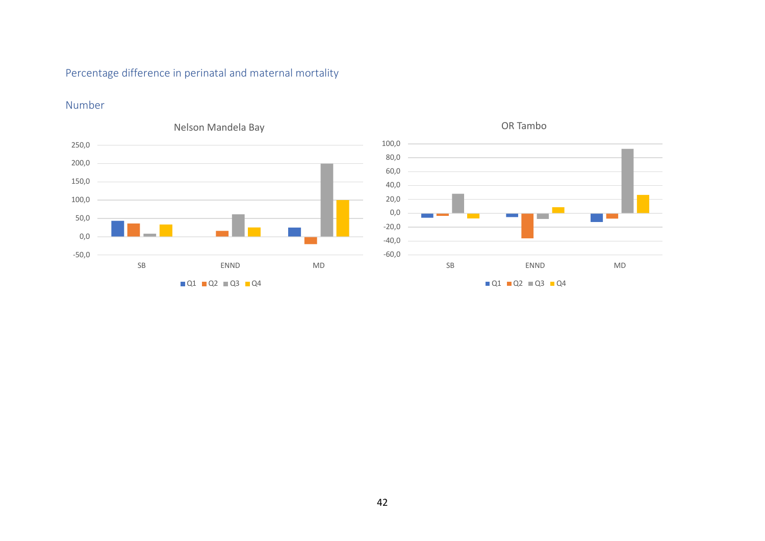## Percentage difference in perinatal and maternal mortality

### Number

Nelson Mandela Bay

250,0
200,0
150,0
100,0
50,0
0,0
-50,0

SB ENND MD

Q1 Q2 Q3 Q4

OR Tambo

100,0
80,0
60,0
40,0
20,0
0,0
-20,0
-40,0
-60,0

SB ENND MD

Q1 Q2 Q3 Q4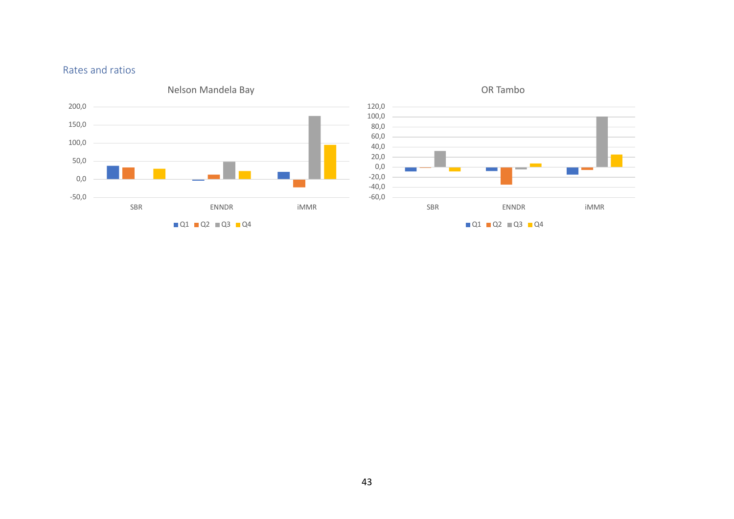## Rates and ratios

Nelson Mandela Bay

SBR ENNDR iMMR

Q1 Q2 Q3 Q4

OR Tambo

SBR ENNDR iMMR

Q1 Q2 Q3 Q4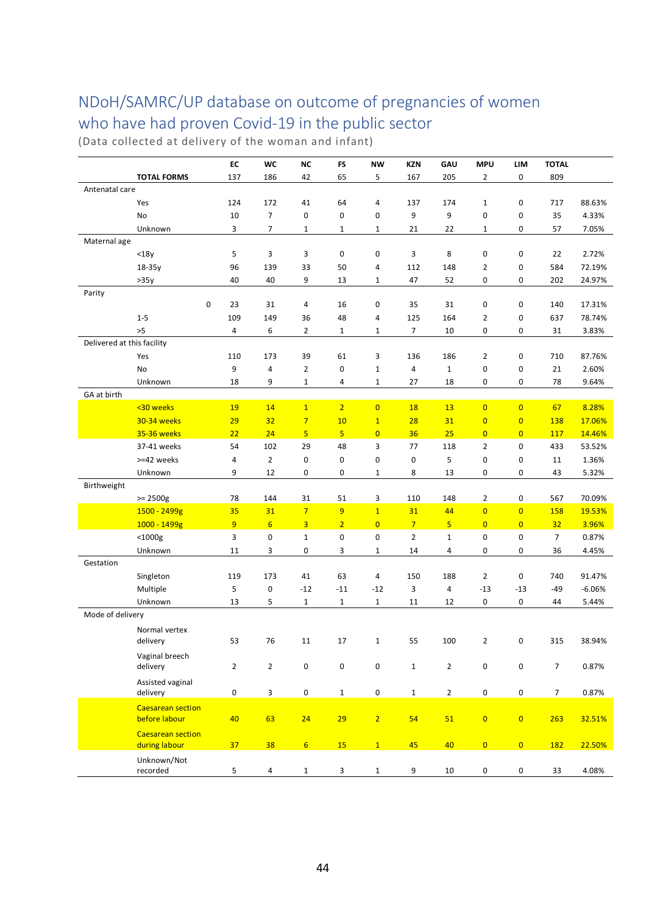## NDoH/SAMRC/UP database on outcome of pregnancies of women who have had proven Covid-19 in the public sector

(Data collected at delivery of the woman and infant)

| | | EC | WC | NC | FS | NW | KZN | GAU | MPU | LIM | TOTAL | |
|---|---|---|---|---|---|---|---|---|---|---|---|---|
| | **TOTAL FORMS** | 137 | 186 | 42 | 65 | 5 | 167 | 205 | 2 | 0 | 809 | |
| Antenatal care | | | | | | | | | | | | |
| | Yes | 124 | 172 | 41 | 64 | 4 | 137 | 174 | 1 | 0 | 717 | 88.63% |
| | No | 10 | 7 | 0 | 0 | 0 | 9 | 9 | 0 | 0 | 35 | 4.33% |
| | Unknown | 3 | 7 | 1 | 1 | 1 | 21 | 22 | 1 | 0 | 57 | 7.05% |
| Maternal age | | | | | | | | | | | | |
| | <18y | 5 | 3 | 3 | 0 | 0 | 3 | 8 | 0 | 0 | 22 | 2.72% |
| | 18-35y | 96 | 139 | 33 | 50 | 4 | 112 | 148 | 2 | 0 | 584 | 72.19% |
| | >35y | 40 | 40 | 9 | 13 | 1 | 47 | 52 | 0 | 0 | 202 | 24.97% |
| Parity | | | | | | | | | | | | |
| | 0 | 23 | 31 | 4 | 16 | 0 | 35 | 31 | 0 | 0 | 140 | 17.31% |
| | 1-5 | 109 | 149 | 36 | 48 | 4 | 125 | 164 | 2 | 0 | 637 | 78.74% |
| | >5 | 4 | 6 | 2 | 1 | 1 | 7 | 10 | 0 | 0 | 31 | 3.83% |
| Delivered at this facility | | | | | | | | | | | | |
| | Yes | 110 | 173 | 39 | 61 | 3 | 136 | 186 | 2 | 0 | 710 | 87.76% |
| | No | 9 | 4 | 2 | 0 | 1 | 4 | 1 | 0 | 0 | 21 | 2.60% |
| | Unknown | 18 | 9 | 1 | 4 | 1 | 27 | 18 | 0 | 0 | 78 | 9.64% |
| GA at birth | | | | | | | | | | | | |
| | <30 weeks | 19 | 14 | 1 | 2 | 0 | 18 | 13 | 0 | 0 | 67 | 8.28% |
| | 30-34 weeks | 29 | 32 | 7 | 10 | 1 | 28 | 31 | 0 | 0 | 138 | 17.06% |
| | 35-36 weeks | 22 | 24 | 5 | 5 | 0 | 36 | 25 | 0 | 0 | 117 | 14.46% |
| | 37-41 weeks | 54 | 102 | 29 | 48 | 3 | 77 | 118 | 2 | 0 | 433 | 53.52% |
| | >=42 weeks | 4 | 2 | 0 | 0 | 0 | 0 | 5 | 0 | 0 | 11 | 1.36% |
| | Unknown | 9 | 12 | 0 | 0 | 1 | 8 | 13 | 0 | 0 | 43 | 5.32% |
| Birthweight | | | | | | | | | | | | |
| | >= 2500g | 78 | 144 | 31 | 51 | 3 | 110 | 148 | 2 | 0 | 567 | 70.09% |
| | 1500 - 2499g | 35 | 31 | 7 | 9 | 1 | 31 | 44 | 0 | 0 | 158 | 19.53% |
| | 1000 - 1499g | 9 | 6 | 3 | 2 | 0 | 7 | 5 | 0 | 0 | 32 | 3.96% |
| | <1000g | 3 | 0 | 1 | 0 | 0 | 2 | 1 | 0 | 0 | 7 | 0.87% |
| | Unknown | 11 | 3 | 0 | 3 | 1 | 14 | 4 | 0 | 0 | 36 | 4.45% |
| Gestation | | | | | | | | | | | | |
| | Singleton | 119 | 173 | 41 | 63 | 4 | 150 | 188 | 2 | 0 | 740 | 91.47% |
| | Multiple | 5 | 0 | -12 | -11 | -12 | 3 | 4 | -13 | -13 | -49 | -6.06% |
| | Unknown | 13 | 5 | 1 | 1 | 1 | 11 | 12 | 0 | 0 | 44 | 5.44% |
| Mode of delivery | | | | | | | | | | | | |
| | Normal vertex delivery | 53 | 76 | 11 | 17 | 1 | 55 | 100 | 2 | 0 | 315 | 38.94% |
| | Vaginal breech delivery | 2 | 2 | 0 | 0 | 0 | 1 | 2 | 0 | 0 | 7 | 0.87% |
| | Assisted vaginal delivery | 0 | 3 | 0 | 1 | 0 | 1 | 2 | 0 | 0 | 7 | 0.87% |
| | Caesarean section before labour | 40 | 63 | 24 | 29 | 2 | 54 | 51 | 0 | 0 | 263 | 32.51% |
| | Caesarean section during labour | 37 | 38 | 6 | 15 | 1 | 45 | 40 | 0 | 0 | 182 | 22.50% |
| | Unknown/Not recorded | 5 | 4 | 1 | 3 | 1 | 9 | 10 | 0 | 0 | 33 | 4.08% |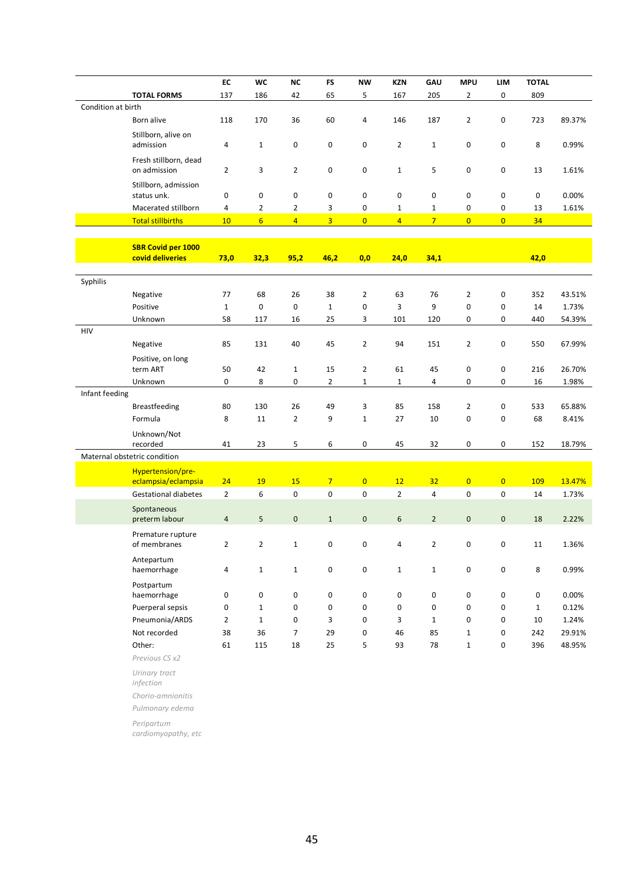| | | EC | WC | NC | FS | NW | KZN | GAU | MPU | LIM | TOTAL | |
|---|---|---|---|---|---|---|---|---|---|---|---|---|
| | **TOTAL FORMS** | 137 | 186 | 42 | 65 | 5 | 167 | 205 | 2 | 0 | 809 | |
| Condition at birth | | | | | | | | | | | | |
| | Born alive | 118 | 170 | 36 | 60 | 4 | 146 | 187 | 2 | 0 | 723 | 89.37% |
| | Stillborn, alive on admission | 4 | 1 | 0 | 0 | 0 | 2 | 1 | 0 | 0 | 8 | 0.99% |
| | Fresh stillborn, dead on admission | 2 | 3 | 2 | 0 | 0 | 1 | 5 | 0 | 0 | 13 | 1.61% |
| | Stillborn, admission status unk. | 0 | 0 | 0 | 0 | 0 | 0 | 0 | 0 | 0 | 0 | 0.00% |
| | Macerated stillborn | 4 | 2 | 2 | 3 | 0 | 1 | 1 | 0 | 0 | 13 | 1.61% |
| | Total stillbirths | 10 | 6 | 4 | 3 | 0 | 4 | 7 | 0 | 0 | 34 | |
| | | | | | | | | | | | | |
| | **SBR Covid per 1000 covid deliveries** | **73,0** | **32,3** | **95,2** | **46,2** | **0,0** | **24,0** | **34,1** | | | **42,0** | |
| | | | | | | | | | | | | |
| Syphilis | | | | | | | | | | | | |
| | Negative | 77 | 68 | 26 | 38 | 2 | 63 | 76 | 2 | 0 | 352 | 43.51% |
| | Positive | 1 | 0 | 0 | 1 | 0 | 3 | 9 | 0 | 0 | 14 | 1.73% |
| | Unknown | 58 | 117 | 16 | 25 | 3 | 101 | 120 | 0 | 0 | 440 | 54.39% |
| HIV | | | | | | | | | | | | |
| | Negative | 85 | 131 | 40 | 45 | 2 | 94 | 151 | 2 | 0 | 550 | 67.99% |
| | Positive, on long term ART | 50 | 42 | 1 | 15 | 2 | 61 | 45 | 0 | 0 | 216 | 26.70% |
| | Unknown | 0 | 8 | 0 | 2 | 1 | 1 | 4 | 0 | 0 | 16 | 1.98% |
| Infant feeding | | | | | | | | | | | | |
| | Breastfeeding | 80 | 130 | 26 | 49 | 3 | 85 | 158 | 2 | 0 | 533 | 65.88% |
| | Formula | 8 | 11 | 2 | 9 | 1 | 27 | 10 | 0 | 0 | 68 | 8.41% |
| | Unknown/Not recorded | 41 | 23 | 5 | 6 | 0 | 45 | 32 | 0 | 0 | 152 | 18.79% |
| Maternal obstetric condition | | | | | | | | | | | | |
| | Hypertension/pre-eclampsia/eclampsia | 24 | 19 | 15 | 7 | 0 | 12 | 32 | 0 | 0 | 109 | 13.47% |
| | Gestational diabetes | 2 | 6 | 0 | 0 | 0 | 2 | 4 | 0 | 0 | 14 | 1.73% |
| | Spontaneous preterm labour | 4 | 5 | 0 | 1 | 0 | 6 | 2 | 0 | 0 | 18 | 2.22% |
| | Premature rupture of membranes | 2 | 2 | 1 | 0 | 0 | 4 | 2 | 0 | 0 | 11 | 1.36% |
| | Antepartum haemorrhage | 4 | 1 | 1 | 0 | 0 | 1 | 1 | 0 | 0 | 8 | 0.99% |
| | Postpartum haemorrhage | 0 | 0 | 0 | 0 | 0 | 0 | 0 | 0 | 0 | 0 | 0.00% |
| | Puerperal sepsis | 0 | 1 | 0 | 0 | 0 | 0 | 0 | 0 | 0 | 1 | 0.12% |
| | Pneumonia/ARDS | 2 | 1 | 0 | 3 | 0 | 3 | 1 | 0 | 0 | 10 | 1.24% |
| | Not recorded | 38 | 36 | 7 | 29 | 0 | 46 | 85 | 1 | 0 | 242 | 29.91% |
| | Other: | 61 | 115 | 18 | 25 | 5 | 93 | 78 | 1 | 0 | 396 | 48.95% |
| | *Previous CS x2* | | | | | | | | | | | |
| | *Urinary tract infection* | | | | | | | | | | | |
| | *Chorio-amnionitis* | | | | | | | | | | | |
| | *Pulmonary edema* | | | | | | | | | | | |
| | *Peripartum cardiomyopathy, etc* | | | | | | | | | | | |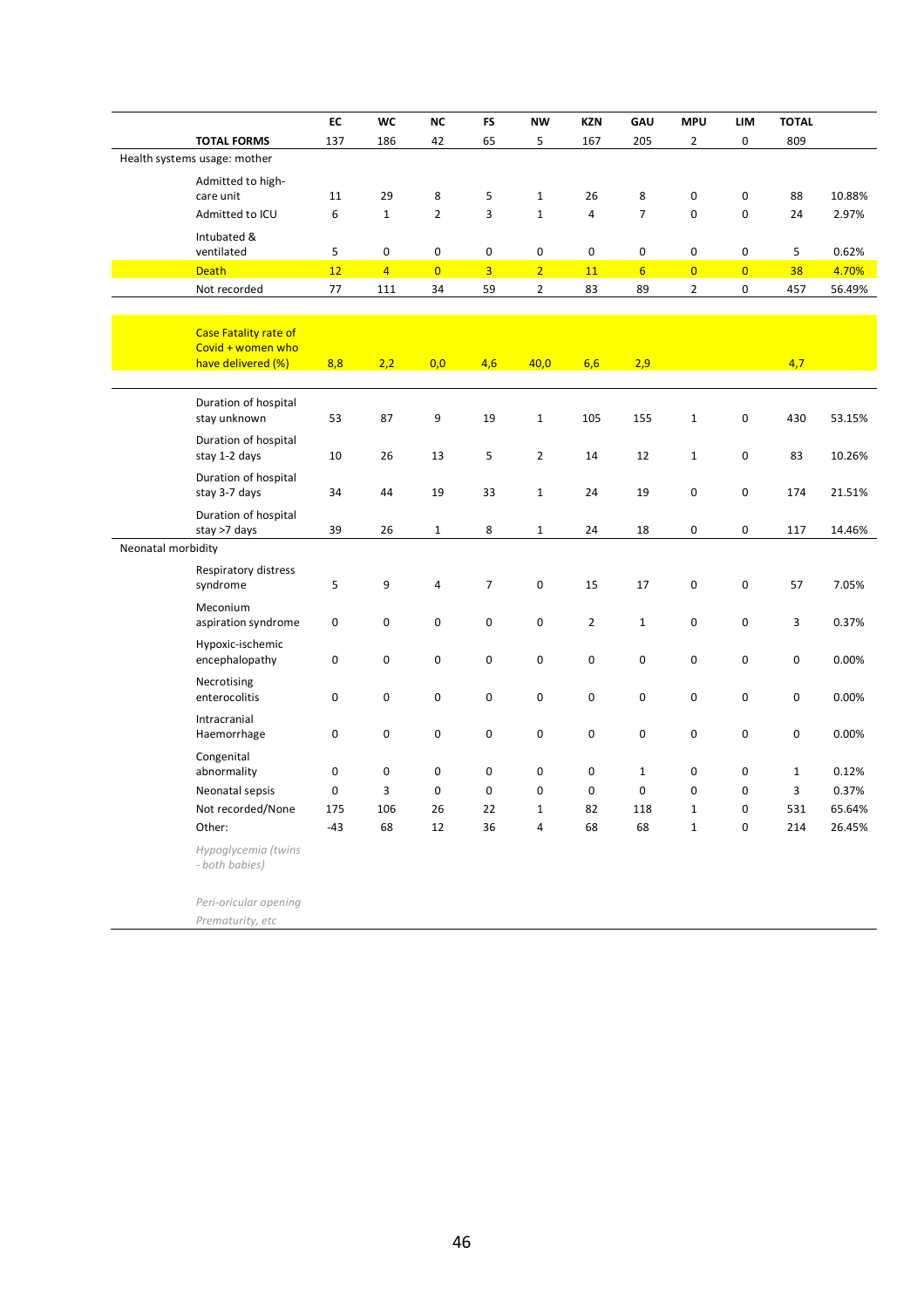| | EC | WC | NC | FS | NW | KZN | GAU | MPU | LIM | TOTAL | |
|---|---|---|---|---|---|---|---|---|---|---|---|
| **TOTAL FORMS** | 137 | 186 | 42 | 65 | 5 | 167 | 205 | 2 | 0 | 809 | |
| Health systems usage: mother | | | | | | | | | | | |
| Admitted to high-care unit | 11 | 29 | 8 | 5 | 1 | 26 | 8 | 0 | 0 | 88 | 10.88% |
| Admitted to ICU | 6 | 1 | 2 | 3 | 1 | 4 | 7 | 0 | 0 | 24 | 2.97% |
| Intubated & ventilated | 5 | 0 | 0 | 0 | 0 | 0 | 0 | 0 | 0 | 5 | 0.62% |
| Death | 12 | 4 | 0 | 3 | 2 | 11 | 6 | 0 | 0 | 38 | 4.70% |
| Not recorded | 77 | 111 | 34 | 59 | 2 | 83 | 89 | 2 | 0 | 457 | 56.49% |
| Case Fatality rate of Covid + women who have delivered (%) | 8,8 | 2,2 | 0,0 | 4,6 | 40,0 | 6,6 | 2,9 | | | 4,7 | |
| Duration of hospital stay unknown | 53 | 87 | 9 | 19 | 1 | 105 | 155 | 1 | 0 | 430 | 53.15% |
| Duration of hospital stay 1-2 days | 10 | 26 | 13 | 5 | 2 | 14 | 12 | 1 | 0 | 83 | 10.26% |
| Duration of hospital stay 3-7 days | 34 | 44 | 19 | 33 | 1 | 24 | 19 | 0 | 0 | 174 | 21.51% |
| Duration of hospital stay >7 days | 39 | 26 | 1 | 8 | 1 | 24 | 18 | 0 | 0 | 117 | 14.46% |
| Neonatal morbidity | | | | | | | | | | | |
| Respiratory distress syndrome | 5 | 9 | 4 | 7 | 0 | 15 | 17 | 0 | 0 | 57 | 7.05% |
| Meconium aspiration syndrome | 0 | 0 | 0 | 0 | 0 | 2 | 1 | 0 | 0 | 3 | 0.37% |
| Hypoxic-ischemic encephalopathy | 0 | 0 | 0 | 0 | 0 | 0 | 0 | 0 | 0 | 0 | 0.00% |
| Necrotising enterocolitis | 0 | 0 | 0 | 0 | 0 | 0 | 0 | 0 | 0 | 0 | 0.00% |
| Intracranial Haemorrhage | 0 | 0 | 0 | 0 | 0 | 0 | 0 | 0 | 0 | 0 | 0.00% |
| Congenital abnormality | 0 | 0 | 0 | 0 | 0 | 0 | 1 | 0 | 0 | 1 | 0.12% |
| Neonatal sepsis | 0 | 3 | 0 | 0 | 0 | 0 | 0 | 0 | 0 | 3 | 0.37% |
| Not recorded/None | 175 | 106 | 26 | 22 | 1 | 82 | 118 | 1 | 0 | 531 | 65.64% |
| Other: | -43 | 68 | 12 | 36 | 4 | 68 | 68 | 1 | 0 | 214 | 26.45% |
| *Hypoglycemia (twins - both babies)* | | | | | | | | | | | |
| *Peri-oricular opening* | | | | | | | | | | | |
| *Prematurity, etc* | | | | | | | | | | | |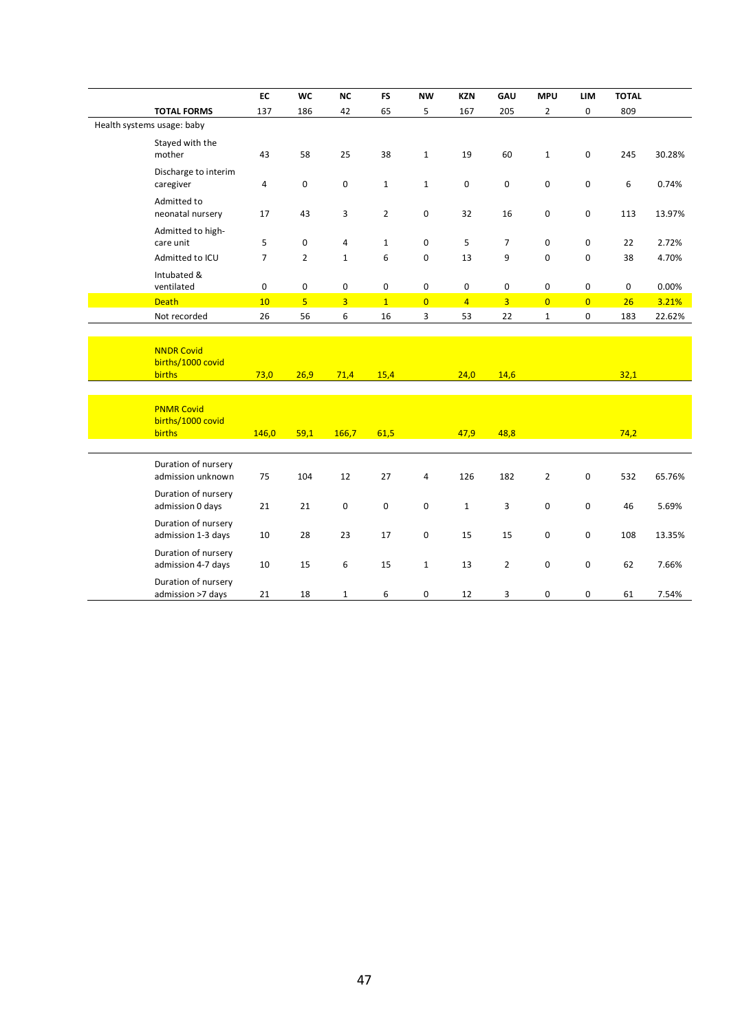| | EC | WC | NC | FS | NW | KZN | GAU | MPU | LIM | TOTAL | |
|---|---|---|---|---|---|---|---|---|---|---|---|
| **TOTAL FORMS** | 137 | 186 | 42 | 65 | 5 | 167 | 205 | 2 | 0 | 809 | |
| Health systems usage: baby | | | | | | | | | | | |
| Stayed with the mother | 43 | 58 | 25 | 38 | 1 | 19 | 60 | 1 | 0 | 245 | 30.28% |
| Discharge to interim caregiver | 4 | 0 | 0 | 1 | 1 | 0 | 0 | 0 | 0 | 6 | 0.74% |
| Admitted to neonatal nursery | 17 | 43 | 3 | 2 | 0 | 32 | 16 | 0 | 0 | 113 | 13.97% |
| Admitted to high-care unit | 5 | 0 | 4 | 1 | 0 | 5 | 7 | 0 | 0 | 22 | 2.72% |
| Admitted to ICU | 7 | 2 | 1 | 6 | 0 | 13 | 9 | 0 | 0 | 38 | 4.70% |
| Intubated & ventilated | 0 | 0 | 0 | 0 | 0 | 0 | 0 | 0 | 0 | 0 | 0.00% |
| Death | 10 | 5 | 3 | 1 | 0 | 4 | 3 | 0 | 0 | 26 | 3.21% |
| Not recorded | 26 | 56 | 6 | 16 | 3 | 53 | 22 | 1 | 0 | 183 | 22.62% |
| NNDR Covid births/1000 covid births | 73,0 | 26,9 | 71,4 | 15,4 | | 24,0 | 14,6 | | | 32,1 | |
| PNMR Covid births/1000 covid births | 146,0 | 59,1 | 166,7 | 61,5 | | 47,9 | 48,8 | | | 74,2 | |
| Duration of nursery admission unknown | 75 | 104 | 12 | 27 | 4 | 126 | 182 | 2 | 0 | 532 | 65.76% |
| Duration of nursery admission 0 days | 21 | 21 | 0 | 0 | 0 | 1 | 3 | 0 | 0 | 46 | 5.69% |
| Duration of nursery admission 1-3 days | 10 | 28 | 23 | 17 | 0 | 15 | 15 | 0 | 0 | 108 | 13.35% |
| Duration of nursery admission 4-7 days | 10 | 15 | 6 | 15 | 1 | 13 | 2 | 0 | 0 | 62 | 7.66% |
| Duration of nursery admission >7 days | 21 | 18 | 1 | 6 | 0 | 12 | 3 | 0 | 0 | 61 | 7.54% |